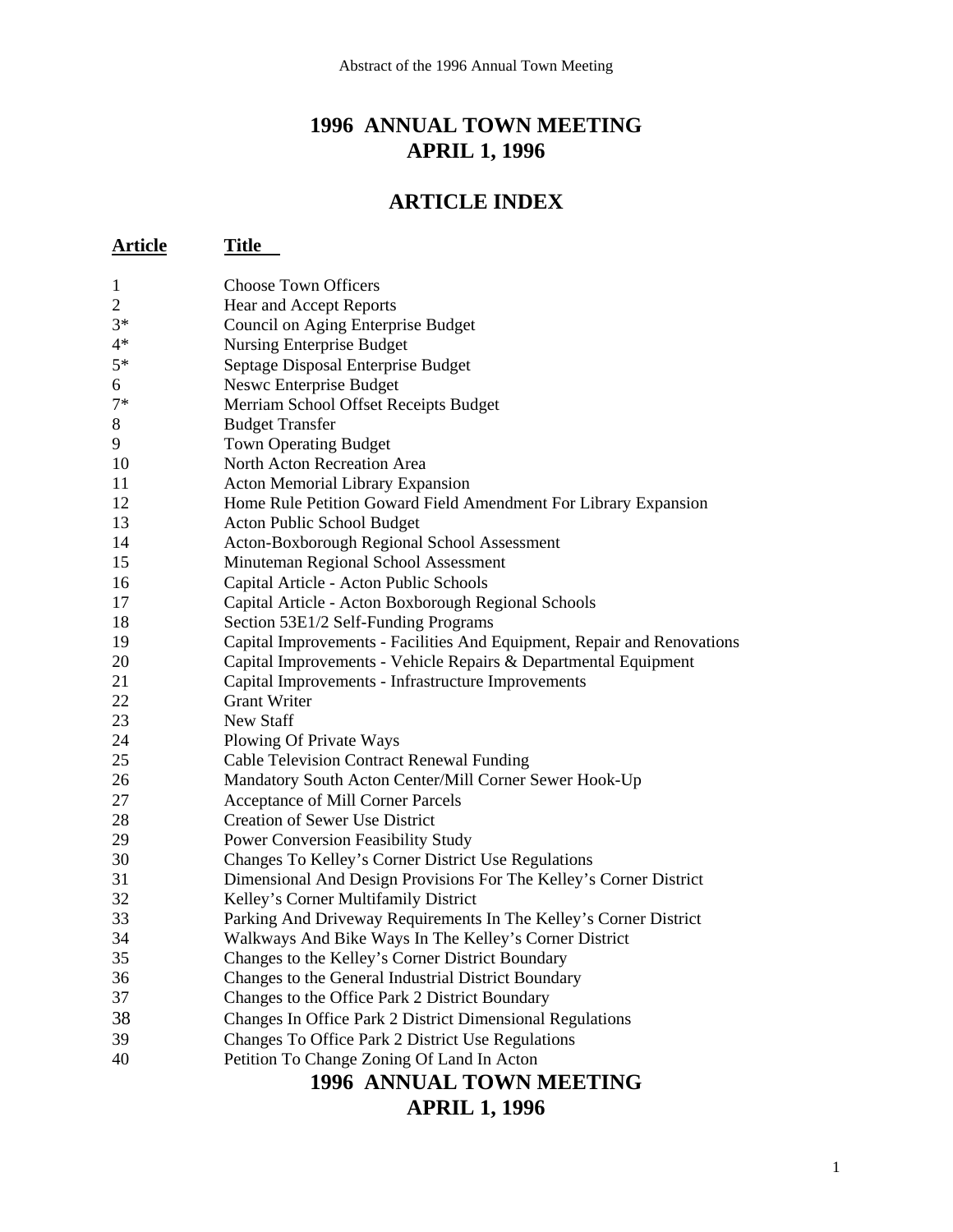# 1996 ANNUAL TOWN MEETING
# APRIL 1, 1996

## ARTICLE INDEX

| Article | Title |
|---|---|
| 1 | Choose Town Officers |
| 2 | Hear and Accept Reports |
| 3* | Council on Aging Enterprise Budget |
| 4* | Nursing Enterprise Budget |
| 5* | Septage Disposal Enterprise Budget |
| 6 | Neswc Enterprise Budget |
| 7* | Merriam School Offset Receipts Budget |
| 8 | Budget Transfer |
| 9 | Town Operating Budget |
| 10 | North Acton Recreation Area |
| 11 | Acton Memorial Library Expansion |
| 12 | Home Rule Petition Goward Field Amendment For Library Expansion |
| 13 | Acton Public School Budget |
| 14 | Acton-Boxborough Regional School Assessment |
| 15 | Minuteman Regional School Assessment |
| 16 | Capital Article - Acton Public Schools |
| 17 | Capital Article - Acton Boxborough Regional Schools |
| 18 | Section 53E1/2 Self-Funding Programs |
| 19 | Capital Improvements - Facilities And Equipment, Repair and Renovations |
| 20 | Capital Improvements - Vehicle Repairs & Departmental Equipment |
| 21 | Capital Improvements - Infrastructure Improvements |
| 22 | Grant Writer |
| 23 | New Staff |
| 24 | Plowing Of Private Ways |
| 25 | Cable Television Contract Renewal Funding |
| 26 | Mandatory South Acton Center/Mill Corner Sewer Hook-Up |
| 27 | Acceptance of Mill Corner Parcels |
| 28 | Creation of Sewer Use District |
| 29 | Power Conversion Feasibility Study |
| 30 | Changes To Kelley's Corner District Use Regulations |
| 31 | Dimensional And Design Provisions For The Kelley's Corner District |
| 32 | Kelley's Corner Multifamily District |
| 33 | Parking And Driveway Requirements In The Kelley's Corner District |
| 34 | Walkways And Bike Ways In The Kelley's Corner District |
| 35 | Changes to the Kelley's Corner District Boundary |
| 36 | Changes to the General Industrial District Boundary |
| 37 | Changes to the Office Park 2 District Boundary |
| 38 | Changes In Office Park 2 District Dimensional Regulations |
| 39 | Changes To Office Park 2 District Use Regulations |
| 40 | Petition To Change Zoning Of Land In Acton |

# 1996 ANNUAL TOWN MEETING
# APRIL 1, 1996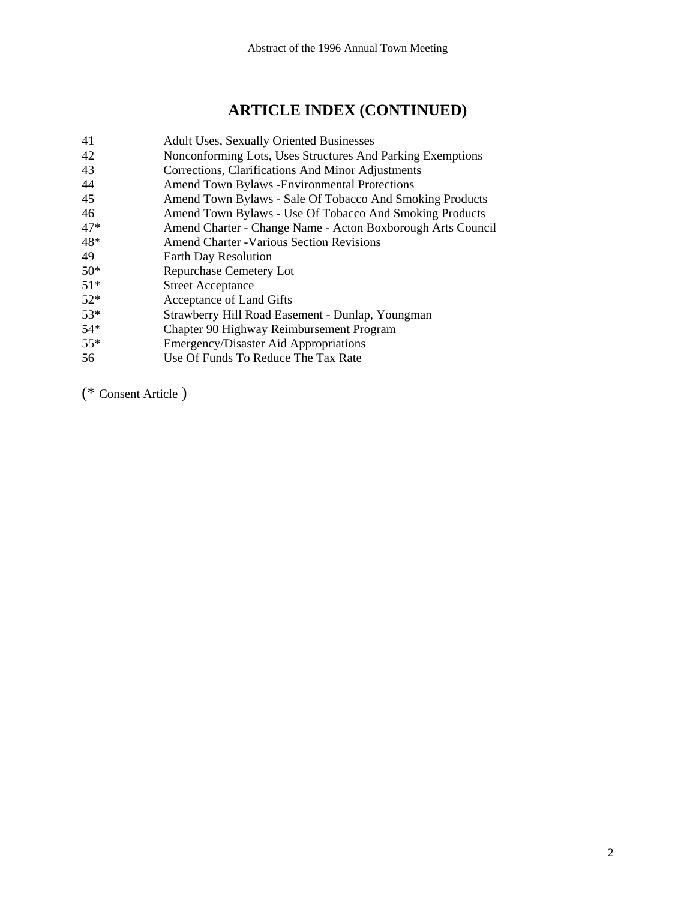## ARTICLE INDEX (CONTINUED)

| | |
|---|---|
| 41 | Adult Uses, Sexually Oriented Businesses |
| 42 | Nonconforming Lots, Uses Structures And Parking Exemptions |
| 43 | Corrections, Clarifications And Minor Adjustments |
| 44 | Amend Town Bylaws -Environmental Protections |
| 45 | Amend Town Bylaws - Sale Of Tobacco And Smoking Products |
| 46 | Amend Town Bylaws - Use Of Tobacco And Smoking Products |
| 47* | Amend Charter - Change Name - Acton Boxborough Arts Council |
| 48* | Amend Charter -Various Section Revisions |
| 49 | Earth Day Resolution |
| 50* | Repurchase Cemetery Lot |
| 51* | Street Acceptance |
| 52* | Acceptance of Land Gifts |
| 53* | Strawberry Hill Road Easement - Dunlap, Youngman |
| 54* | Chapter 90 Highway Reimbursement Program |
| 55* | Emergency/Disaster Aid Appropriations |
| 56 | Use Of Funds To Reduce The Tax Rate |

(* Consent Article )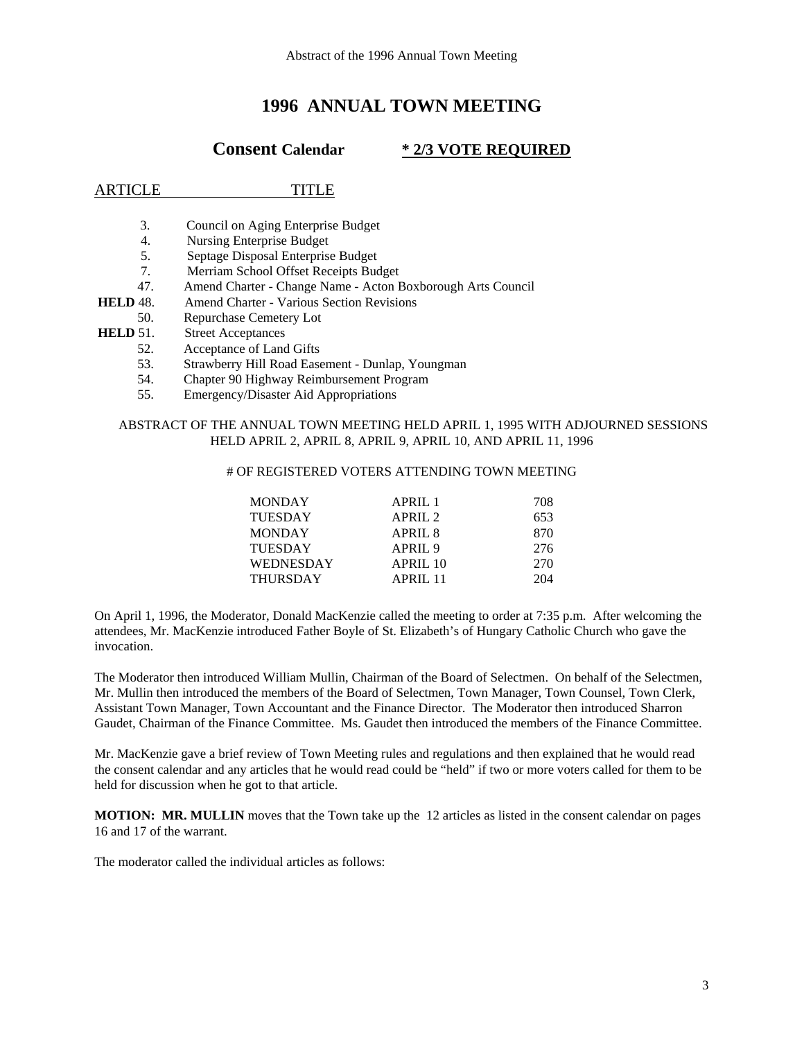# 1996 ANNUAL TOWN MEETING

## Consent Calendar &nbsp;&nbsp;&nbsp;&nbsp; * 2/3 VOTE REQUIRED

| ARTICLE | TITLE |
|---|---|
| 3. | Council on Aging Enterprise Budget |
| 4. | Nursing Enterprise Budget |
| 5. | Septage Disposal Enterprise Budget |
| 7. | Merriam School Offset Receipts Budget |
| 47. | Amend Charter - Change Name - Acton Boxborough Arts Council |
| **HELD** 48. | Amend Charter - Various Section Revisions |
| 50. | Repurchase Cemetery Lot |
| **HELD** 51. | Street Acceptances |
| 52. | Acceptance of Land Gifts |
| 53. | Strawberry Hill Road Easement - Dunlap, Youngman |
| 54. | Chapter 90 Highway Reimbursement Program |
| 55. | Emergency/Disaster Aid Appropriations |

ABSTRACT OF THE ANNUAL TOWN MEETING HELD APRIL 1, 1995 WITH ADJOURNED SESSIONS HELD APRIL 2, APRIL 8, APRIL 9, APRIL 10, AND APRIL 11, 1996

# OF REGISTERED VOTERS ATTENDING TOWN MEETING

| | | |
|---|---|---|
| MONDAY | APRIL 1 | 708 |
| TUESDAY | APRIL 2 | 653 |
| MONDAY | APRIL 8 | 870 |
| TUESDAY | APRIL 9 | 276 |
| WEDNESDAY | APRIL 10 | 270 |
| THURSDAY | APRIL 11 | 204 |

On April 1, 1996, the Moderator, Donald MacKenzie called the meeting to order at 7:35 p.m. After welcoming the attendees, Mr. MacKenzie introduced Father Boyle of St. Elizabeth's of Hungary Catholic Church who gave the invocation.

The Moderator then introduced William Mullin, Chairman of the Board of Selectmen. On behalf of the Selectmen, Mr. Mullin then introduced the members of the Board of Selectmen, Town Manager, Town Counsel, Town Clerk, Assistant Town Manager, Town Accountant and the Finance Director. The Moderator then introduced Sharron Gaudet, Chairman of the Finance Committee. Ms. Gaudet then introduced the members of the Finance Committee.

Mr. MacKenzie gave a brief review of Town Meeting rules and regulations and then explained that he would read the consent calendar and any articles that he would read could be "held" if two or more voters called for them to be held for discussion when he got to that article.

**MOTION: MR. MULLIN** moves that the Town take up the 12 articles as listed in the consent calendar on pages 16 and 17 of the warrant.

The moderator called the individual articles as follows: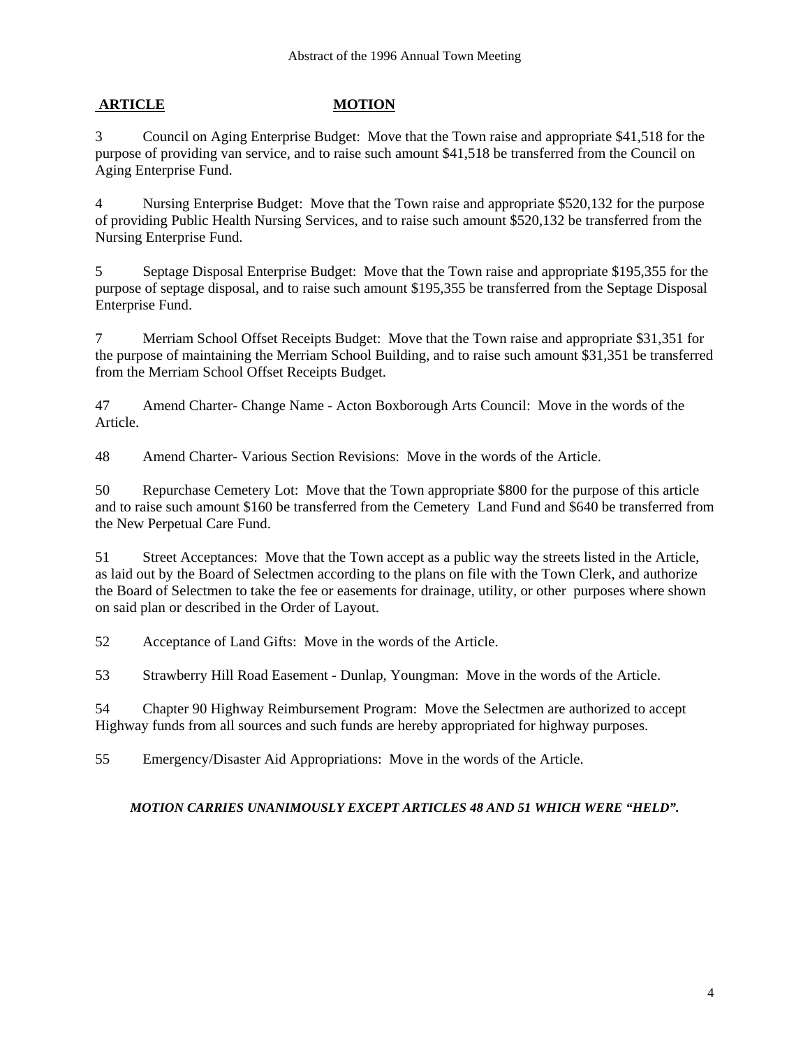Abstract of the 1996 Annual Town Meeting

| **ARTICLE** | **MOTION** |
|---|---|
| 3 | Council on Aging Enterprise Budget: Move that the Town raise and appropriate $41,518 for the purpose of providing van service, and to raise such amount $41,518 be transferred from the Council on Aging Enterprise Fund. |
| 4 | Nursing Enterprise Budget: Move that the Town raise and appropriate $520,132 for the purpose of providing Public Health Nursing Services, and to raise such amount $520,132 be transferred from the Nursing Enterprise Fund. |
| 5 | Septage Disposal Enterprise Budget: Move that the Town raise and appropriate $195,355 for the purpose of septage disposal, and to raise such amount $195,355 be transferred from the Septage Disposal Enterprise Fund. |
| 7 | Merriam School Offset Receipts Budget: Move that the Town raise and appropriate $31,351 for the purpose of maintaining the Merriam School Building, and to raise such amount $31,351 be transferred from the Merriam School Offset Receipts Budget. |
| 47 | Amend Charter- Change Name - Acton Boxborough Arts Council: Move in the words of the Article. |
| 48 | Amend Charter- Various Section Revisions: Move in the words of the Article. |
| 50 | Repurchase Cemetery Lot: Move that the Town appropriate $800 for the purpose of this article and to raise such amount $160 be transferred from the Cemetery Land Fund and $640 be transferred from the New Perpetual Care Fund. |
| 51 | Street Acceptances: Move that the Town accept as a public way the streets listed in the Article, as laid out by the Board of Selectmen according to the plans on file with the Town Clerk, and authorize the Board of Selectmen to take the fee or easements for drainage, utility, or other purposes where shown on said plan or described in the Order of Layout. |
| 52 | Acceptance of Land Gifts: Move in the words of the Article. |
| 53 | Strawberry Hill Road Easement - Dunlap, Youngman: Move in the words of the Article. |
| 54 | Chapter 90 Highway Reimbursement Program: Move the Selectmen are authorized to accept Highway funds from all sources and such funds are hereby appropriated for highway purposes. |
| 55 | Emergency/Disaster Aid Appropriations: Move in the words of the Article. |

***MOTION CARRIES UNANIMOUSLY EXCEPT ARTICLES 48 AND 51 WHICH WERE "HELD".***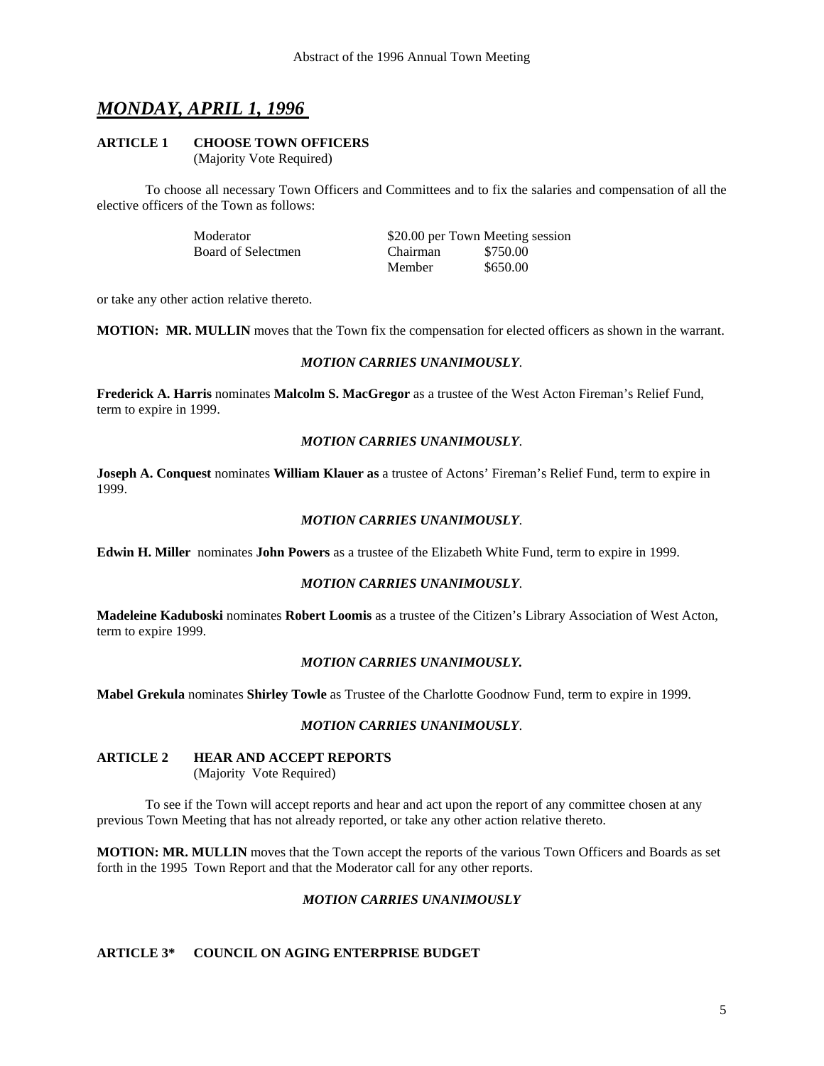## *MONDAY, APRIL 1, 1996*

**ARTICLE 1　　CHOOSE TOWN OFFICERS**
(Majority Vote Required)

To choose all necessary Town Officers and Committees and to fix the salaries and compensation of all the elective officers of the Town as follows:

| | | |
|---|---|---|
| Moderator | $20.00 per Town Meeting session | |
| Board of Selectmen | Chairman | $750.00 |
| | Member | $650.00 |

or take any other action relative thereto.

**MOTION: MR. MULLIN** moves that the Town fix the compensation for elected officers as shown in the warrant.

*MOTION CARRIES UNANIMOUSLY*.

**Frederick A. Harris** nominates **Malcolm S. MacGregor** as a trustee of the West Acton Fireman's Relief Fund, term to expire in 1999.

*MOTION CARRIES UNANIMOUSLY*.

**Joseph A. Conquest** nominates **William Klauer as** a trustee of Actons' Fireman's Relief Fund, term to expire in 1999.

*MOTION CARRIES UNANIMOUSLY*.

**Edwin H. Miller** nominates **John Powers** as a trustee of the Elizabeth White Fund, term to expire in 1999.

*MOTION CARRIES UNANIMOUSLY*.

**Madeleine Kaduboski** nominates **Robert Loomis** as a trustee of the Citizen's Library Association of West Acton, term to expire 1999.

***MOTION CARRIES UNANIMOUSLY.***

**Mabel Grekula** nominates **Shirley Towle** as Trustee of the Charlotte Goodnow Fund, term to expire in 1999.

*MOTION CARRIES UNANIMOUSLY*.

**ARTICLE 2　　HEAR AND ACCEPT REPORTS**
(Majority Vote Required)

To see if the Town will accept reports and hear and act upon the report of any committee chosen at any previous Town Meeting that has not already reported, or take any other action relative thereto.

**MOTION: MR. MULLIN** moves that the Town accept the reports of the various Town Officers and Boards as set forth in the 1995 Town Report and that the Moderator call for any other reports.

*MOTION CARRIES UNANIMOUSLY*

**ARTICLE 3*　　COUNCIL ON AGING ENTERPRISE BUDGET**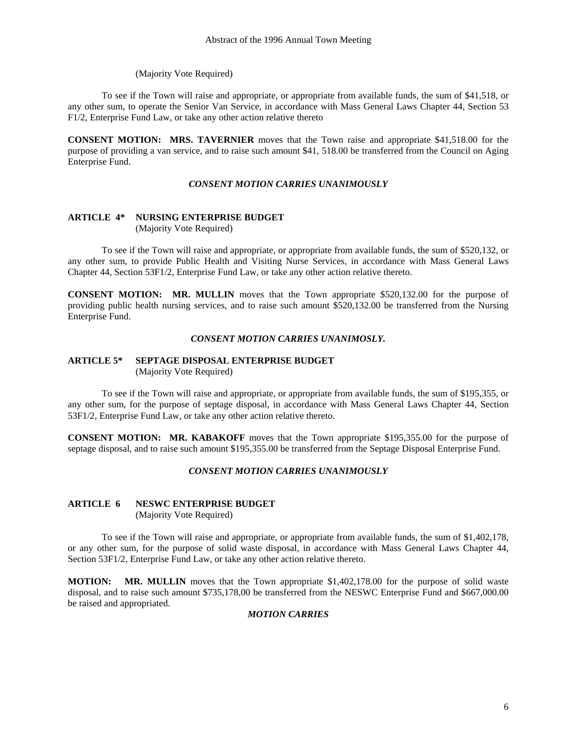(Majority Vote Required)

To see if the Town will raise and appropriate, or appropriate from available funds, the sum of $41,518, or any other sum, to operate the Senior Van Service, in accordance with Mass General Laws Chapter 44, Section 53 F1/2, Enterprise Fund Law, or take any other action relative thereto

**CONSENT MOTION: MRS. TAVERNIER** moves that the Town raise and appropriate $41,518.00 for the purpose of providing a van service, and to raise such amount $41, 518.00 be transferred from the Council on Aging Enterprise Fund.

***CONSENT MOTION CARRIES UNANIMOUSLY***

**ARTICLE 4\* NURSING ENTERPRISE BUDGET**
(Majority Vote Required)

To see if the Town will raise and appropriate, or appropriate from available funds, the sum of $520,132, or any other sum, to provide Public Health and Visiting Nurse Services, in accordance with Mass General Laws Chapter 44, Section 53F1/2, Enterprise Fund Law, or take any other action relative thereto.

**CONSENT MOTION: MR. MULLIN** moves that the Town appropriate $520,132.00 for the purpose of providing public health nursing services, and to raise such amount $520,132.00 be transferred from the Nursing Enterprise Fund.

***CONSENT MOTION CARRIES UNANIMOSLY.***

**ARTICLE 5\* SEPTAGE DISPOSAL ENTERPRISE BUDGET**
(Majority Vote Required)

To see if the Town will raise and appropriate, or appropriate from available funds, the sum of $195,355, or any other sum, for the purpose of septage disposal, in accordance with Mass General Laws Chapter 44, Section 53F1/2, Enterprise Fund Law, or take any other action relative thereto.

**CONSENT MOTION: MR. KABAKOFF** moves that the Town appropriate $195,355.00 for the purpose of septage disposal, and to raise such amount $195,355.00 be transferred from the Septage Disposal Enterprise Fund.

***CONSENT MOTION CARRIES UNANIMOUSLY***

**ARTICLE 6 NESWC ENTERPRISE BUDGET**
(Majority Vote Required)

To see if the Town will raise and appropriate, or appropriate from available funds, the sum of $1,402,178, or any other sum, for the purpose of solid waste disposal, in accordance with Mass General Laws Chapter 44, Section 53F1/2, Enterprise Fund Law, or take any other action relative thereto.

**MOTION: MR. MULLIN** moves that the Town appropriate $1,402,178.00 for the purpose of solid waste disposal, and to raise such amount $735,178,00 be transferred from the NESWC Enterprise Fund and $667,000.00 be raised and appropriated.

***MOTION CARRIES***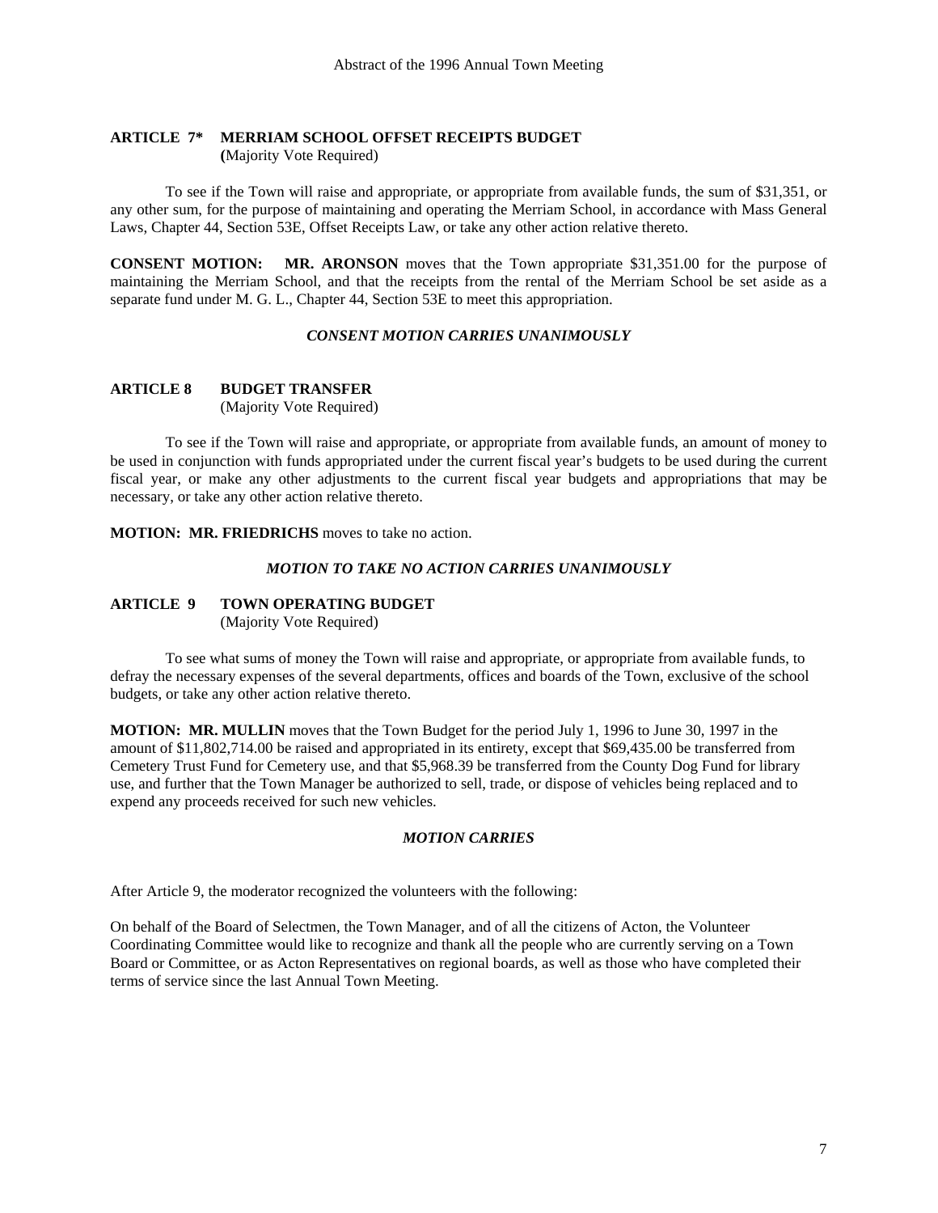### ARTICLE 7* MERRIAM SCHOOL OFFSET RECEIPTS BUDGET

(Majority Vote Required)

To see if the Town will raise and appropriate, or appropriate from available funds, the sum of $31,351, or any other sum, for the purpose of maintaining and operating the Merriam School, in accordance with Mass General Laws, Chapter 44, Section 53E, Offset Receipts Law, or take any other action relative thereto.

**CONSENT MOTION: MR. ARONSON** moves that the Town appropriate $31,351.00 for the purpose of maintaining the Merriam School, and that the receipts from the rental of the Merriam School be set aside as a separate fund under M. G. L., Chapter 44, Section 53E to meet this appropriation.

***CONSENT MOTION CARRIES UNANIMOUSLY***

### ARTICLE 8 BUDGET TRANSFER

(Majority Vote Required)

To see if the Town will raise and appropriate, or appropriate from available funds, an amount of money to be used in conjunction with funds appropriated under the current fiscal year's budgets to be used during the current fiscal year, or make any other adjustments to the current fiscal year budgets and appropriations that may be necessary, or take any other action relative thereto.

**MOTION: MR. FRIEDRICHS** moves to take no action.

***MOTION TO TAKE NO ACTION CARRIES UNANIMOUSLY***

### ARTICLE 9 TOWN OPERATING BUDGET

(Majority Vote Required)

To see what sums of money the Town will raise and appropriate, or appropriate from available funds, to defray the necessary expenses of the several departments, offices and boards of the Town, exclusive of the school budgets, or take any other action relative thereto.

**MOTION: MR. MULLIN** moves that the Town Budget for the period July 1, 1996 to June 30, 1997 in the amount of $11,802,714.00 be raised and appropriated in its entirety, except that $69,435.00 be transferred from Cemetery Trust Fund for Cemetery use, and that $5,968.39 be transferred from the County Dog Fund for library use, and further that the Town Manager be authorized to sell, trade, or dispose of vehicles being replaced and to expend any proceeds received for such new vehicles.

***MOTION CARRIES***

After Article 9, the moderator recognized the volunteers with the following:

On behalf of the Board of Selectmen, the Town Manager, and of all the citizens of Acton, the Volunteer Coordinating Committee would like to recognize and thank all the people who are currently serving on a Town Board or Committee, or as Acton Representatives on regional boards, as well as those who have completed their terms of service since the last Annual Town Meeting.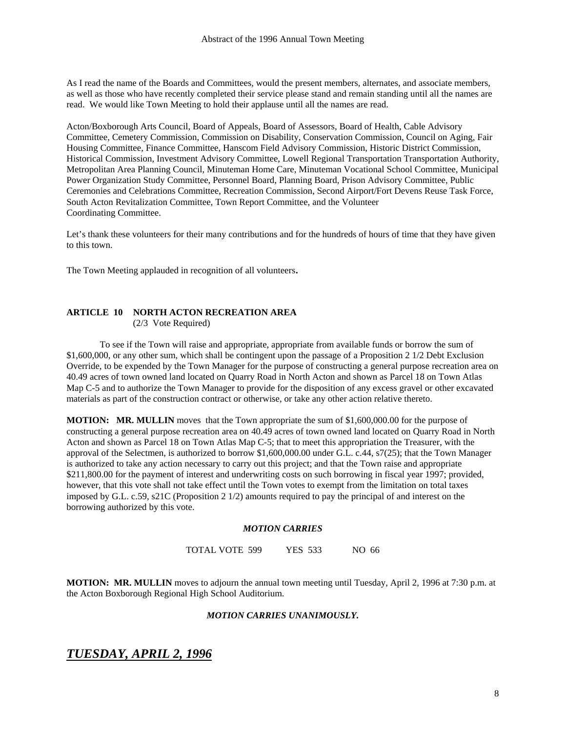As I read the name of the Boards and Committees, would the present members, alternates, and associate members, as well as those who have recently completed their service please stand and remain standing until all the names are read. We would like Town Meeting to hold their applause until all the names are read.

Acton/Boxborough Arts Council, Board of Appeals, Board of Assessors, Board of Health, Cable Advisory Committee, Cemetery Commission, Commission on Disability, Conservation Commission, Council on Aging, Fair Housing Committee, Finance Committee, Hanscom Field Advisory Commission, Historic District Commission, Historical Commission, Investment Advisory Committee, Lowell Regional Transportation Transportation Authority, Metropolitan Area Planning Council, Minuteman Home Care, Minuteman Vocational School Committee, Municipal Power Organization Study Committee, Personnel Board, Planning Board, Prison Advisory Committee, Public Ceremonies and Celebrations Committee, Recreation Commission, Second Airport/Fort Devens Reuse Task Force, South Acton Revitalization Committee, Town Report Committee, and the Volunteer Coordinating Committee.

Let's thank these volunteers for their many contributions and for the hundreds of hours of time that they have given to this town.

The Town Meeting applauded in recognition of all volunteers**.**

**ARTICLE 10 NORTH ACTON RECREATION AREA**
(2/3 Vote Required)

To see if the Town will raise and appropriate, appropriate from available funds or borrow the sum of $1,600,000, or any other sum, which shall be contingent upon the passage of a Proposition 2 1/2 Debt Exclusion Override, to be expended by the Town Manager for the purpose of constructing a general purpose recreation area on 40.49 acres of town owned land located on Quarry Road in North Acton and shown as Parcel 18 on Town Atlas Map C-5 and to authorize the Town Manager to provide for the disposition of any excess gravel or other excavated materials as part of the construction contract or otherwise, or take any other action relative thereto.

**MOTION: MR. MULLIN** moves that the Town appropriate the sum of $1,600,000.00 for the purpose of constructing a general purpose recreation area on 40.49 acres of town owned land located on Quarry Road in North Acton and shown as Parcel 18 on Town Atlas Map C-5; that to meet this appropriation the Treasurer, with the approval of the Selectmen, is authorized to borrow $1,600,000.00 under G.L. c.44, s7(25); that the Town Manager is authorized to take any action necessary to carry out this project; and that the Town raise and appropriate $211,800.00 for the payment of interest and underwriting costs on such borrowing in fiscal year 1997; provided, however, that this vote shall not take effect until the Town votes to exempt from the limitation on total taxes imposed by G.L. c.59, s21C (Proposition 2 1/2) amounts required to pay the principal of and interest on the borrowing authorized by this vote.

***MOTION CARRIES***

TOTAL VOTE 599 YES 533 NO 66

**MOTION: MR. MULLIN** moves to adjourn the annual town meeting until Tuesday, April 2, 1996 at 7:30 p.m. at the Acton Boxborough Regional High School Auditorium.

***MOTION CARRIES UNANIMOUSLY.***

## ***TUESDAY, APRIL 2, 1996***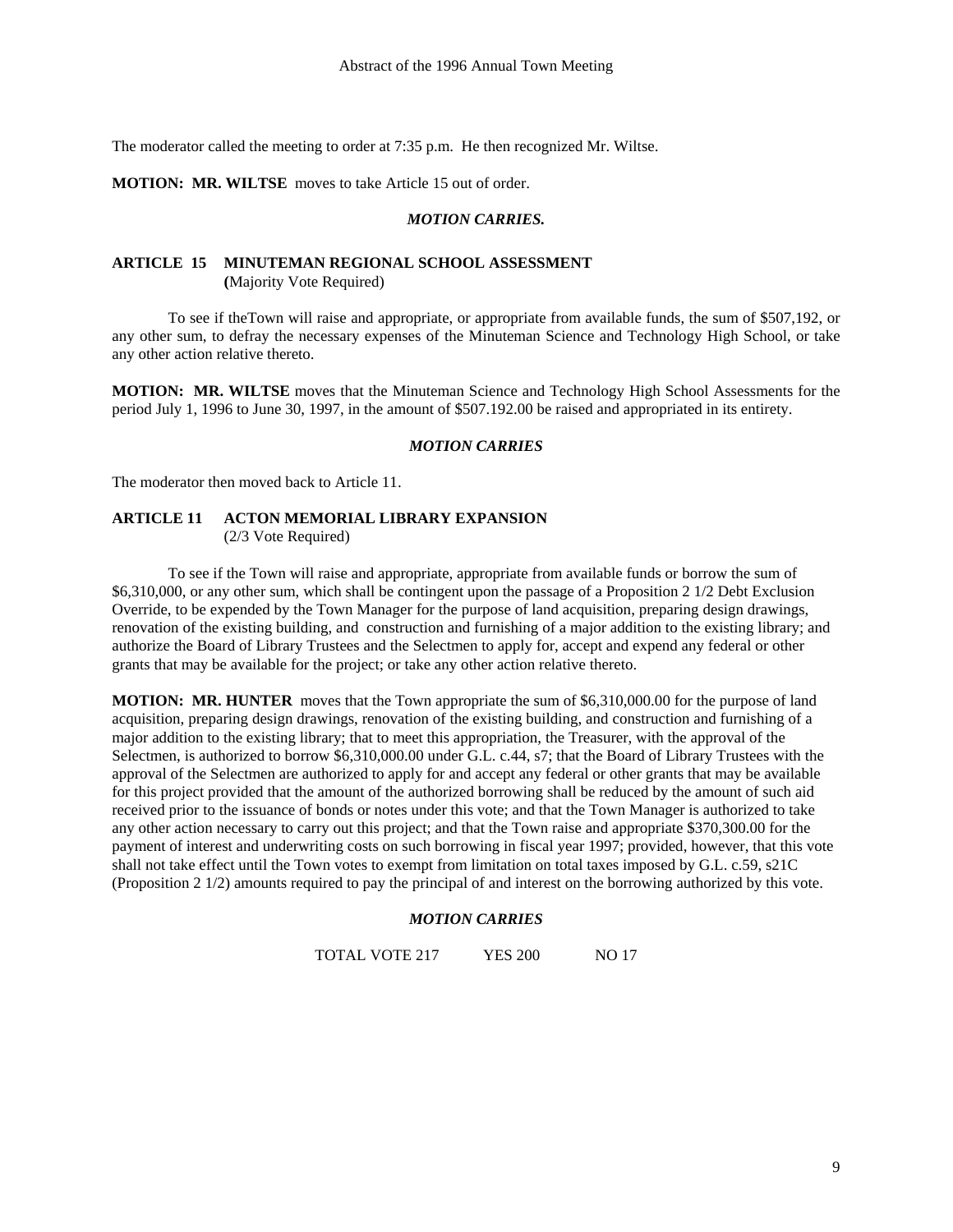The moderator called the meeting to order at 7:35 p.m. He then recognized Mr. Wiltse.

**MOTION: MR. WILTSE** moves to take Article 15 out of order.

***MOTION CARRIES.***

### ARTICLE 15 MINUTEMAN REGIONAL SCHOOL ASSESSMENT
(Majority Vote Required)

To see if theTown will raise and appropriate, or appropriate from available funds, the sum of $507,192, or any other sum, to defray the necessary expenses of the Minuteman Science and Technology High School, or take any other action relative thereto.

**MOTION: MR. WILTSE** moves that the Minuteman Science and Technology High School Assessments for the period July 1, 1996 to June 30, 1997, in the amount of $507.192.00 be raised and appropriated in its entirety.

***MOTION CARRIES***

The moderator then moved back to Article 11.

### ARTICLE 11 ACTON MEMORIAL LIBRARY EXPANSION
(2/3 Vote Required)

To see if the Town will raise and appropriate, appropriate from available funds or borrow the sum of $6,310,000, or any other sum, which shall be contingent upon the passage of a Proposition 2 1/2 Debt Exclusion Override, to be expended by the Town Manager for the purpose of land acquisition, preparing design drawings, renovation of the existing building, and construction and furnishing of a major addition to the existing library; and authorize the Board of Library Trustees and the Selectmen to apply for, accept and expend any federal or other grants that may be available for the project; or take any other action relative thereto.

**MOTION: MR. HUNTER** moves that the Town appropriate the sum of $6,310,000.00 for the purpose of land acquisition, preparing design drawings, renovation of the existing building, and construction and furnishing of a major addition to the existing library; that to meet this appropriation, the Treasurer, with the approval of the Selectmen, is authorized to borrow $6,310,000.00 under G.L. c.44, s7; that the Board of Library Trustees with the approval of the Selectmen are authorized to apply for and accept any federal or other grants that may be available for this project provided that the amount of the authorized borrowing shall be reduced by the amount of such aid received prior to the issuance of bonds or notes under this vote; and that the Town Manager is authorized to take any other action necessary to carry out this project; and that the Town raise and appropriate $370,300.00 for the payment of interest and underwriting costs on such borrowing in fiscal year 1997; provided, however, that this vote shall not take effect until the Town votes to exempt from limitation on total taxes imposed by G.L. c.59, s21C (Proposition 2 1/2) amounts required to pay the principal of and interest on the borrowing authorized by this vote.

***MOTION CARRIES***

TOTAL VOTE 217 YES 200 NO 17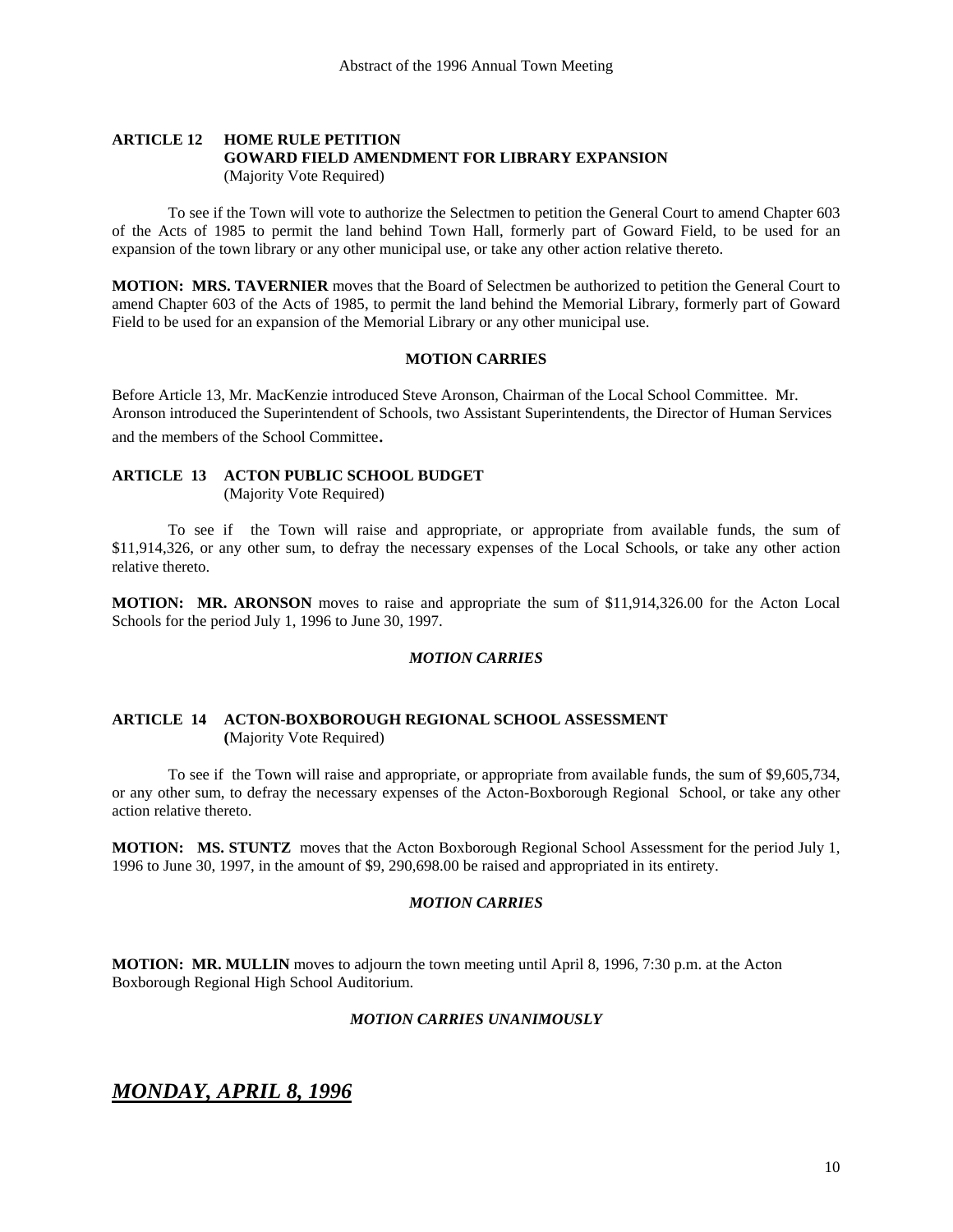**ARTICLE 12 HOME RULE PETITION**
**GOWARD FIELD AMENDMENT FOR LIBRARY EXPANSION**
(Majority Vote Required)

To see if the Town will vote to authorize the Selectmen to petition the General Court to amend Chapter 603 of the Acts of 1985 to permit the land behind Town Hall, formerly part of Goward Field, to be used for an expansion of the town library or any other municipal use, or take any other action relative thereto.

**MOTION: MRS. TAVERNIER** moves that the Board of Selectmen be authorized to petition the General Court to amend Chapter 603 of the Acts of 1985, to permit the land behind the Memorial Library, formerly part of Goward Field to be used for an expansion of the Memorial Library or any other municipal use.

**MOTION CARRIES**

Before Article 13, Mr. MacKenzie introduced Steve Aronson, Chairman of the Local School Committee. Mr. Aronson introduced the Superintendent of Schools, two Assistant Superintendents, the Director of Human Services and the members of the School Committee.

**ARTICLE 13 ACTON PUBLIC SCHOOL BUDGET**
(Majority Vote Required)

To see if the Town will raise and appropriate, or appropriate from available funds, the sum of $11,914,326, or any other sum, to defray the necessary expenses of the Local Schools, or take any other action relative thereto.

**MOTION: MR. ARONSON** moves to raise and appropriate the sum of $11,914,326.00 for the Acton Local Schools for the period July 1, 1996 to June 30, 1997.

***MOTION CARRIES***

**ARTICLE 14 ACTON-BOXBOROUGH REGIONAL SCHOOL ASSESSMENT**
**(**Majority Vote Required)

To see if the Town will raise and appropriate, or appropriate from available funds, the sum of $9,605,734, or any other sum, to defray the necessary expenses of the Acton-Boxborough Regional School, or take any other action relative thereto.

**MOTION: MS. STUNTZ** moves that the Acton Boxborough Regional School Assessment for the period July 1, 1996 to June 30, 1997, in the amount of $9, 290,698.00 be raised and appropriated in its entirety.

***MOTION CARRIES***

**MOTION: MR. MULLIN** moves to adjourn the town meeting until April 8, 1996, 7:30 p.m. at the Acton Boxborough Regional High School Auditorium.

***MOTION CARRIES UNANIMOUSLY***

## ***MONDAY, APRIL 8, 1996***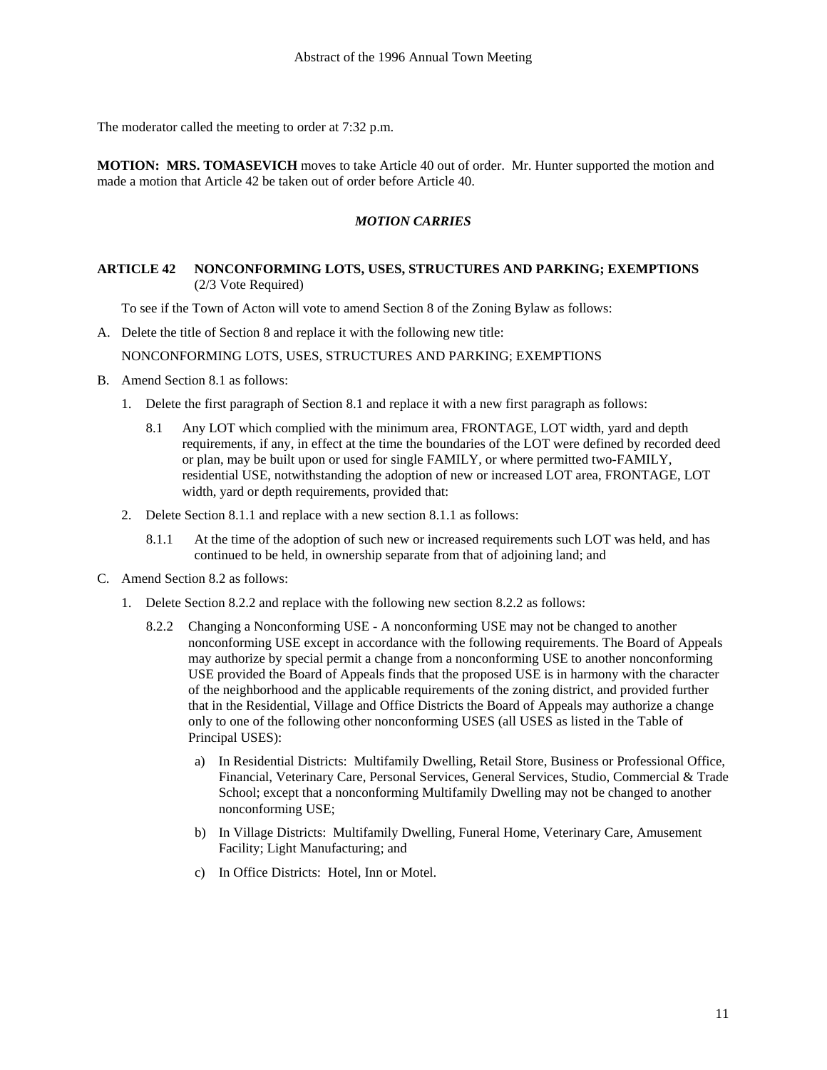The moderator called the meeting to order at 7:32 p.m.

**MOTION: MRS. TOMASEVICH** moves to take Article 40 out of order. Mr. Hunter supported the motion and made a motion that Article 42 be taken out of order before Article 40.

***MOTION CARRIES***

**ARTICLE 42 NONCONFORMING LOTS, USES, STRUCTURES AND PARKING; EXEMPTIONS**
(2/3 Vote Required)

To see if the Town of Acton will vote to amend Section 8 of the Zoning Bylaw as follows:

A. Delete the title of Section 8 and replace it with the following new title:

NONCONFORMING LOTS, USES, STRUCTURES AND PARKING; EXEMPTIONS

B. Amend Section 8.1 as follows:

1. Delete the first paragraph of Section 8.1 and replace it with a new first paragraph as follows:

8.1 Any LOT which complied with the minimum area, FRONTAGE, LOT width, yard and depth requirements, if any, in effect at the time the boundaries of the LOT were defined by recorded deed or plan, may be built upon or used for single FAMILY, or where permitted two-FAMILY, residential USE, notwithstanding the adoption of new or increased LOT area, FRONTAGE, LOT width, yard or depth requirements, provided that:

2. Delete Section 8.1.1 and replace with a new section 8.1.1 as follows:

8.1.1 At the time of the adoption of such new or increased requirements such LOT was held, and has continued to be held, in ownership separate from that of adjoining land; and

C. Amend Section 8.2 as follows:

1. Delete Section 8.2.2 and replace with the following new section 8.2.2 as follows:

8.2.2 Changing a Nonconforming USE - A nonconforming USE may not be changed to another nonconforming USE except in accordance with the following requirements. The Board of Appeals may authorize by special permit a change from a nonconforming USE to another nonconforming USE provided the Board of Appeals finds that the proposed USE is in harmony with the character of the neighborhood and the applicable requirements of the zoning district, and provided further that in the Residential, Village and Office Districts the Board of Appeals may authorize a change only to one of the following other nonconforming USES (all USES as listed in the Table of Principal USES):

a) In Residential Districts: Multifamily Dwelling, Retail Store, Business or Professional Office, Financial, Veterinary Care, Personal Services, General Services, Studio, Commercial & Trade School; except that a nonconforming Multifamily Dwelling may not be changed to another nonconforming USE;

b) In Village Districts: Multifamily Dwelling, Funeral Home, Veterinary Care, Amusement Facility; Light Manufacturing; and

c) In Office Districts: Hotel, Inn or Motel.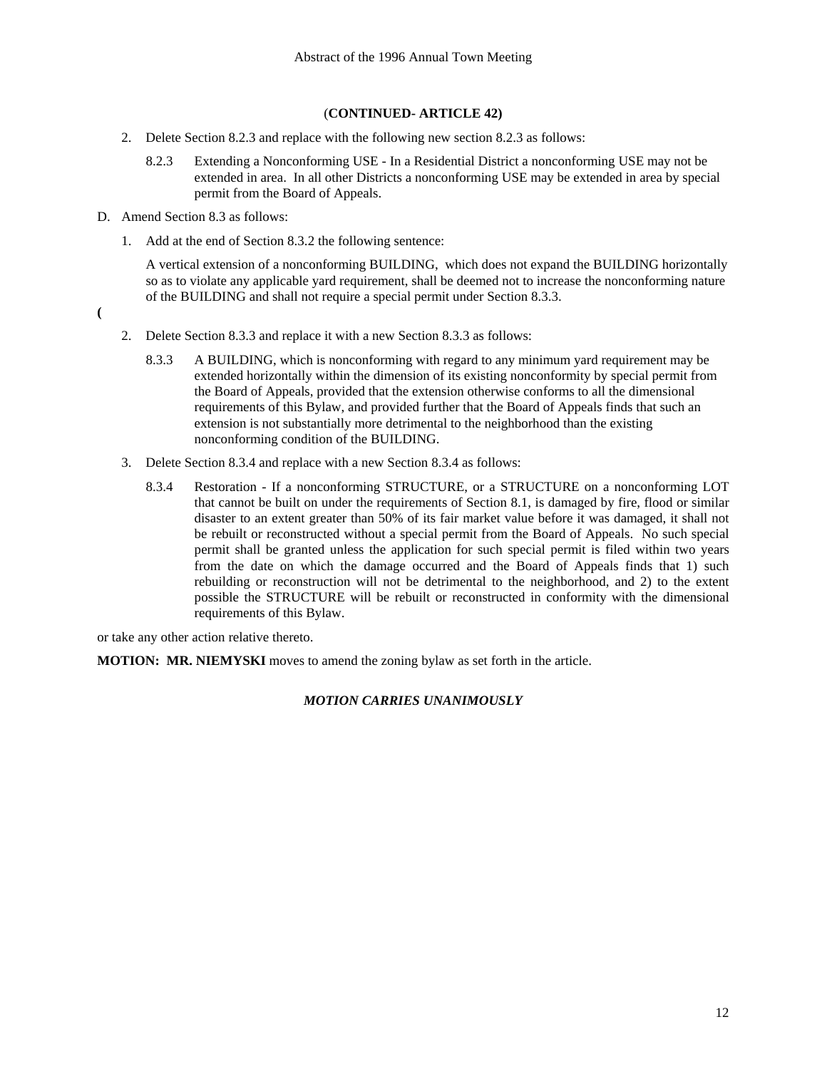(**CONTINUED- ARTICLE 42)**

2. Delete Section 8.2.3 and replace with the following new section 8.2.3 as follows:

   8.2.3 Extending a Nonconforming USE - In a Residential District a nonconforming USE may not be extended in area. In all other Districts a nonconforming USE may be extended in area by special permit from the Board of Appeals.

D. Amend Section 8.3 as follows:

1. Add at the end of Section 8.3.2 the following sentence:

   A vertical extension of a nonconforming BUILDING, which does not expand the BUILDING horizontally so as to violate any applicable yard requirement, shall be deemed not to increase the nonconforming nature of the BUILDING and shall not require a special permit under Section 8.3.3.

(

2. Delete Section 8.3.3 and replace it with a new Section 8.3.3 as follows:

   8.3.3 A BUILDING, which is nonconforming with regard to any minimum yard requirement may be extended horizontally within the dimension of its existing nonconformity by special permit from the Board of Appeals, provided that the extension otherwise conforms to all the dimensional requirements of this Bylaw, and provided further that the Board of Appeals finds that such an extension is not substantially more detrimental to the neighborhood than the existing nonconforming condition of the BUILDING.

3. Delete Section 8.3.4 and replace with a new Section 8.3.4 as follows:

   8.3.4 Restoration - If a nonconforming STRUCTURE, or a STRUCTURE on a nonconforming LOT that cannot be built on under the requirements of Section 8.1, is damaged by fire, flood or similar disaster to an extent greater than 50% of its fair market value before it was damaged, it shall not be rebuilt or reconstructed without a special permit from the Board of Appeals. No such special permit shall be granted unless the application for such special permit is filed within two years from the date on which the damage occurred and the Board of Appeals finds that 1) such rebuilding or reconstruction will not be detrimental to the neighborhood, and 2) to the extent possible the STRUCTURE will be rebuilt or reconstructed in conformity with the dimensional requirements of this Bylaw.

or take any other action relative thereto.

**MOTION: MR. NIEMYSKI** moves to amend the zoning bylaw as set forth in the article.

***MOTION CARRIES UNANIMOUSLY***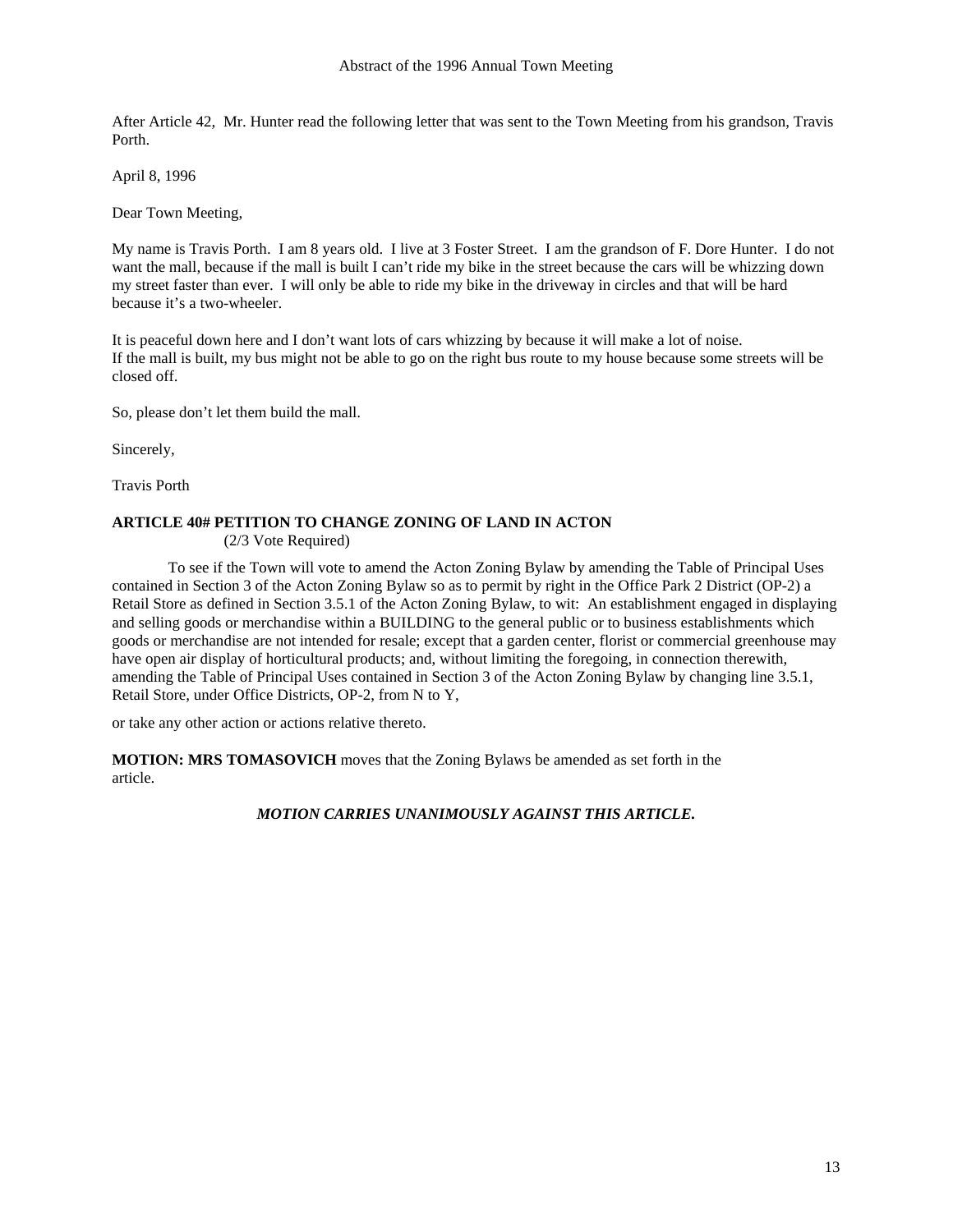After Article 42, Mr. Hunter read the following letter that was sent to the Town Meeting from his grandson, Travis Porth.

April 8, 1996

Dear Town Meeting,

My name is Travis Porth. I am 8 years old. I live at 3 Foster Street. I am the grandson of F. Dore Hunter. I do not want the mall, because if the mall is built I can't ride my bike in the street because the cars will be whizzing down my street faster than ever. I will only be able to ride my bike in the driveway in circles and that will be hard because it's a two-wheeler.

It is peaceful down here and I don't want lots of cars whizzing by because it will make a lot of noise.
If the mall is built, my bus might not be able to go on the right bus route to my house because some streets will be closed off.

So, please don't let them build the mall.

Sincerely,

Travis Porth

**ARTICLE 40# PETITION TO CHANGE ZONING OF LAND IN ACTON**
(2/3 Vote Required)

To see if the Town will vote to amend the Acton Zoning Bylaw by amending the Table of Principal Uses contained in Section 3 of the Acton Zoning Bylaw so as to permit by right in the Office Park 2 District (OP-2) a Retail Store as defined in Section 3.5.1 of the Acton Zoning Bylaw, to wit: An establishment engaged in displaying and selling goods or merchandise within a BUILDING to the general public or to business establishments which goods or merchandise are not intended for resale; except that a garden center, florist or commercial greenhouse may have open air display of horticultural products; and, without limiting the foregoing, in connection therewith, amending the Table of Principal Uses contained in Section 3 of the Acton Zoning Bylaw by changing line 3.5.1, Retail Store, under Office Districts, OP-2, from N to Y,

or take any other action or actions relative thereto.

**MOTION: MRS TOMASOVICH** moves that the Zoning Bylaws be amended as set forth in the article.

***MOTION CARRIES UNANIMOUSLY AGAINST THIS ARTICLE.***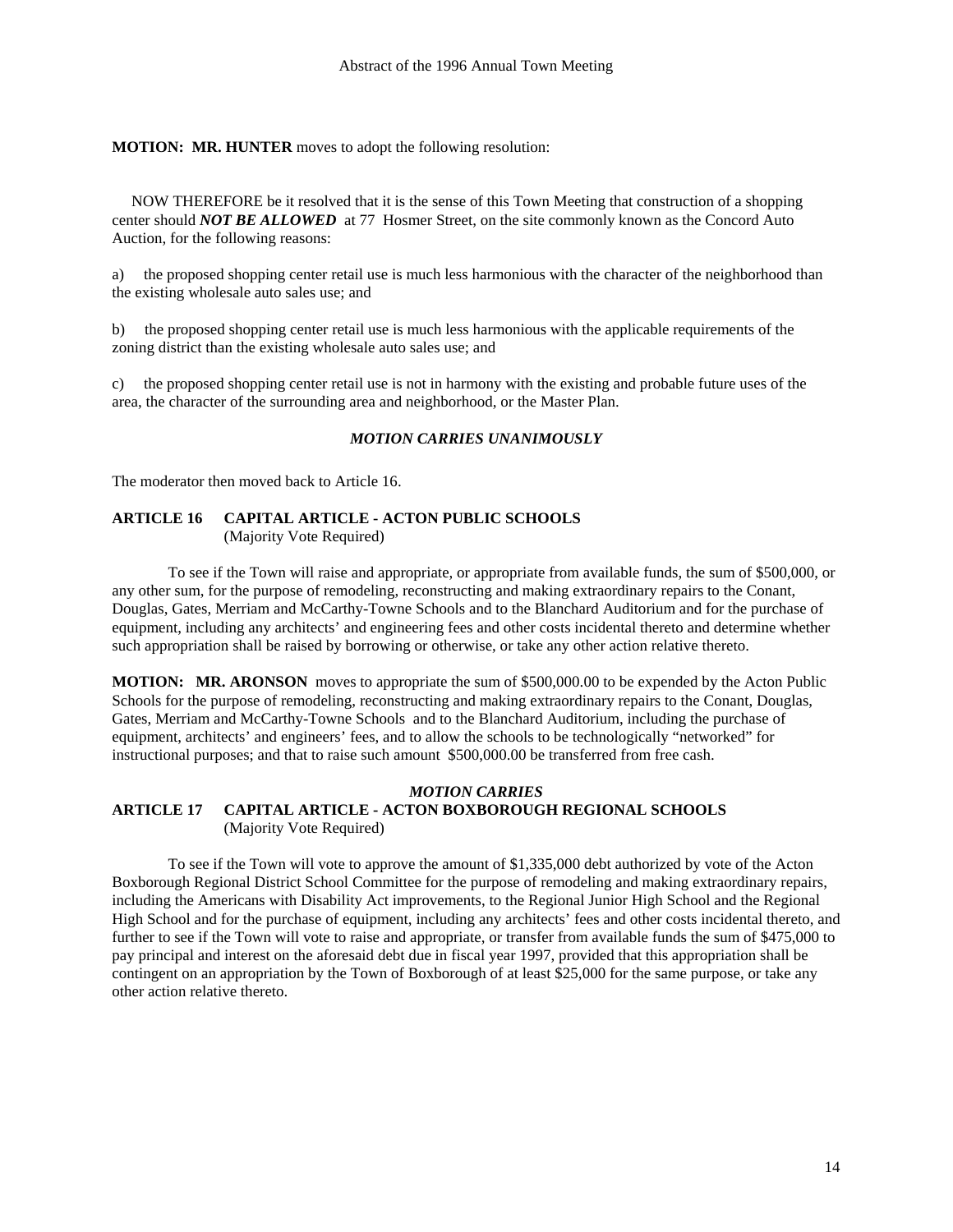**MOTION: MR. HUNTER** moves to adopt the following resolution:

NOW THEREFORE be it resolved that it is the sense of this Town Meeting that construction of a shopping center should ***NOT BE ALLOWED*** at 77 Hosmer Street, on the site commonly known as the Concord Auto Auction, for the following reasons:

a) the proposed shopping center retail use is much less harmonious with the character of the neighborhood than the existing wholesale auto sales use; and

b) the proposed shopping center retail use is much less harmonious with the applicable requirements of the zoning district than the existing wholesale auto sales use; and

c) the proposed shopping center retail use is not in harmony with the existing and probable future uses of the area, the character of the surrounding area and neighborhood, or the Master Plan.

***MOTION CARRIES UNANIMOUSLY***

The moderator then moved back to Article 16.

**ARTICLE 16 CAPITAL ARTICLE - ACTON PUBLIC SCHOOLS**
(Majority Vote Required)

To see if the Town will raise and appropriate, or appropriate from available funds, the sum of $500,000, or any other sum, for the purpose of remodeling, reconstructing and making extraordinary repairs to the Conant, Douglas, Gates, Merriam and McCarthy-Towne Schools and to the Blanchard Auditorium and for the purchase of equipment, including any architects' and engineering fees and other costs incidental thereto and determine whether such appropriation shall be raised by borrowing or otherwise, or take any other action relative thereto.

**MOTION: MR. ARONSON** moves to appropriate the sum of $500,000.00 to be expended by the Acton Public Schools for the purpose of remodeling, reconstructing and making extraordinary repairs to the Conant, Douglas, Gates, Merriam and McCarthy-Towne Schools and to the Blanchard Auditorium, including the purchase of equipment, architects' and engineers' fees, and to allow the schools to be technologically "networked" for instructional purposes; and that to raise such amount $500,000.00 be transferred from free cash.

***MOTION CARRIES***

**ARTICLE 17 CAPITAL ARTICLE - ACTON BOXBOROUGH REGIONAL SCHOOLS**
(Majority Vote Required)

To see if the Town will vote to approve the amount of $1,335,000 debt authorized by vote of the Acton Boxborough Regional District School Committee for the purpose of remodeling and making extraordinary repairs, including the Americans with Disability Act improvements, to the Regional Junior High School and the Regional High School and for the purchase of equipment, including any architects' fees and other costs incidental thereto, and further to see if the Town will vote to raise and appropriate, or transfer from available funds the sum of $475,000 to pay principal and interest on the aforesaid debt due in fiscal year 1997, provided that this appropriation shall be contingent on an appropriation by the Town of Boxborough of at least $25,000 for the same purpose, or take any other action relative thereto.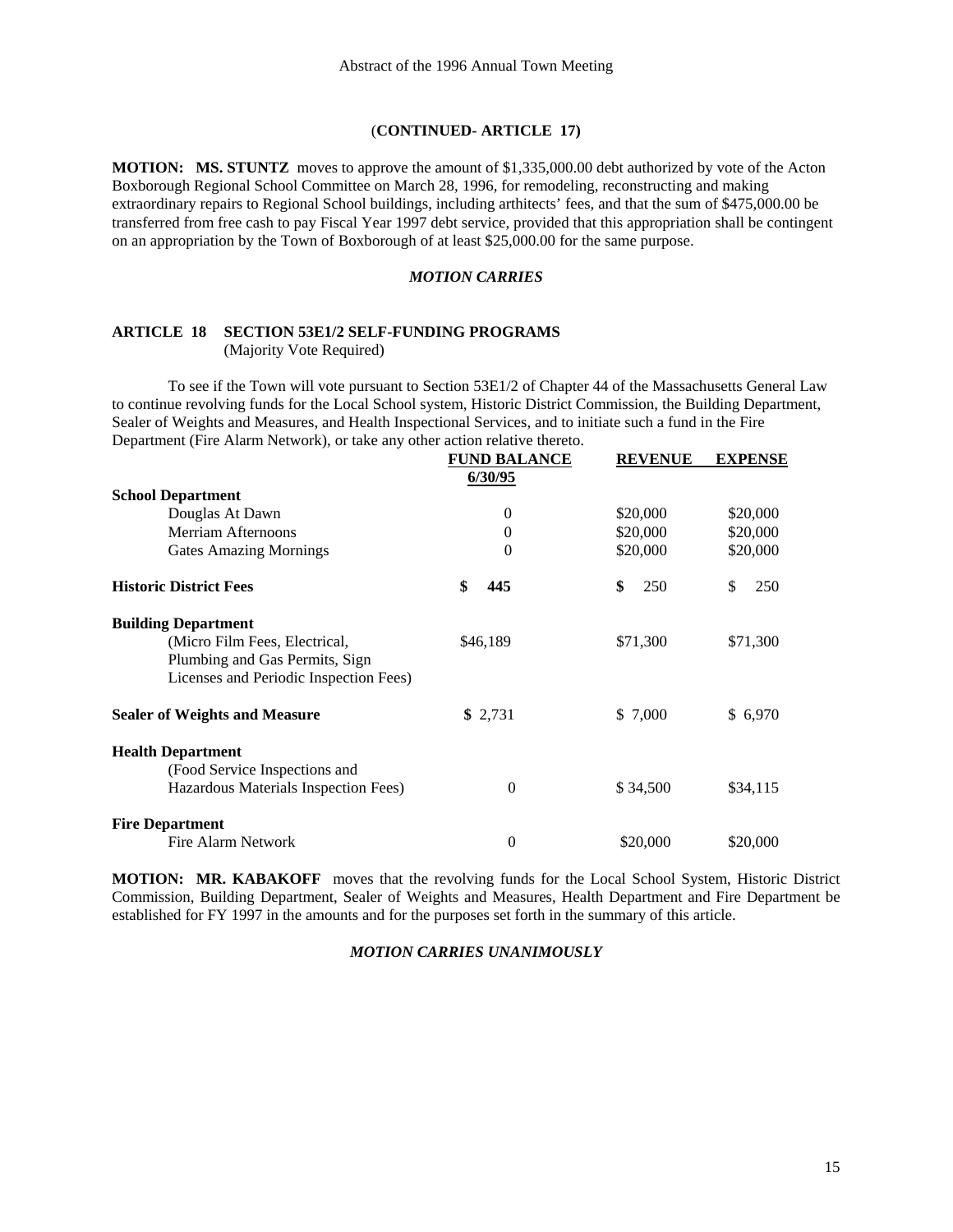(**CONTINUED- ARTICLE 17)**

**MOTION: MS. STUNTZ** moves to approve the amount of $1,335,000.00 debt authorized by vote of the Acton Boxborough Regional School Committee on March 28, 1996, for remodeling, reconstructing and making extraordinary repairs to Regional School buildings, including arthitects' fees, and that the sum of $475,000.00 be transferred from free cash to pay Fiscal Year 1997 debt service, provided that this appropriation shall be contingent on an appropriation by the Town of Boxborough of at least $25,000.00 for the same purpose.

***MOTION CARRIES***

## ARTICLE 18 SECTION 53E1/2 SELF-FUNDING PROGRAMS

(Majority Vote Required)

To see if the Town will vote pursuant to Section 53E1/2 of Chapter 44 of the Massachusetts General Law to continue revolving funds for the Local School system, Historic District Commission, the Building Department, Sealer of Weights and Measures, and Health Inspectional Services, and to initiate such a fund in the Fire Department (Fire Alarm Network), or take any other action relative thereto.

| | FUND BALANCE 6/30/95 | REVENUE | EXPENSE |
|---|---|---|---|
| **School Department** | | | |
| Douglas At Dawn | 0 | $20,000 | $20,000 |
| Merriam Afternoons | 0 | $20,000 | $20,000 |
| Gates Amazing Mornings | 0 | $20,000 | $20,000 |
| **Historic District Fees** | **$ 445** | **$** 250 | $ 250 |
| **Building Department** (Micro Film Fees, Electrical, Plumbing and Gas Permits, Sign Licenses and Periodic Inspection Fees) | $46,189 | $71,300 | $71,300 |
| **Sealer of Weights and Measure** | **$** 2,731 | $ 7,000 | $ 6,970 |
| **Health Department** (Food Service Inspections and Hazardous Materials Inspection Fees) | 0 | $ 34,500 | $34,115 |
| **Fire Department** | | | |
| Fire Alarm Network | 0 | $20,000 | $20,000 |

**MOTION: MR. KABAKOFF** moves that the revolving funds for the Local School System, Historic District Commission, Building Department, Sealer of Weights and Measures, Health Department and Fire Department be established for FY 1997 in the amounts and for the purposes set forth in the summary of this article.

***MOTION CARRIES UNANIMOUSLY***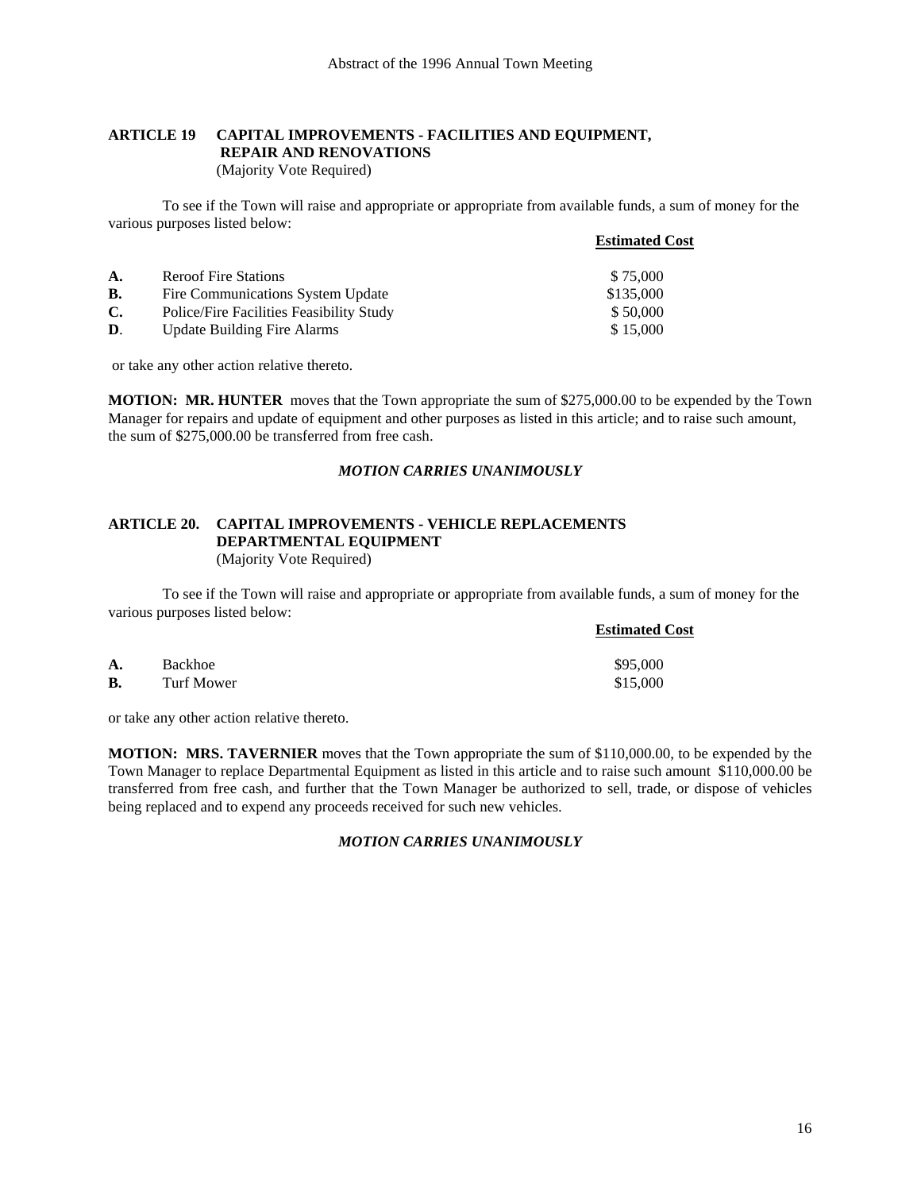## ARTICLE 19 CAPITAL IMPROVEMENTS - FACILITIES AND EQUIPMENT, REPAIR AND RENOVATIONS

(Majority Vote Required)

To see if the Town will raise and appropriate or appropriate from available funds, a sum of money for the various purposes listed below:

| | | Estimated Cost |
|---|---|---|
| **A.** | Reroof Fire Stations | $ 75,000 |
| **B.** | Fire Communications System Update | $135,000 |
| **C.** | Police/Fire Facilities Feasibility Study | $ 50,000 |
| **D**. | Update Building Fire Alarms | $ 15,000 |

or take any other action relative thereto.

**MOTION: MR. HUNTER** moves that the Town appropriate the sum of $275,000.00 to be expended by the Town Manager for repairs and update of equipment and other purposes as listed in this article; and to raise such amount, the sum of $275,000.00 be transferred from free cash.

***MOTION CARRIES UNANIMOUSLY***

## ARTICLE 20. CAPITAL IMPROVEMENTS - VEHICLE REPLACEMENTS DEPARTMENTAL EQUIPMENT

(Majority Vote Required)

To see if the Town will raise and appropriate or appropriate from available funds, a sum of money for the various purposes listed below:

| | | Estimated Cost |
|---|---|---|
| **A.** | Backhoe | $95,000 |
| **B.** | Turf Mower | $15,000 |

or take any other action relative thereto.

**MOTION: MRS. TAVERNIER** moves that the Town appropriate the sum of $110,000.00, to be expended by the Town Manager to replace Departmental Equipment as listed in this article and to raise such amount $110,000.00 be transferred from free cash, and further that the Town Manager be authorized to sell, trade, or dispose of vehicles being replaced and to expend any proceeds received for such new vehicles.

***MOTION CARRIES UNANIMOUSLY***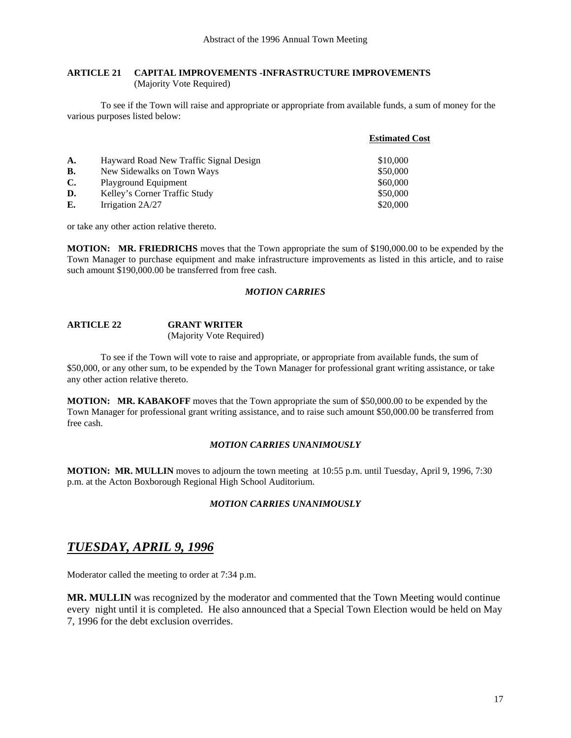**ARTICLE 21 CAPITAL IMPROVEMENTS -INFRASTRUCTURE IMPROVEMENTS**
(Majority Vote Required)

To see if the Town will raise and appropriate or appropriate from available funds, a sum of money for the various purposes listed below:

| | | **Estimated Cost** |
|---|---|---|
| **A.** | Hayward Road New Traffic Signal Design | $10,000 |
| **B.** | New Sidewalks on Town Ways | $50,000 |
| **C.** | Playground Equipment | $60,000 |
| **D.** | Kelley's Corner Traffic Study | $50,000 |
| **E.** | Irrigation 2A/27 | $20,000 |

or take any other action relative thereto.

**MOTION: MR. FRIEDRICHS** moves that the Town appropriate the sum of $190,000.00 to be expended by the Town Manager to purchase equipment and make infrastructure improvements as listed in this article, and to raise such amount $190,000.00 be transferred from free cash.

***MOTION CARRIES***

**ARTICLE 22 GRANT WRITER**
(Majority Vote Required)

To see if the Town will vote to raise and appropriate, or appropriate from available funds, the sum of $50,000, or any other sum, to be expended by the Town Manager for professional grant writing assistance, or take any other action relative thereto.

**MOTION: MR. KABAKOFF** moves that the Town appropriate the sum of $50,000.00 to be expended by the Town Manager for professional grant writing assistance, and to raise such amount $50,000.00 be transferred from free cash.

***MOTION CARRIES UNANIMOUSLY***

**MOTION: MR. MULLIN** moves to adjourn the town meeting at 10:55 p.m. until Tuesday, April 9, 1996, 7:30 p.m. at the Acton Boxborough Regional High School Auditorium.

***MOTION CARRIES UNANIMOUSLY***

## ***TUESDAY, APRIL 9, 1996***

Moderator called the meeting to order at 7:34 p.m.

**MR. MULLIN** was recognized by the moderator and commented that the Town Meeting would continue every night until it is completed. He also announced that a Special Town Election would be held on May 7, 1996 for the debt exclusion overrides.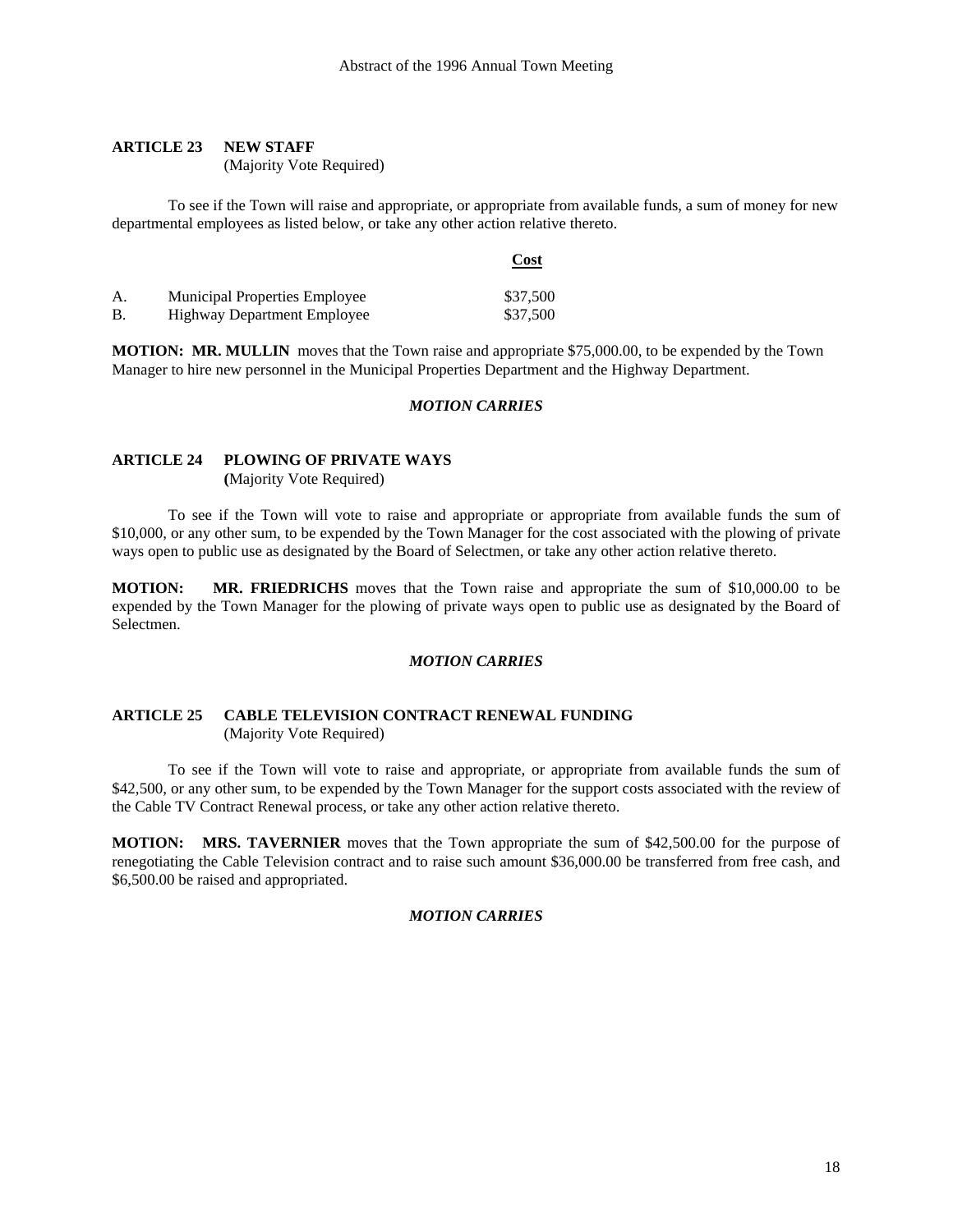**ARTICLE 23 NEW STAFF**
(Majority Vote Required)

To see if the Town will raise and appropriate, or appropriate from available funds, a sum of money for new departmental employees as listed below, or take any other action relative thereto.

| | | Cost |
|---|---|---|
| A. | Municipal Properties Employee | $37,500 |
| B. | Highway Department Employee | $37,500 |

**MOTION: MR. MULLIN** moves that the Town raise and appropriate $75,000.00, to be expended by the Town Manager to hire new personnel in the Municipal Properties Department and the Highway Department.

***MOTION CARRIES***

**ARTICLE 24 PLOWING OF PRIVATE WAYS**
**(**Majority Vote Required)

To see if the Town will vote to raise and appropriate or appropriate from available funds the sum of $10,000, or any other sum, to be expended by the Town Manager for the cost associated with the plowing of private ways open to public use as designated by the Board of Selectmen, or take any other action relative thereto.

**MOTION: MR. FRIEDRICHS** moves that the Town raise and appropriate the sum of $10,000.00 to be expended by the Town Manager for the plowing of private ways open to public use as designated by the Board of Selectmen.

***MOTION CARRIES***

**ARTICLE 25 CABLE TELEVISION CONTRACT RENEWAL FUNDING**
(Majority Vote Required)

To see if the Town will vote to raise and appropriate, or appropriate from available funds the sum of $42,500, or any other sum, to be expended by the Town Manager for the support costs associated with the review of the Cable TV Contract Renewal process, or take any other action relative thereto.

**MOTION: MRS. TAVERNIER** moves that the Town appropriate the sum of $42,500.00 for the purpose of renegotiating the Cable Television contract and to raise such amount $36,000.00 be transferred from free cash, and $6,500.00 be raised and appropriated.

***MOTION CARRIES***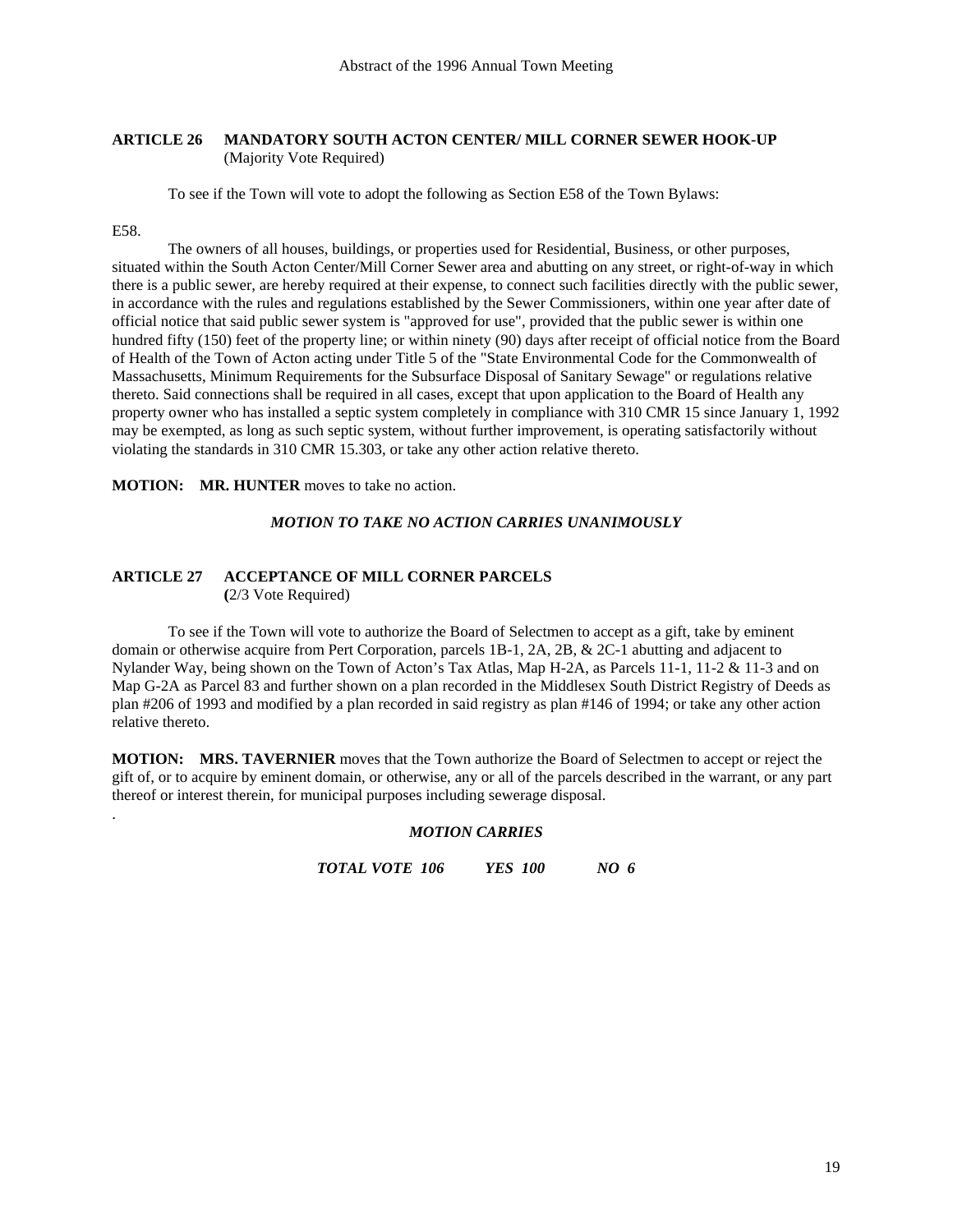**ARTICLE 26 MANDATORY SOUTH ACTON CENTER/ MILL CORNER SEWER HOOK-UP**
(Majority Vote Required)

To see if the Town will vote to adopt the following as Section E58 of the Town Bylaws:

E58.

The owners of all houses, buildings, or properties used for Residential, Business, or other purposes, situated within the South Acton Center/Mill Corner Sewer area and abutting on any street, or right-of-way in which there is a public sewer, are hereby required at their expense, to connect such facilities directly with the public sewer, in accordance with the rules and regulations established by the Sewer Commissioners, within one year after date of official notice that said public sewer system is "approved for use", provided that the public sewer is within one hundred fifty (150) feet of the property line; or within ninety (90) days after receipt of official notice from the Board of Health of the Town of Acton acting under Title 5 of the "State Environmental Code for the Commonwealth of Massachusetts, Minimum Requirements for the Subsurface Disposal of Sanitary Sewage" or regulations relative thereto. Said connections shall be required in all cases, except that upon application to the Board of Health any property owner who has installed a septic system completely in compliance with 310 CMR 15 since January 1, 1992 may be exempted, as long as such septic system, without further improvement, is operating satisfactorily without violating the standards in 310 CMR 15.303, or take any other action relative thereto.

**MOTION: MR. HUNTER** moves to take no action.

***MOTION TO TAKE NO ACTION CARRIES UNANIMOUSLY***

**ARTICLE 27 ACCEPTANCE OF MILL CORNER PARCELS**
(2/3 Vote Required)

To see if the Town will vote to authorize the Board of Selectmen to accept as a gift, take by eminent domain or otherwise acquire from Pert Corporation, parcels 1B-1, 2A, 2B, & 2C-1 abutting and adjacent to Nylander Way, being shown on the Town of Acton's Tax Atlas, Map H-2A, as Parcels 11-1, 11-2 & 11-3 and on Map G-2A as Parcel 83 and further shown on a plan recorded in the Middlesex South District Registry of Deeds as plan #206 of 1993 and modified by a plan recorded in said registry as plan #146 of 1994; or take any other action relative thereto.

**MOTION: MRS. TAVERNIER** moves that the Town authorize the Board of Selectmen to accept or reject the gift of, or to acquire by eminent domain, or otherwise, any or all of the parcels described in the warrant, or any part thereof or interest therein, for municipal purposes including sewerage disposal.

.

***MOTION CARRIES***

***TOTAL VOTE 106 YES 100 NO 6***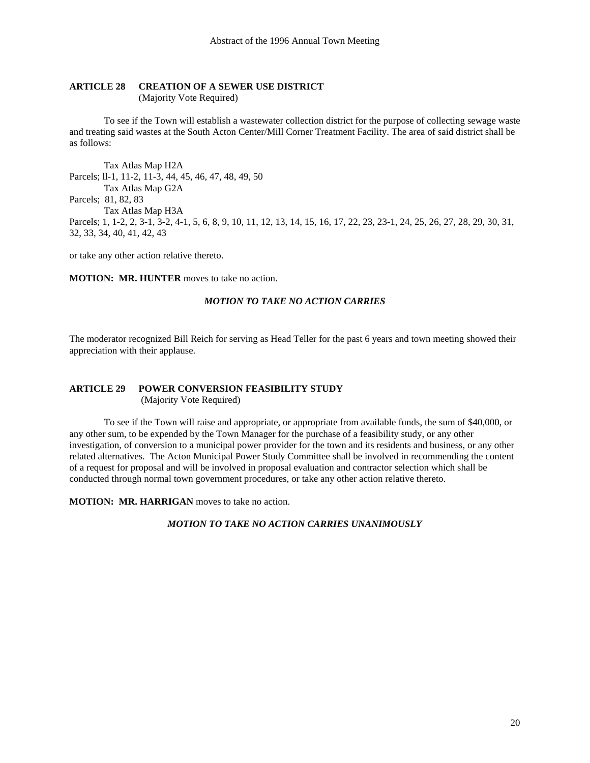## ARTICLE 28 CREATION OF A SEWER USE DISTRICT

(Majority Vote Required)

To see if the Town will establish a wastewater collection district for the purpose of collecting sewage waste and treating said wastes at the South Acton Center/Mill Corner Treatment Facility. The area of said district shall be as follows:

Tax Atlas Map H2A
Parcels; ll-1, 11-2, 11-3, 44, 45, 46, 47, 48, 49, 50
Tax Atlas Map G2A
Parcels; 81, 82, 83
Tax Atlas Map H3A
Parcels; 1, 1-2, 2, 3-1, 3-2, 4-1, 5, 6, 8, 9, 10, 11, 12, 13, 14, 15, 16, 17, 22, 23, 23-1, 24, 25, 26, 27, 28, 29, 30, 31, 32, 33, 34, 40, 41, 42, 43

or take any other action relative thereto.

**MOTION: MR. HUNTER** moves to take no action.

***MOTION TO TAKE NO ACTION CARRIES***

The moderator recognized Bill Reich for serving as Head Teller for the past 6 years and town meeting showed their appreciation with their applause.

## ARTICLE 29 POWER CONVERSION FEASIBILITY STUDY

(Majority Vote Required)

To see if the Town will raise and appropriate, or appropriate from available funds, the sum of $40,000, or any other sum, to be expended by the Town Manager for the purchase of a feasibility study, or any other investigation, of conversion to a municipal power provider for the town and its residents and business, or any other related alternatives. The Acton Municipal Power Study Committee shall be involved in recommending the content of a request for proposal and will be involved in proposal evaluation and contractor selection which shall be conducted through normal town government procedures, or take any other action relative thereto.

**MOTION: MR. HARRIGAN** moves to take no action.

***MOTION TO TAKE NO ACTION CARRIES UNANIMOUSLY***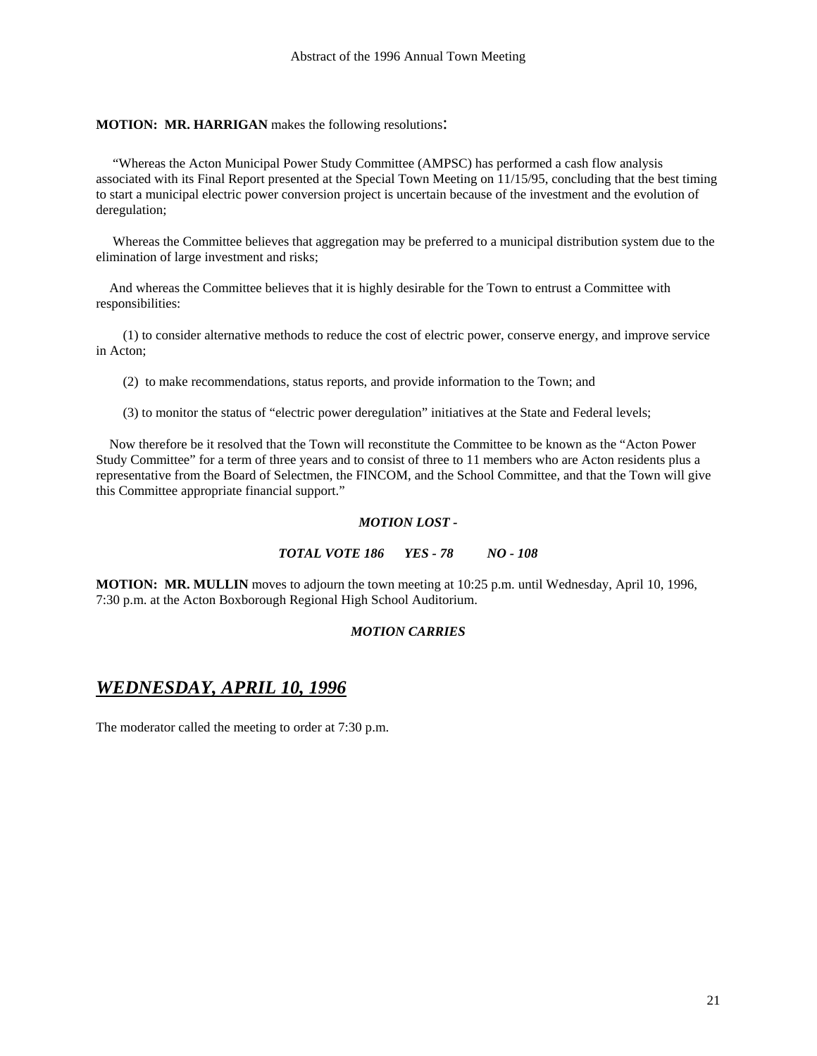**MOTION: MR. HARRIGAN** makes the following resolutions:

"Whereas the Acton Municipal Power Study Committee (AMPSC) has performed a cash flow analysis associated with its Final Report presented at the Special Town Meeting on 11/15/95, concluding that the best timing to start a municipal electric power conversion project is uncertain because of the investment and the evolution of deregulation;

Whereas the Committee believes that aggregation may be preferred to a municipal distribution system due to the elimination of large investment and risks;

And whereas the Committee believes that it is highly desirable for the Town to entrust a Committee with responsibilities:

(1) to consider alternative methods to reduce the cost of electric power, conserve energy, and improve service in Acton;

(2) to make recommendations, status reports, and provide information to the Town; and

(3) to monitor the status of "electric power deregulation" initiatives at the State and Federal levels;

Now therefore be it resolved that the Town will reconstitute the Committee to be known as the "Acton Power Study Committee" for a term of three years and to consist of three to 11 members who are Acton residents plus a representative from the Board of Selectmen, the FINCOM, and the School Committee, and that the Town will give this Committee appropriate financial support."

***MOTION LOST -***

***TOTAL VOTE 186 YES - 78 NO - 108***

**MOTION: MR. MULLIN** moves to adjourn the town meeting at 10:25 p.m. until Wednesday, April 10, 1996, 7:30 p.m. at the Acton Boxborough Regional High School Auditorium.

***MOTION CARRIES***

## ***WEDNESDAY, APRIL 10, 1996***

The moderator called the meeting to order at 7:30 p.m.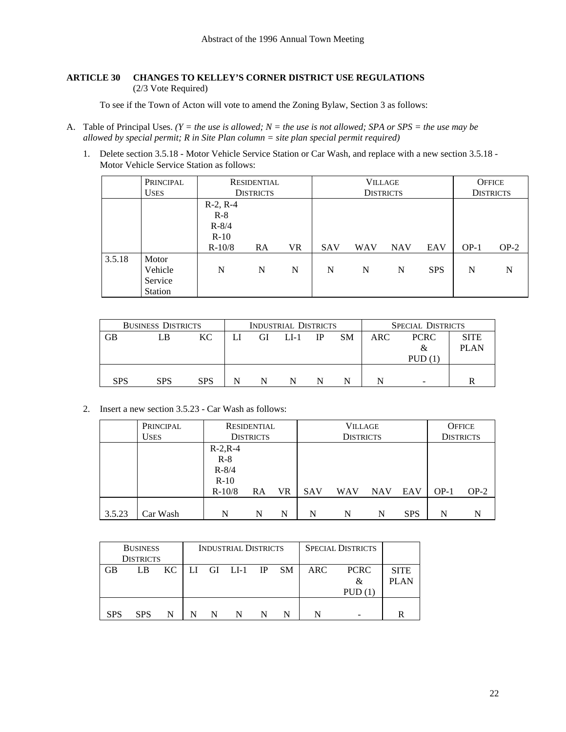**ARTICLE 30 CHANGES TO KELLEY'S CORNER DISTRICT USE REGULATIONS**
(2/3 Vote Required)

To see if the Town of Acton will vote to amend the Zoning Bylaw, Section 3 as follows:

A. Table of Principal Uses. *(Y = the use is allowed; N = the use is not allowed; SPA or SPS = the use may be allowed by special permit; R in Site Plan column = site plan special permit required)*

1. Delete section 3.5.18 - Motor Vehicle Service Station or Car Wash, and replace with a new section 3.5.18 - Motor Vehicle Service Station as follows:

| | PRINCIPAL USES | RESIDENTIAL DISTRICTS | | | VILLAGE DISTRICTS | | | | OFFICE DISTRICTS | |
|---|---|---|---|---|---|---|---|---|---|---|
| | | R-2, R-4 R-8 R-8/4 R-10 R-10/8 | RA | VR | SAV | WAV | NAV | EAV | OP-1 | OP-2 |
| 3.5.18 | Motor Vehicle Service Station | N | N | N | N | N | N | SPS | N | N |

| BUSINESS DISTRICTS | | | INDUSTRIAL DISTRICTS | | | | | SPECIAL DISTRICTS | | |
|---|---|---|---|---|---|---|---|---|---|---|
| GB | LB | KC | LI | GI | LI-1 | IP | SM | ARC | PCRC & PUD (1) | SITE PLAN |
| SPS | SPS | SPS | N | N | N | N | N | N | - | R |

2. Insert a new section 3.5.23 - Car Wash as follows:

| | PRINCIPAL USES | RESIDENTIAL DISTRICTS | | | VILLAGE DISTRICTS | | | | OFFICE DISTRICTS | |
|---|---|---|---|---|---|---|---|---|---|---|
| | | R-2,R-4 R-8 R-8/4 R-10 R-10/8 | RA | VR | SAV | WAV | NAV | EAV | OP-1 | OP-2 |
| 3.5.23 | Car Wash | N | N | N | N | N | N | SPS | N | N |

| BUSINESS DISTRICTS | | | INDUSTRIAL DISTRICTS | | | | | SPECIAL DISTRICTS | | |
|---|---|---|---|---|---|---|---|---|---|---|
| GB | LB | KC | LI | GI | LI-1 | IP | SM | ARC | PCRC & PUD (1) | SITE PLAN |
| SPS | SPS | N | N | N | N | N | N | N | - | R |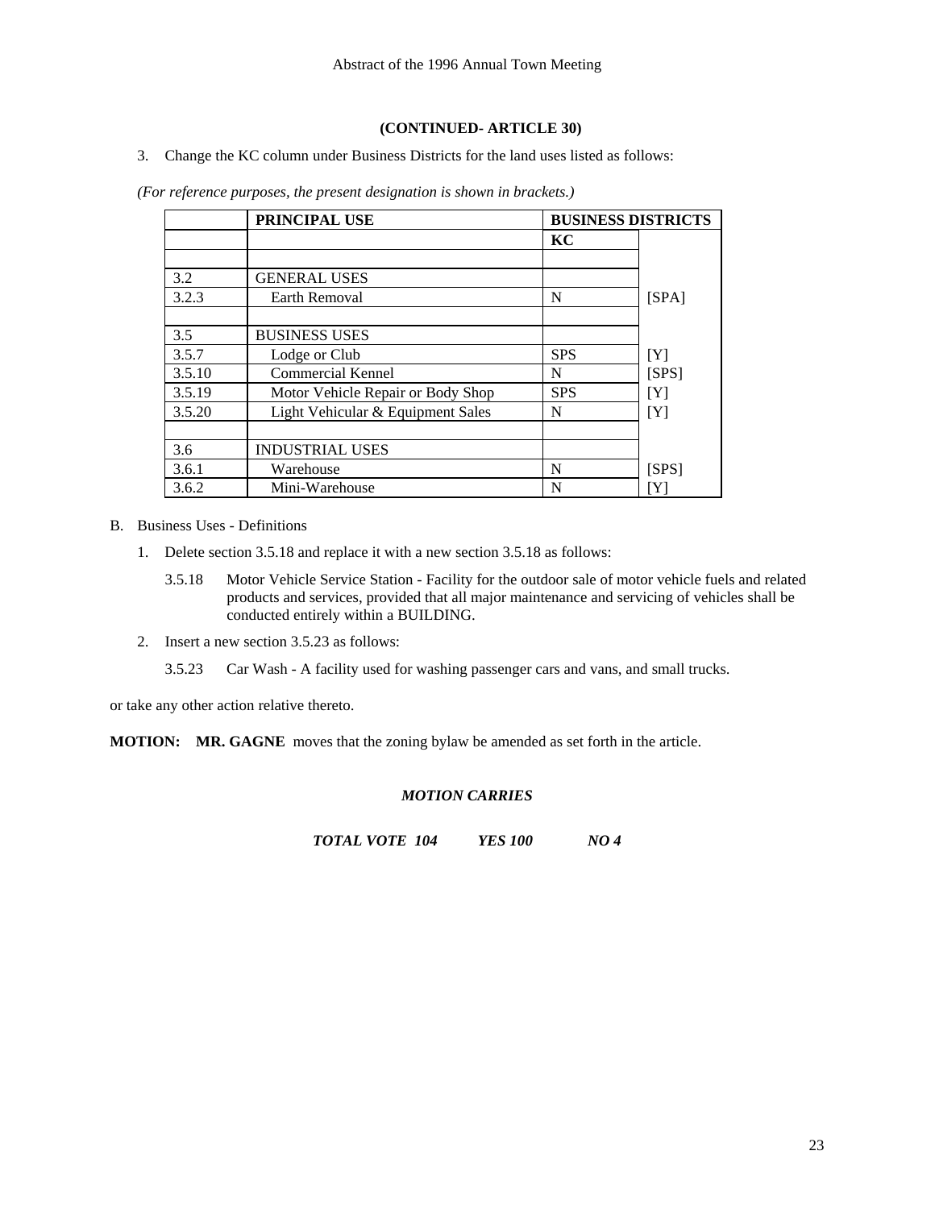**(CONTINUED- ARTICLE 30)**

3. Change the KC column under Business Districts for the land uses listed as follows:

*(For reference purposes, the present designation is shown in brackets.)*

| | PRINCIPAL USE | BUSINESS DISTRICTS | |
|---|---|---|---|
| | | KC | |
| | | | |
| 3.2 | GENERAL USES | | |
| 3.2.3 | Earth Removal | N | [SPA] |
| | | | |
| 3.5 | BUSINESS USES | | |
| 3.5.7 | Lodge or Club | SPS | [Y] |
| 3.5.10 | Commercial Kennel | N | [SPS] |
| 3.5.19 | Motor Vehicle Repair or Body Shop | SPS | [Y] |
| 3.5.20 | Light Vehicular & Equipment Sales | N | [Y] |
| | | | |
| 3.6 | INDUSTRIAL USES | | |
| 3.6.1 | Warehouse | N | [SPS] |
| 3.6.2 | Mini-Warehouse | N | [Y] |

B. Business Uses - Definitions

1. Delete section 3.5.18 and replace it with a new section 3.5.18 as follows:

   3.5.18 Motor Vehicle Service Station - Facility for the outdoor sale of motor vehicle fuels and related products and services, provided that all major maintenance and servicing of vehicles shall be conducted entirely within a BUILDING.

2. Insert a new section 3.5.23 as follows:

   3.5.23 Car Wash - A facility used for washing passenger cars and vans, and small trucks.

or take any other action relative thereto.

**MOTION:** **MR. GAGNE** moves that the zoning bylaw be amended as set forth in the article.

***MOTION CARRIES***

***TOTAL VOTE 104 YES 100 NO 4***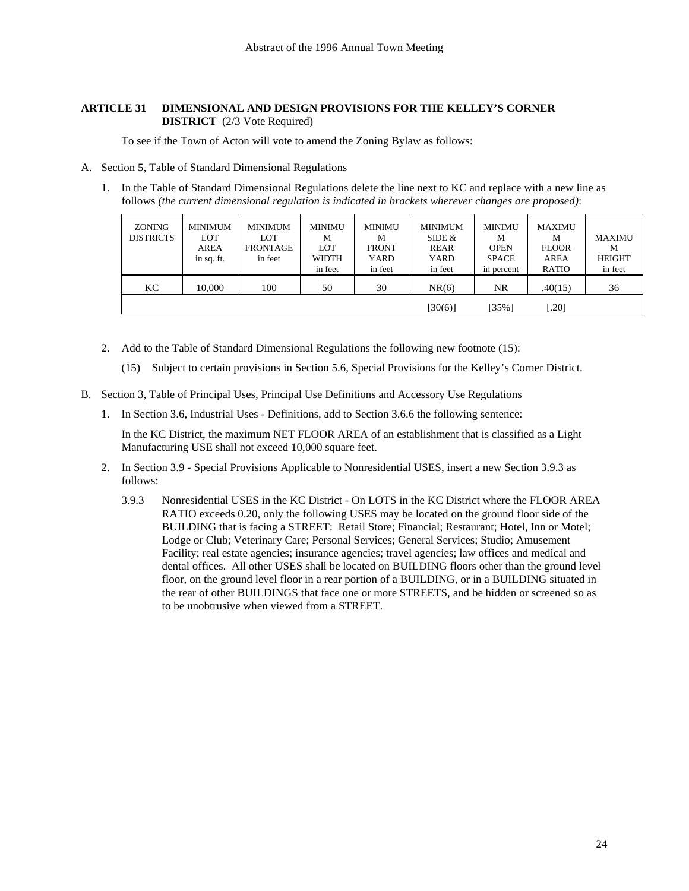**ARTICLE 31 DIMENSIONAL AND DESIGN PROVISIONS FOR THE KELLEY'S CORNER DISTRICT** (2/3 Vote Required)

To see if the Town of Acton will vote to amend the Zoning Bylaw as follows:

A. Section 5, Table of Standard Dimensional Regulations

1. In the Table of Standard Dimensional Regulations delete the line next to KC and replace with a new line as follows *(the current dimensional regulation is indicated in brackets wherever changes are proposed)*:

| ZONING DISTRICTS | MINIMUM LOT AREA in sq. ft. | MINIMUM LOT FRONTAGE in feet | MINIMUM LOT WIDTH in feet | MINIMUM FRONT YARD in feet | MINIMUM SIDE & REAR YARD in feet | MINIMUM OPEN SPACE in percent | MAXIMUM FLOOR AREA RATIO | MAXIMUM HEIGHT in feet |
|---|---|---|---|---|---|---|---|---|
| KC | 10,000 | 100 | 50 | 30 | NR(6) | NR | .40(15) | 36 |
| | | | | | [30(6)] | [35%] | [.20] | |

2. Add to the Table of Standard Dimensional Regulations the following new footnote (15):

(15) Subject to certain provisions in Section 5.6, Special Provisions for the Kelley's Corner District.

B. Section 3, Table of Principal Uses, Principal Use Definitions and Accessory Use Regulations

1. In Section 3.6, Industrial Uses - Definitions, add to Section 3.6.6 the following sentence:

   In the KC District, the maximum NET FLOOR AREA of an establishment that is classified as a Light Manufacturing USE shall not exceed 10,000 square feet.

2. In Section 3.9 - Special Provisions Applicable to Nonresidential USES, insert a new Section 3.9.3 as follows:

   3.9.3 Nonresidential USES in the KC District - On LOTS in the KC District where the FLOOR AREA RATIO exceeds 0.20, only the following USES may be located on the ground floor side of the BUILDING that is facing a STREET: Retail Store; Financial; Restaurant; Hotel, Inn or Motel; Lodge or Club; Veterinary Care; Personal Services; General Services; Studio; Amusement Facility; real estate agencies; insurance agencies; travel agencies; law offices and medical and dental offices. All other USES shall be located on BUILDING floors other than the ground level floor, on the ground level floor in a rear portion of a BUILDING, or in a BUILDING situated in the rear of other BUILDINGS that face one or more STREETS, and be hidden or screened so as to be unobtrusive when viewed from a STREET.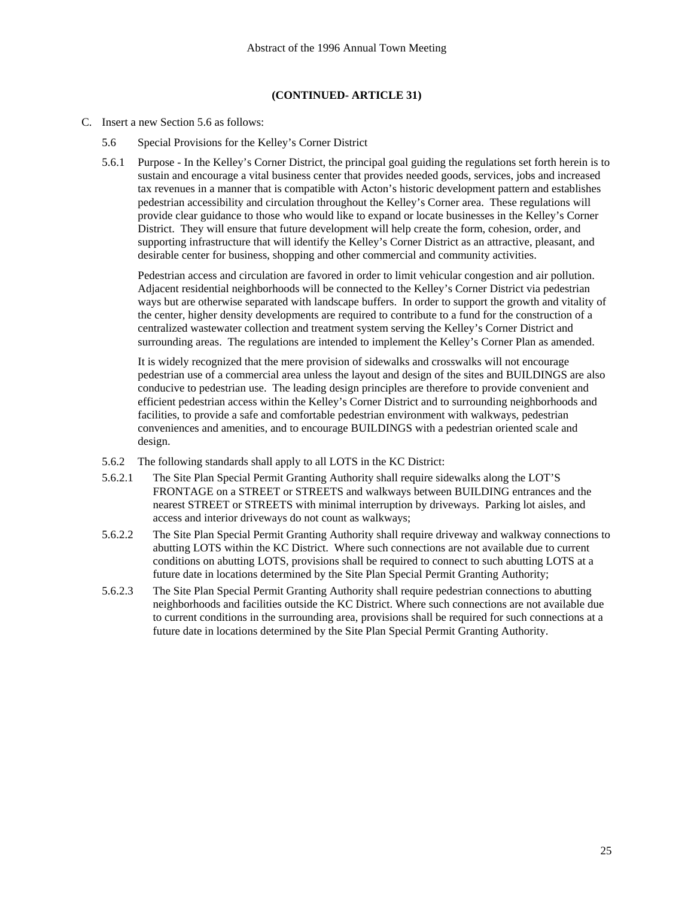**(CONTINUED- ARTICLE 31)**

C. Insert a new Section 5.6 as follows:

5.6 Special Provisions for the Kelley's Corner District

5.6.1 Purpose - In the Kelley's Corner District, the principal goal guiding the regulations set forth herein is to sustain and encourage a vital business center that provides needed goods, services, jobs and increased tax revenues in a manner that is compatible with Acton's historic development pattern and establishes pedestrian accessibility and circulation throughout the Kelley's Corner area. These regulations will provide clear guidance to those who would like to expand or locate businesses in the Kelley's Corner District. They will ensure that future development will help create the form, cohesion, order, and supporting infrastructure that will identify the Kelley's Corner District as an attractive, pleasant, and desirable center for business, shopping and other commercial and community activities.

Pedestrian access and circulation are favored in order to limit vehicular congestion and air pollution. Adjacent residential neighborhoods will be connected to the Kelley's Corner District via pedestrian ways but are otherwise separated with landscape buffers. In order to support the growth and vitality of the center, higher density developments are required to contribute to a fund for the construction of a centralized wastewater collection and treatment system serving the Kelley's Corner District and surrounding areas. The regulations are intended to implement the Kelley's Corner Plan as amended.

It is widely recognized that the mere provision of sidewalks and crosswalks will not encourage pedestrian use of a commercial area unless the layout and design of the sites and BUILDINGS are also conducive to pedestrian use. The leading design principles are therefore to provide convenient and efficient pedestrian access within the Kelley's Corner District and to surrounding neighborhoods and facilities, to provide a safe and comfortable pedestrian environment with walkways, pedestrian conveniences and amenities, and to encourage BUILDINGS with a pedestrian oriented scale and design.

5.6.2 The following standards shall apply to all LOTS in the KC District:

5.6.2.1 The Site Plan Special Permit Granting Authority shall require sidewalks along the LOT'S FRONTAGE on a STREET or STREETS and walkways between BUILDING entrances and the nearest STREET or STREETS with minimal interruption by driveways. Parking lot aisles, and access and interior driveways do not count as walkways;

5.6.2.2 The Site Plan Special Permit Granting Authority shall require driveway and walkway connections to abutting LOTS within the KC District. Where such connections are not available due to current conditions on abutting LOTS, provisions shall be required to connect to such abutting LOTS at a future date in locations determined by the Site Plan Special Permit Granting Authority;

5.6.2.3 The Site Plan Special Permit Granting Authority shall require pedestrian connections to abutting neighborhoods and facilities outside the KC District. Where such connections are not available due to current conditions in the surrounding area, provisions shall be required for such connections at a future date in locations determined by the Site Plan Special Permit Granting Authority.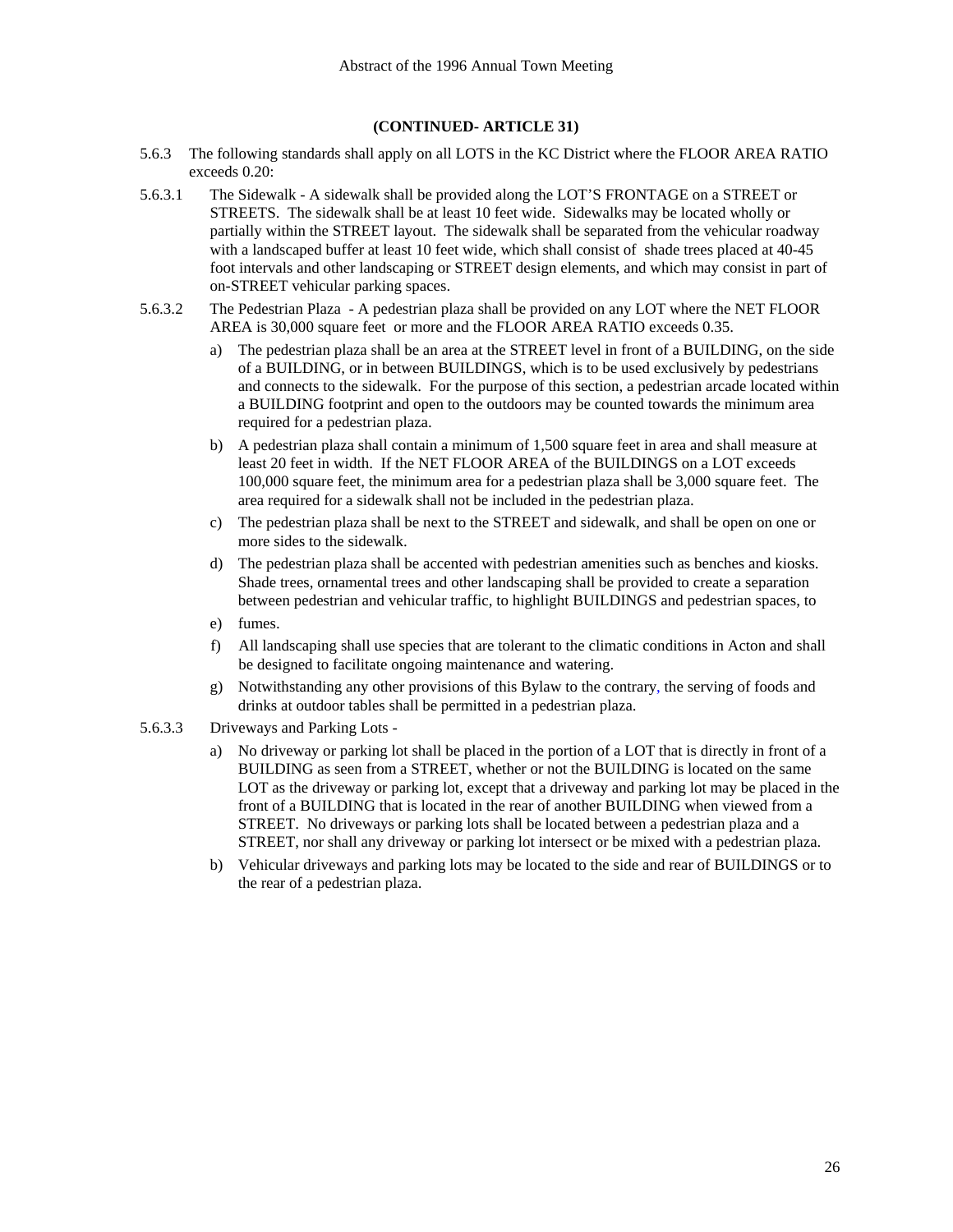**(CONTINUED- ARTICLE 31)**

5.6.3 The following standards shall apply on all LOTS in the KC District where the FLOOR AREA RATIO exceeds 0.20:

5.6.3.1 The Sidewalk - A sidewalk shall be provided along the LOT'S FRONTAGE on a STREET or STREETS. The sidewalk shall be at least 10 feet wide. Sidewalks may be located wholly or partially within the STREET layout. The sidewalk shall be separated from the vehicular roadway with a landscaped buffer at least 10 feet wide, which shall consist of shade trees placed at 40-45 foot intervals and other landscaping or STREET design elements, and which may consist in part of on-STREET vehicular parking spaces.

5.6.3.2 The Pedestrian Plaza - A pedestrian plaza shall be provided on any LOT where the NET FLOOR AREA is 30,000 square feet or more and the FLOOR AREA RATIO exceeds 0.35.

a) The pedestrian plaza shall be an area at the STREET level in front of a BUILDING, on the side of a BUILDING, or in between BUILDINGS, which is to be used exclusively by pedestrians and connects to the sidewalk. For the purpose of this section, a pedestrian arcade located within a BUILDING footprint and open to the outdoors may be counted towards the minimum area required for a pedestrian plaza.

b) A pedestrian plaza shall contain a minimum of 1,500 square feet in area and shall measure at least 20 feet in width. If the NET FLOOR AREA of the BUILDINGS on a LOT exceeds 100,000 square feet, the minimum area for a pedestrian plaza shall be 3,000 square feet. The area required for a sidewalk shall not be included in the pedestrian plaza.

c) The pedestrian plaza shall be next to the STREET and sidewalk, and shall be open on one or more sides to the sidewalk.

d) The pedestrian plaza shall be accented with pedestrian amenities such as benches and kiosks. Shade trees, ornamental trees and other landscaping shall be provided to create a separation between pedestrian and vehicular traffic, to highlight BUILDINGS and pedestrian spaces, to

e) fumes.

f) All landscaping shall use species that are tolerant to the climatic conditions in Acton and shall be designed to facilitate ongoing maintenance and watering.

g) Notwithstanding any other provisions of this Bylaw to the contrary, the serving of foods and drinks at outdoor tables shall be permitted in a pedestrian plaza.

5.6.3.3 Driveways and Parking Lots -

a) No driveway or parking lot shall be placed in the portion of a LOT that is directly in front of a BUILDING as seen from a STREET, whether or not the BUILDING is located on the same LOT as the driveway or parking lot, except that a driveway and parking lot may be placed in the front of a BUILDING that is located in the rear of another BUILDING when viewed from a STREET. No driveways or parking lots shall be located between a pedestrian plaza and a STREET, nor shall any driveway or parking lot intersect or be mixed with a pedestrian plaza.

b) Vehicular driveways and parking lots may be located to the side and rear of BUILDINGS or to the rear of a pedestrian plaza.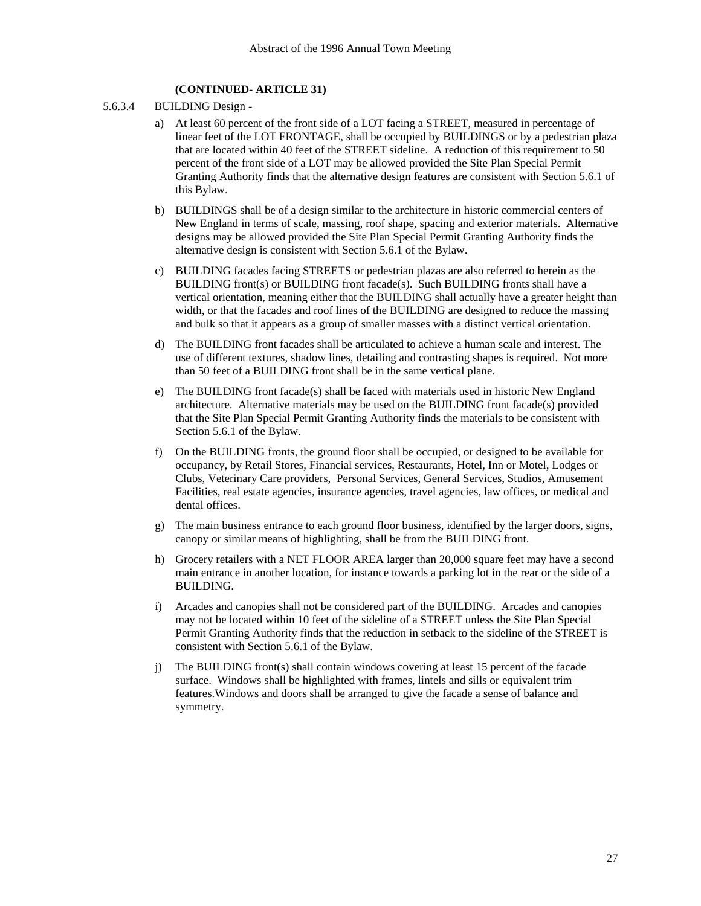**(CONTINUED- ARTICLE 31)**

5.6.3.4 BUILDING Design -

a) At least 60 percent of the front side of a LOT facing a STREET, measured in percentage of linear feet of the LOT FRONTAGE, shall be occupied by BUILDINGS or by a pedestrian plaza that are located within 40 feet of the STREET sideline. A reduction of this requirement to 50 percent of the front side of a LOT may be allowed provided the Site Plan Special Permit Granting Authority finds that the alternative design features are consistent with Section 5.6.1 of this Bylaw.

b) BUILDINGS shall be of a design similar to the architecture in historic commercial centers of New England in terms of scale, massing, roof shape, spacing and exterior materials. Alternative designs may be allowed provided the Site Plan Special Permit Granting Authority finds the alternative design is consistent with Section 5.6.1 of the Bylaw.

c) BUILDING facades facing STREETS or pedestrian plazas are also referred to herein as the BUILDING front(s) or BUILDING front facade(s). Such BUILDING fronts shall have a vertical orientation, meaning either that the BUILDING shall actually have a greater height than width, or that the facades and roof lines of the BUILDING are designed to reduce the massing and bulk so that it appears as a group of smaller masses with a distinct vertical orientation.

d) The BUILDING front facades shall be articulated to achieve a human scale and interest. The use of different textures, shadow lines, detailing and contrasting shapes is required. Not more than 50 feet of a BUILDING front shall be in the same vertical plane.

e) The BUILDING front facade(s) shall be faced with materials used in historic New England architecture. Alternative materials may be used on the BUILDING front facade(s) provided that the Site Plan Special Permit Granting Authority finds the materials to be consistent with Section 5.6.1 of the Bylaw.

f) On the BUILDING fronts, the ground floor shall be occupied, or designed to be available for occupancy, by Retail Stores, Financial services, Restaurants, Hotel, Inn or Motel, Lodges or Clubs, Veterinary Care providers, Personal Services, General Services, Studios, Amusement Facilities, real estate agencies, insurance agencies, travel agencies, law offices, or medical and dental offices.

g) The main business entrance to each ground floor business, identified by the larger doors, signs, canopy or similar means of highlighting, shall be from the BUILDING front.

h) Grocery retailers with a NET FLOOR AREA larger than 20,000 square feet may have a second main entrance in another location, for instance towards a parking lot in the rear or the side of a BUILDING.

i) Arcades and canopies shall not be considered part of the BUILDING. Arcades and canopies may not be located within 10 feet of the sideline of a STREET unless the Site Plan Special Permit Granting Authority finds that the reduction in setback to the sideline of the STREET is consistent with Section 5.6.1 of the Bylaw.

j) The BUILDING front(s) shall contain windows covering at least 15 percent of the facade surface. Windows shall be highlighted with frames, lintels and sills or equivalent trim features.Windows and doors shall be arranged to give the facade a sense of balance and symmetry.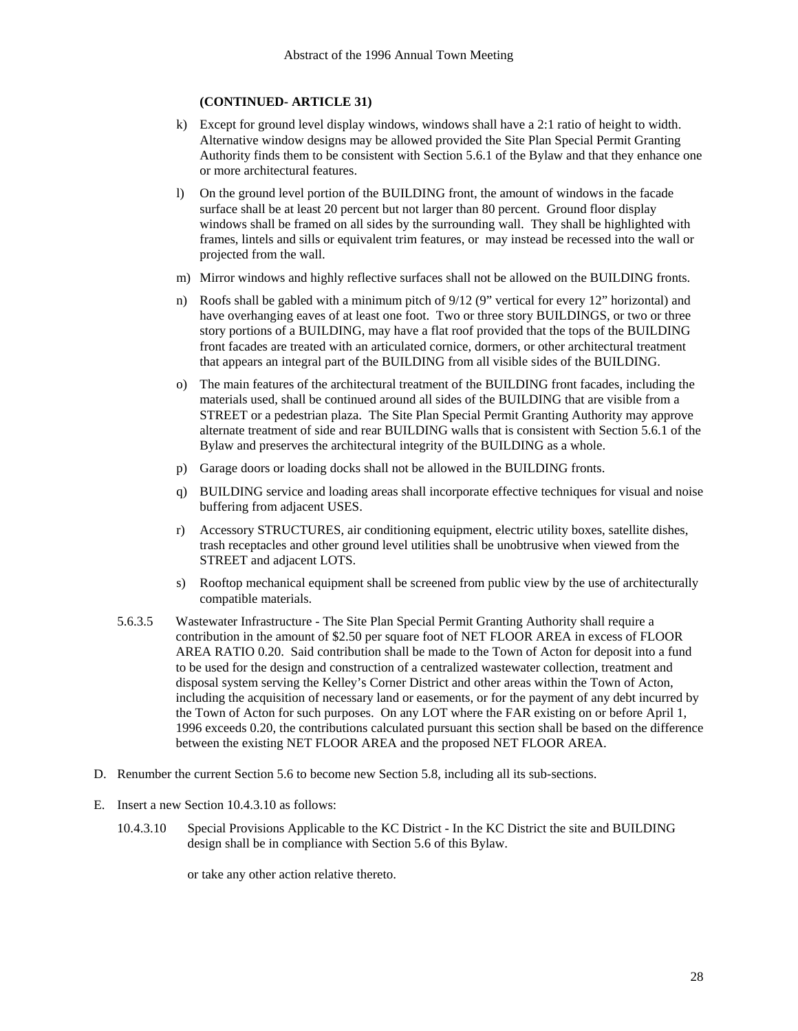**(CONTINUED- ARTICLE 31)**

k) Except for ground level display windows, windows shall have a 2:1 ratio of height to width. Alternative window designs may be allowed provided the Site Plan Special Permit Granting Authority finds them to be consistent with Section 5.6.1 of the Bylaw and that they enhance one or more architectural features.

l) On the ground level portion of the BUILDING front, the amount of windows in the facade surface shall be at least 20 percent but not larger than 80 percent. Ground floor display windows shall be framed on all sides by the surrounding wall. They shall be highlighted with frames, lintels and sills or equivalent trim features, or may instead be recessed into the wall or projected from the wall.

m) Mirror windows and highly reflective surfaces shall not be allowed on the BUILDING fronts.

n) Roofs shall be gabled with a minimum pitch of 9/12 (9" vertical for every 12" horizontal) and have overhanging eaves of at least one foot. Two or three story BUILDINGS, or two or three story portions of a BUILDING, may have a flat roof provided that the tops of the BUILDING front facades are treated with an articulated cornice, dormers, or other architectural treatment that appears an integral part of the BUILDING from all visible sides of the BUILDING.

o) The main features of the architectural treatment of the BUILDING front facades, including the materials used, shall be continued around all sides of the BUILDING that are visible from a STREET or a pedestrian plaza. The Site Plan Special Permit Granting Authority may approve alternate treatment of side and rear BUILDING walls that is consistent with Section 5.6.1 of the Bylaw and preserves the architectural integrity of the BUILDING as a whole.

p) Garage doors or loading docks shall not be allowed in the BUILDING fronts.

q) BUILDING service and loading areas shall incorporate effective techniques for visual and noise buffering from adjacent USES.

r) Accessory STRUCTURES, air conditioning equipment, electric utility boxes, satellite dishes, trash receptacles and other ground level utilities shall be unobtrusive when viewed from the STREET and adjacent LOTS.

s) Rooftop mechanical equipment shall be screened from public view by the use of architecturally compatible materials.

5.6.3.5 Wastewater Infrastructure - The Site Plan Special Permit Granting Authority shall require a contribution in the amount of $2.50 per square foot of NET FLOOR AREA in excess of FLOOR AREA RATIO 0.20. Said contribution shall be made to the Town of Acton for deposit into a fund to be used for the design and construction of a centralized wastewater collection, treatment and disposal system serving the Kelley's Corner District and other areas within the Town of Acton, including the acquisition of necessary land or easements, or for the payment of any debt incurred by the Town of Acton for such purposes. On any LOT where the FAR existing on or before April 1, 1996 exceeds 0.20, the contributions calculated pursuant this section shall be based on the difference between the existing NET FLOOR AREA and the proposed NET FLOOR AREA.

D. Renumber the current Section 5.6 to become new Section 5.8, including all its sub-sections.

E. Insert a new Section 10.4.3.10 as follows:

10.4.3.10 Special Provisions Applicable to the KC District - In the KC District the site and BUILDING design shall be in compliance with Section 5.6 of this Bylaw.

or take any other action relative thereto.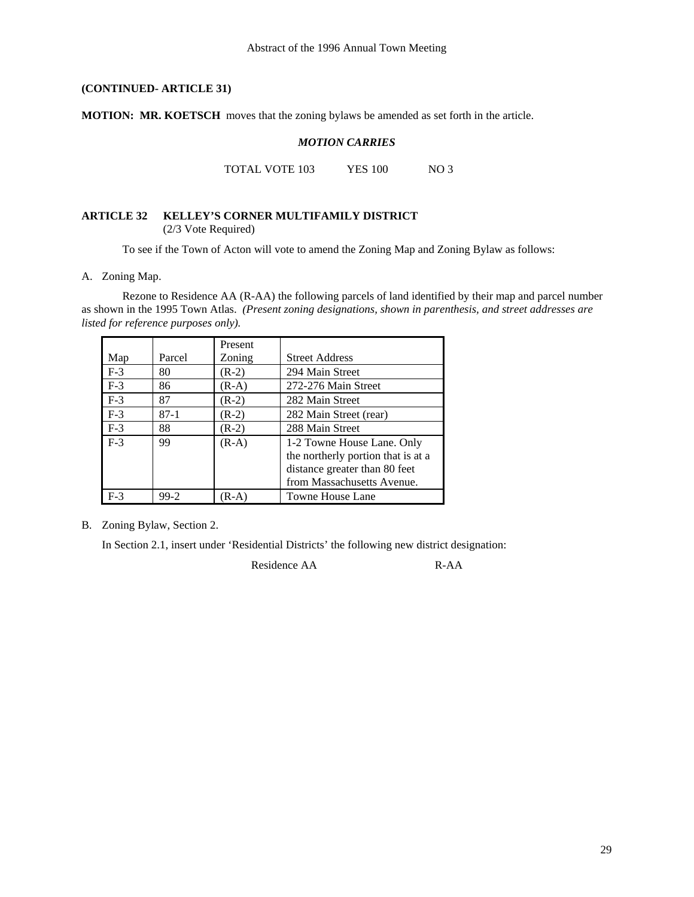**(CONTINUED- ARTICLE 31)**

**MOTION: MR. KOETSCH** moves that the zoning bylaws be amended as set forth in the article.

***MOTION CARRIES***

TOTAL VOTE 103 YES 100 NO 3

**ARTICLE 32 KELLEY'S CORNER MULTIFAMILY DISTRICT**
(2/3 Vote Required)

To see if the Town of Acton will vote to amend the Zoning Map and Zoning Bylaw as follows:

A. Zoning Map.

Rezone to Residence AA (R-AA) the following parcels of land identified by their map and parcel number as shown in the 1995 Town Atlas. *(Present zoning designations, shown in parenthesis, and street addresses are listed for reference purposes only).*

| Map | Parcel | Present Zoning | Street Address |
|---|---|---|---|
| F-3 | 80 | (R-2) | 294 Main Street |
| F-3 | 86 | (R-A) | 272-276 Main Street |
| F-3 | 87 | (R-2) | 282 Main Street |
| F-3 | 87-1 | (R-2) | 282 Main Street (rear) |
| F-3 | 88 | (R-2) | 288 Main Street |
| F-3 | 99 | (R-A) | 1-2 Towne House Lane. Only the northerly portion that is at a distance greater than 80 feet from Massachusetts Avenue. |
| F-3 | 99-2 | (R-A) | Towne House Lane |

B. Zoning Bylaw, Section 2.

In Section 2.1, insert under 'Residential Districts' the following new district designation:

Residence AA R-AA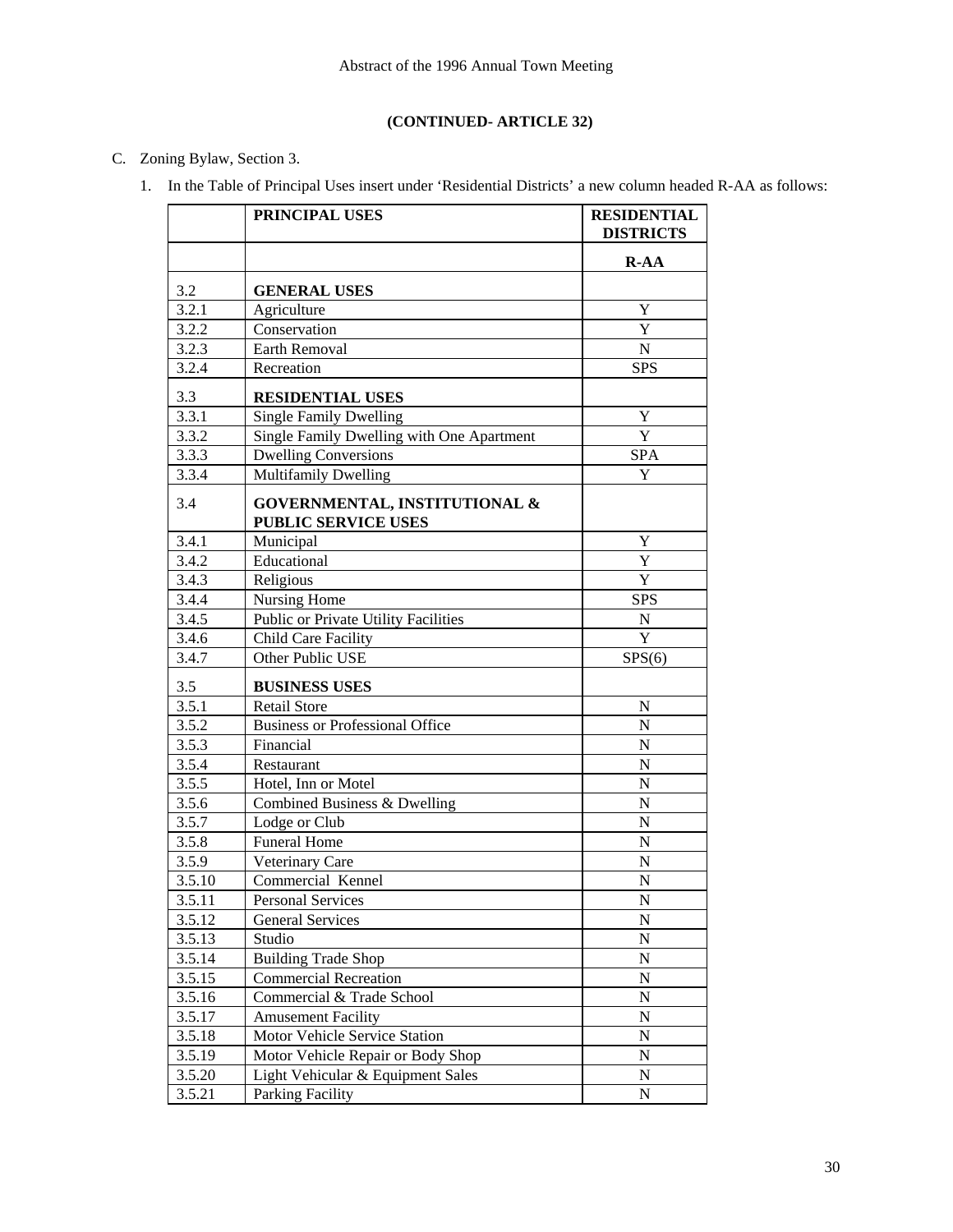**(CONTINUED- ARTICLE 32)**

C. Zoning Bylaw, Section 3.

1. In the Table of Principal Uses insert under 'Residential Districts' a new column headed R-AA as follows:

| | PRINCIPAL USES | RESIDENTIAL DISTRICTS |
|---|---|---|
| | | **R-AA** |
| 3.2 | **GENERAL USES** | |
| 3.2.1 | Agriculture | Y |
| 3.2.2 | Conservation | Y |
| 3.2.3 | Earth Removal | N |
| 3.2.4 | Recreation | SPS |
| 3.3 | **RESIDENTIAL USES** | |
| 3.3.1 | Single Family Dwelling | Y |
| 3.3.2 | Single Family Dwelling with One Apartment | Y |
| 3.3.3 | Dwelling Conversions | SPA |
| 3.3.4 | Multifamily Dwelling | Y |
| 3.4 | **GOVERNMENTAL, INSTITUTIONAL & PUBLIC SERVICE USES** | |
| 3.4.1 | Municipal | Y |
| 3.4.2 | Educational | Y |
| 3.4.3 | Religious | Y |
| 3.4.4 | Nursing Home | SPS |
| 3.4.5 | Public or Private Utility Facilities | N |
| 3.4.6 | Child Care Facility | Y |
| 3.4.7 | Other Public USE | SPS(6) |
| 3.5 | **BUSINESS USES** | |
| 3.5.1 | Retail Store | N |
| 3.5.2 | Business or Professional Office | N |
| 3.5.3 | Financial | N |
| 3.5.4 | Restaurant | N |
| 3.5.5 | Hotel, Inn or Motel | N |
| 3.5.6 | Combined Business & Dwelling | N |
| 3.5.7 | Lodge or Club | N |
| 3.5.8 | Funeral Home | N |
| 3.5.9 | Veterinary Care | N |
| 3.5.10 | Commercial Kennel | N |
| 3.5.11 | Personal Services | N |
| 3.5.12 | General Services | N |
| 3.5.13 | Studio | N |
| 3.5.14 | Building Trade Shop | N |
| 3.5.15 | Commercial Recreation | N |
| 3.5.16 | Commercial & Trade School | N |
| 3.5.17 | Amusement Facility | N |
| 3.5.18 | Motor Vehicle Service Station | N |
| 3.5.19 | Motor Vehicle Repair or Body Shop | N |
| 3.5.20 | Light Vehicular & Equipment Sales | N |
| 3.5.21 | Parking Facility | N |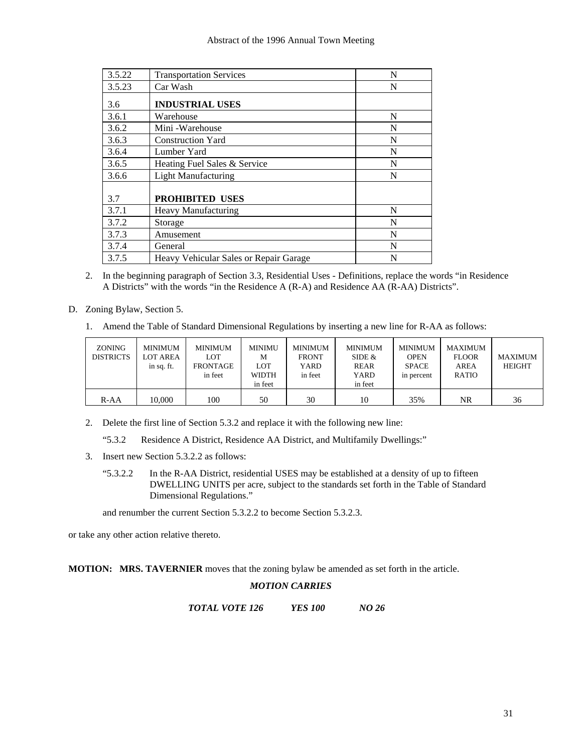| | | |
|---|---|---|
| 3.5.22 | Transportation Services | N |
| 3.5.23 | Car Wash | N |
| 3.6 | **INDUSTRIAL USES** | |
| 3.6.1 | Warehouse | N |
| 3.6.2 | Mini -Warehouse | N |
| 3.6.3 | Construction Yard | N |
| 3.6.4 | Lumber Yard | N |
| 3.6.5 | Heating Fuel Sales & Service | N |
| 3.6.6 | Light Manufacturing | N |
| 3.7 | **PROHIBITED USES** | |
| 3.7.1 | Heavy Manufacturing | N |
| 3.7.2 | Storage | N |
| 3.7.3 | Amusement | N |
| 3.7.4 | General | N |
| 3.7.5 | Heavy Vehicular Sales or Repair Garage | N |

2. In the beginning paragraph of Section 3.3, Residential Uses - Definitions, replace the words "in Residence A Districts" with the words "in the Residence A (R-A) and Residence AA (R-AA) Districts".

D. Zoning Bylaw, Section 5.

1. Amend the Table of Standard Dimensional Regulations by inserting a new line for R-AA as follows:

| ZONING DISTRICTS | MINIMUM LOT AREA in sq. ft. | MINIMUM LOT FRONTAGE in feet | MINIMUM LOT WIDTH in feet | MINIMUM FRONT YARD in feet | MINIMUM SIDE & REAR YARD in feet | MINIMUM OPEN SPACE in percent | MAXIMUM FLOOR AREA RATIO | MAXIMUM HEIGHT |
|---|---|---|---|---|---|---|---|---|
| R-AA | 10,000 | 100 | 50 | 30 | 10 | 35% | NR | 36 |

2. Delete the first line of Section 5.3.2 and replace it with the following new line:

   "5.3.2 Residence A District, Residence AA District, and Multifamily Dwellings:"

3. Insert new Section 5.3.2.2 as follows:

   "5.3.2.2 In the R-AA District, residential USES may be established at a density of up to fifteen DWELLING UNITS per acre, subject to the standards set forth in the Table of Standard Dimensional Regulations."

   and renumber the current Section 5.3.2.2 to become Section 5.3.2.3.

or take any other action relative thereto.

**MOTION: MRS. TAVERNIER** moves that the zoning bylaw be amended as set forth in the article.

***MOTION CARRIES***

***TOTAL VOTE 126 YES 100 NO 26***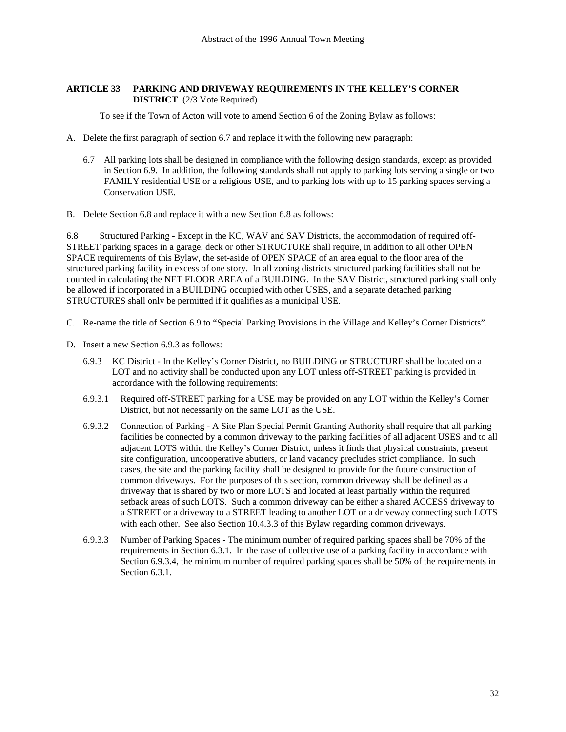### ARTICLE 33 PARKING AND DRIVEWAY REQUIREMENTS IN THE KELLEY'S CORNER DISTRICT (2/3 Vote Required)

To see if the Town of Acton will vote to amend Section 6 of the Zoning Bylaw as follows:

A. Delete the first paragraph of section 6.7 and replace it with the following new paragraph:

6.7 All parking lots shall be designed in compliance with the following design standards, except as provided in Section 6.9. In addition, the following standards shall not apply to parking lots serving a single or two FAMILY residential USE or a religious USE, and to parking lots with up to 15 parking spaces serving a Conservation USE.

B. Delete Section 6.8 and replace it with a new Section 6.8 as follows:

6.8 Structured Parking - Except in the KC, WAV and SAV Districts, the accommodation of required off-STREET parking spaces in a garage, deck or other STRUCTURE shall require, in addition to all other OPEN SPACE requirements of this Bylaw, the set-aside of OPEN SPACE of an area equal to the floor area of the structured parking facility in excess of one story. In all zoning districts structured parking facilities shall not be counted in calculating the NET FLOOR AREA of a BUILDING. In the SAV District, structured parking shall only be allowed if incorporated in a BUILDING occupied with other USES, and a separate detached parking STRUCTURES shall only be permitted if it qualifies as a municipal USE.

C. Re-name the title of Section 6.9 to "Special Parking Provisions in the Village and Kelley's Corner Districts".

D. Insert a new Section 6.9.3 as follows:

6.9.3 KC District - In the Kelley's Corner District, no BUILDING or STRUCTURE shall be located on a LOT and no activity shall be conducted upon any LOT unless off-STREET parking is provided in accordance with the following requirements:

6.9.3.1 Required off-STREET parking for a USE may be provided on any LOT within the Kelley's Corner District, but not necessarily on the same LOT as the USE.

6.9.3.2 Connection of Parking - A Site Plan Special Permit Granting Authority shall require that all parking facilities be connected by a common driveway to the parking facilities of all adjacent USES and to all adjacent LOTS within the Kelley's Corner District, unless it finds that physical constraints, present site configuration, uncooperative abutters, or land vacancy precludes strict compliance. In such cases, the site and the parking facility shall be designed to provide for the future construction of common driveways. For the purposes of this section, common driveway shall be defined as a driveway that is shared by two or more LOTS and located at least partially within the required setback areas of such LOTS. Such a common driveway can be either a shared ACCESS driveway to a STREET or a driveway to a STREET leading to another LOT or a driveway connecting such LOTS with each other. See also Section 10.4.3.3 of this Bylaw regarding common driveways.

6.9.3.3 Number of Parking Spaces - The minimum number of required parking spaces shall be 70% of the requirements in Section 6.3.1. In the case of collective use of a parking facility in accordance with Section 6.9.3.4, the minimum number of required parking spaces shall be 50% of the requirements in Section 6.3.1.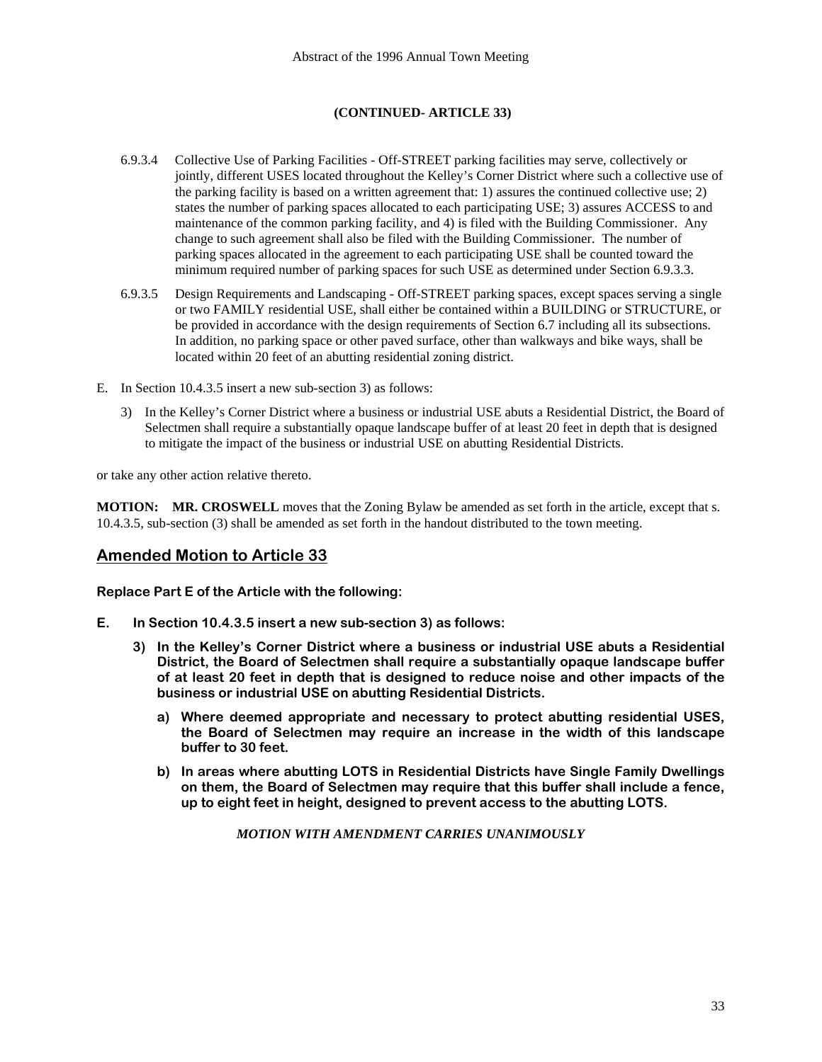**(CONTINUED- ARTICLE 33)**

6.9.3.4 Collective Use of Parking Facilities - Off-STREET parking facilities may serve, collectively or jointly, different USES located throughout the Kelley's Corner District where such a collective use of the parking facility is based on a written agreement that: 1) assures the continued collective use; 2) states the number of parking spaces allocated to each participating USE; 3) assures ACCESS to and maintenance of the common parking facility, and 4) is filed with the Building Commissioner. Any change to such agreement shall also be filed with the Building Commissioner. The number of parking spaces allocated in the agreement to each participating USE shall be counted toward the minimum required number of parking spaces for such USE as determined under Section 6.9.3.3.

6.9.3.5 Design Requirements and Landscaping - Off-STREET parking spaces, except spaces serving a single or two FAMILY residential USE, shall either be contained within a BUILDING or STRUCTURE, or be provided in accordance with the design requirements of Section 6.7 including all its subsections. In addition, no parking space or other paved surface, other than walkways and bike ways, shall be located within 20 feet of an abutting residential zoning district.

E. In Section 10.4.3.5 insert a new sub-section 3) as follows:

3) In the Kelley's Corner District where a business or industrial USE abuts a Residential District, the Board of Selectmen shall require a substantially opaque landscape buffer of at least 20 feet in depth that is designed to mitigate the impact of the business or industrial USE on abutting Residential Districts.

or take any other action relative thereto.

**MOTION: MR. CROSWELL** moves that the Zoning Bylaw be amended as set forth in the article, except that s. 10.4.3.5, sub-section (3) shall be amended as set forth in the handout distributed to the town meeting.

## Amended Motion to Article 33

**Replace Part E of the Article with the following:**

**E. In Section 10.4.3.5 insert a new sub-section 3) as follows:**

**3) In the Kelley's Corner District where a business or industrial USE abuts a Residential District, the Board of Selectmen shall require a substantially opaque landscape buffer of at least 20 feet in depth that is designed to reduce noise and other impacts of the business or industrial USE on abutting Residential Districts.**

**a) Where deemed appropriate and necessary to protect abutting residential USES, the Board of Selectmen may require an increase in the width of this landscape buffer to 30 feet.**

**b) In areas where abutting LOTS in Residential Districts have Single Family Dwellings on them, the Board of Selectmen may require that this buffer shall include a fence, up to eight feet in height, designed to prevent access to the abutting LOTS.**

***MOTION WITH AMENDMENT CARRIES UNANIMOUSLY***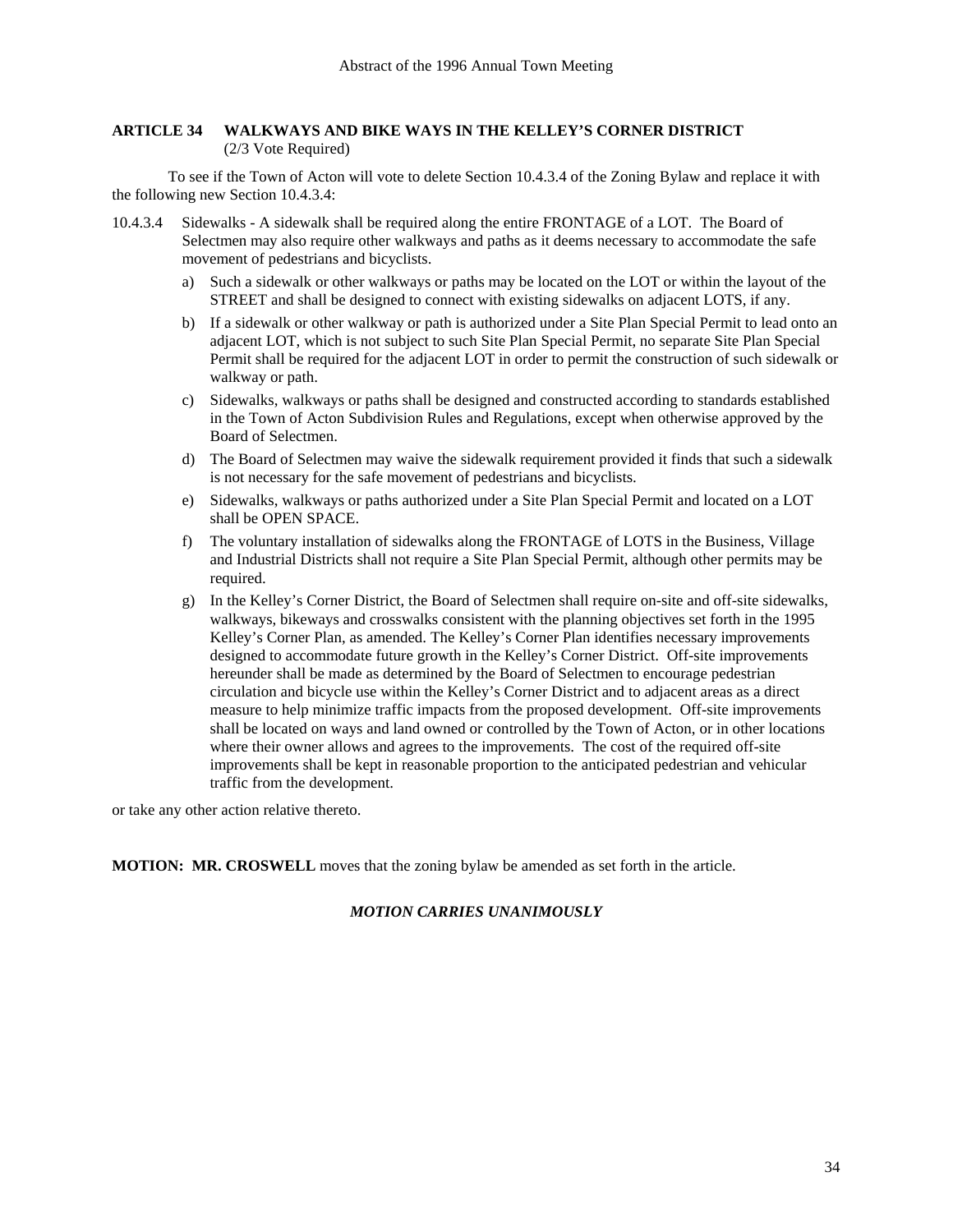## ARTICLE 34 WALKWAYS AND BIKE WAYS IN THE KELLEY'S CORNER DISTRICT

(2/3 Vote Required)

To see if the Town of Acton will vote to delete Section 10.4.3.4 of the Zoning Bylaw and replace it with the following new Section 10.4.3.4:

10.4.3.4 Sidewalks - A sidewalk shall be required along the entire FRONTAGE of a LOT. The Board of Selectmen may also require other walkways and paths as it deems necessary to accommodate the safe movement of pedestrians and bicyclists.

a) Such a sidewalk or other walkways or paths may be located on the LOT or within the layout of the STREET and shall be designed to connect with existing sidewalks on adjacent LOTS, if any.

b) If a sidewalk or other walkway or path is authorized under a Site Plan Special Permit to lead onto an adjacent LOT, which is not subject to such Site Plan Special Permit, no separate Site Plan Special Permit shall be required for the adjacent LOT in order to permit the construction of such sidewalk or walkway or path.

c) Sidewalks, walkways or paths shall be designed and constructed according to standards established in the Town of Acton Subdivision Rules and Regulations, except when otherwise approved by the Board of Selectmen.

d) The Board of Selectmen may waive the sidewalk requirement provided it finds that such a sidewalk is not necessary for the safe movement of pedestrians and bicyclists.

e) Sidewalks, walkways or paths authorized under a Site Plan Special Permit and located on a LOT shall be OPEN SPACE.

f) The voluntary installation of sidewalks along the FRONTAGE of LOTS in the Business, Village and Industrial Districts shall not require a Site Plan Special Permit, although other permits may be required.

g) In the Kelley's Corner District, the Board of Selectmen shall require on-site and off-site sidewalks, walkways, bikeways and crosswalks consistent with the planning objectives set forth in the 1995 Kelley's Corner Plan, as amended. The Kelley's Corner Plan identifies necessary improvements designed to accommodate future growth in the Kelley's Corner District. Off-site improvements hereunder shall be made as determined by the Board of Selectmen to encourage pedestrian circulation and bicycle use within the Kelley's Corner District and to adjacent areas as a direct measure to help minimize traffic impacts from the proposed development. Off-site improvements shall be located on ways and land owned or controlled by the Town of Acton, or in other locations where their owner allows and agrees to the improvements. The cost of the required off-site improvements shall be kept in reasonable proportion to the anticipated pedestrian and vehicular traffic from the development.

or take any other action relative thereto.

**MOTION: MR. CROSWELL** moves that the zoning bylaw be amended as set forth in the article.

***MOTION CARRIES UNANIMOUSLY***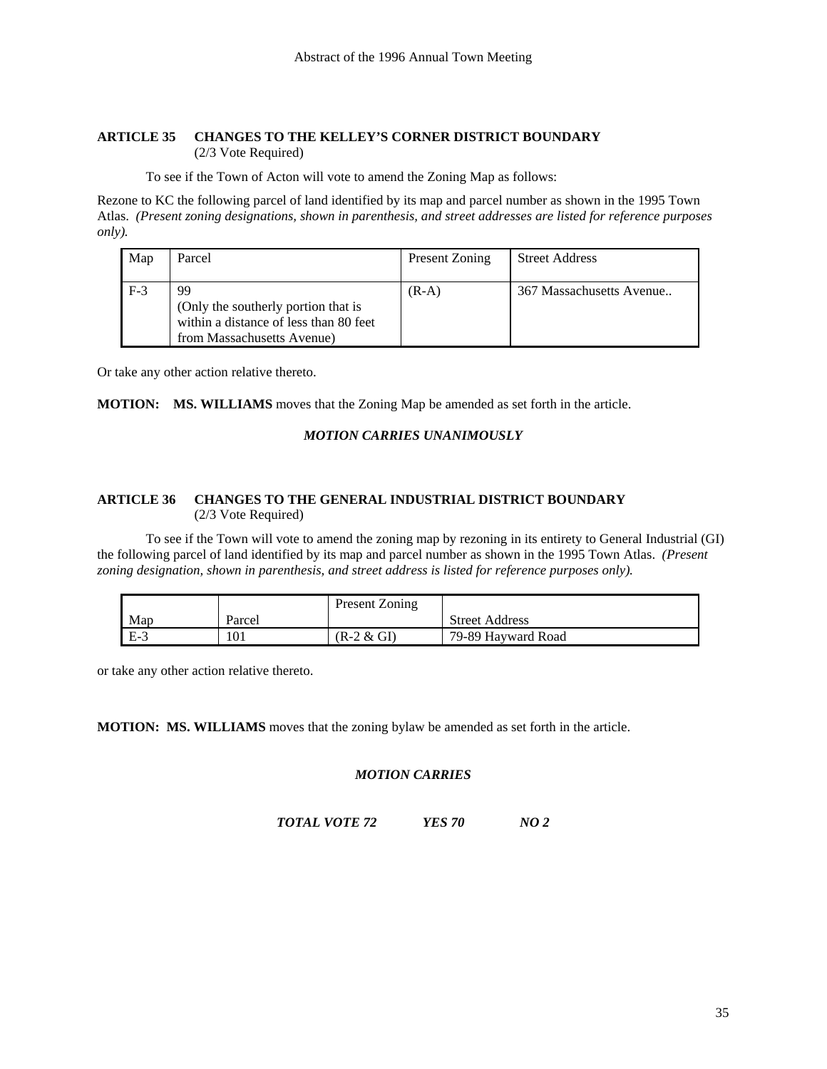### ARTICLE 35 CHANGES TO THE KELLEY'S CORNER DISTRICT BOUNDARY
(2/3 Vote Required)

To see if the Town of Acton will vote to amend the Zoning Map as follows:

Rezone to KC the following parcel of land identified by its map and parcel number as shown in the 1995 Town Atlas. *(Present zoning designations, shown in parenthesis, and street addresses are listed for reference purposes only).*

| Map | Parcel | Present Zoning | Street Address |
|---|---|---|---|
| F-3 | 99 (Only the southerly portion that is within a distance of less than 80 feet from Massachusetts Avenue) | (R-A) | 367 Massachusetts Avenue.. |

Or take any other action relative thereto.

**MOTION: MS. WILLIAMS** moves that the Zoning Map be amended as set forth in the article.

***MOTION CARRIES UNANIMOUSLY***

### ARTICLE 36 CHANGES TO THE GENERAL INDUSTRIAL DISTRICT BOUNDARY
(2/3 Vote Required)

To see if the Town will vote to amend the zoning map by rezoning in its entirety to General Industrial (GI) the following parcel of land identified by its map and parcel number as shown in the 1995 Town Atlas. *(Present zoning designation, shown in parenthesis, and street address is listed for reference purposes only).*

| Map | Parcel | Present Zoning | Street Address |
|---|---|---|---|
| E-3 | 101 | (R-2 & GI) | 79-89 Hayward Road |

or take any other action relative thereto.

**MOTION: MS. WILLIAMS** moves that the zoning bylaw be amended as set forth in the article.

***MOTION CARRIES***

***TOTAL VOTE 72 YES 70 NO 2***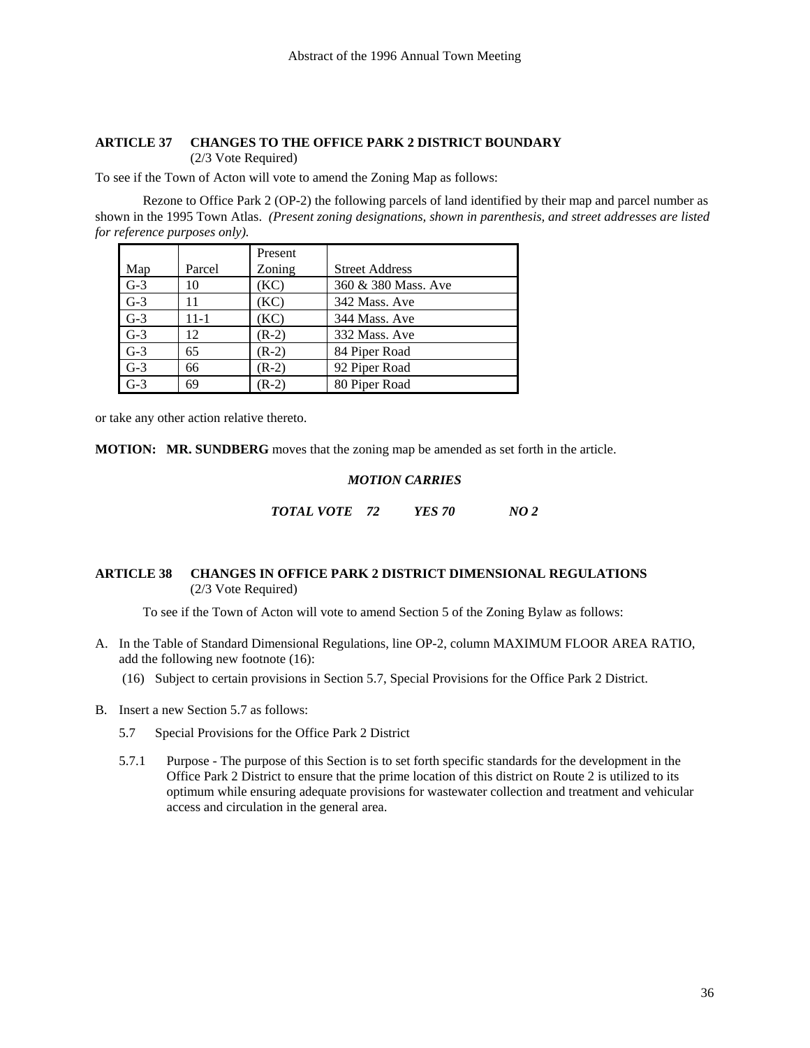### ARTICLE 37 CHANGES TO THE OFFICE PARK 2 DISTRICT BOUNDARY
(2/3 Vote Required)

To see if the Town of Acton will vote to amend the Zoning Map as follows:

Rezone to Office Park 2 (OP-2) the following parcels of land identified by their map and parcel number as shown in the 1995 Town Atlas. *(Present zoning designations, shown in parenthesis, and street addresses are listed for reference purposes only).*

| Map | Parcel | Present Zoning | Street Address |
|---|---|---|---|
| G-3 | 10 | (KC) | 360 & 380 Mass. Ave |
| G-3 | 11 | (KC) | 342 Mass. Ave |
| G-3 | 11-1 | (KC) | 344 Mass. Ave |
| G-3 | 12 | (R-2) | 332 Mass. Ave |
| G-3 | 65 | (R-2) | 84 Piper Road |
| G-3 | 66 | (R-2) | 92 Piper Road |
| G-3 | 69 | (R-2) | 80 Piper Road |

or take any other action relative thereto.

**MOTION: MR. SUNDBERG** moves that the zoning map be amended as set forth in the article.

***MOTION CARRIES***

***TOTAL VOTE 72 YES 70 NO 2***

### ARTICLE 38 CHANGES IN OFFICE PARK 2 DISTRICT DIMENSIONAL REGULATIONS
(2/3 Vote Required)

To see if the Town of Acton will vote to amend Section 5 of the Zoning Bylaw as follows:

A. In the Table of Standard Dimensional Regulations, line OP-2, column MAXIMUM FLOOR AREA RATIO, add the following new footnote (16):

(16) Subject to certain provisions in Section 5.7, Special Provisions for the Office Park 2 District.

B. Insert a new Section 5.7 as follows:

5.7 Special Provisions for the Office Park 2 District

5.7.1 Purpose - The purpose of this Section is to set forth specific standards for the development in the Office Park 2 District to ensure that the prime location of this district on Route 2 is utilized to its optimum while ensuring adequate provisions for wastewater collection and treatment and vehicular access and circulation in the general area.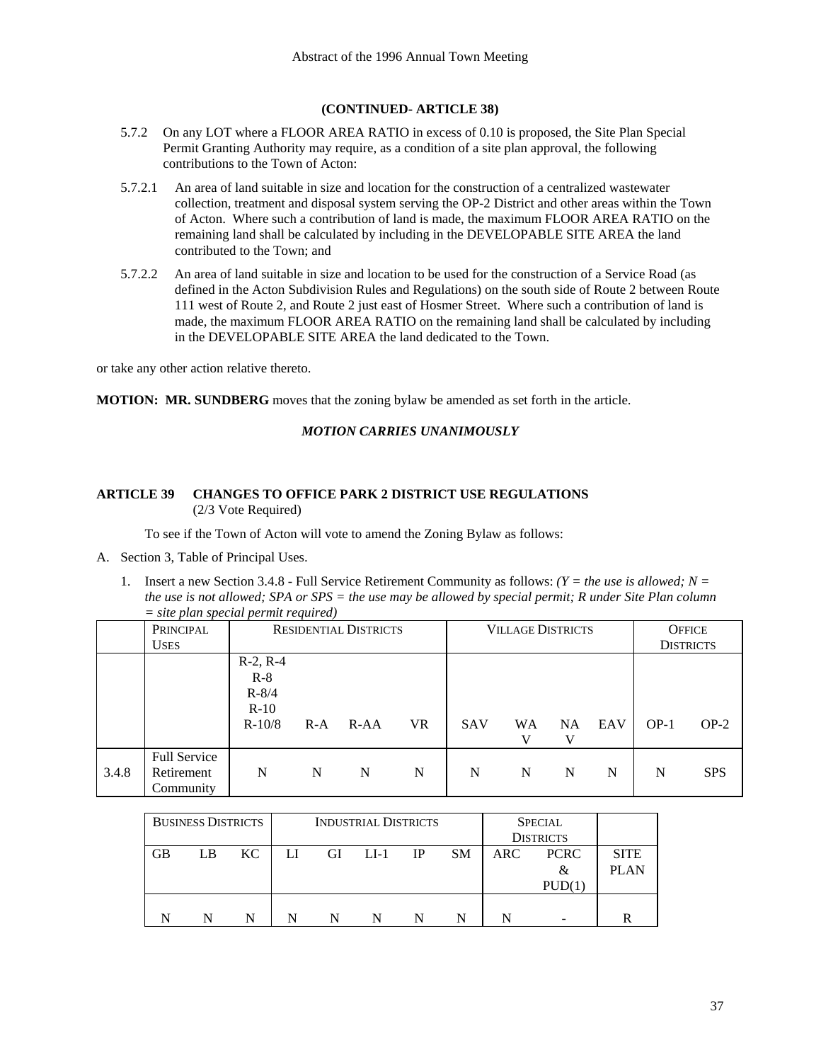**(CONTINUED- ARTICLE 38)**

5.7.2 On any LOT where a FLOOR AREA RATIO in excess of 0.10 is proposed, the Site Plan Special Permit Granting Authority may require, as a condition of a site plan approval, the following contributions to the Town of Acton:

5.7.2.1 An area of land suitable in size and location for the construction of a centralized wastewater collection, treatment and disposal system serving the OP-2 District and other areas within the Town of Acton. Where such a contribution of land is made, the maximum FLOOR AREA RATIO on the remaining land shall be calculated by including in the DEVELOPABLE SITE AREA the land contributed to the Town; and

5.7.2.2 An area of land suitable in size and location to be used for the construction of a Service Road (as defined in the Acton Subdivision Rules and Regulations) on the south side of Route 2 between Route 111 west of Route 2, and Route 2 just east of Hosmer Street. Where such a contribution of land is made, the maximum FLOOR AREA RATIO on the remaining land shall be calculated by including in the DEVELOPABELE SITE AREA the land dedicated to the Town.

or take any other action relative thereto.

**MOTION: MR. SUNDBERG** moves that the zoning bylaw be amended as set forth in the article.

***MOTION CARRIES UNANIMOUSLY***

**ARTICLE 39 CHANGES TO OFFICE PARK 2 DISTRICT USE REGULATIONS**
(2/3 Vote Required)

To see if the Town of Acton will vote to amend the Zoning Bylaw as follows:

A. Section 3, Table of Principal Uses.

1. Insert a new Section 3.4.8 - Full Service Retirement Community as follows: *(Y = the use is allowed; N = the use is not allowed; SPA or SPS = the use may be allowed by special permit; R under Site Plan column = site plan special permit required)*

| | PRINCIPAL USES | RESIDENTIAL DISTRICTS | | | | VILLAGE DISTRICTS | | | | OFFICE DISTRICTS | |
|---|---|---|---|---|---|---|---|---|---|---|---|
| | | R-2, R-4 R-8 R-8/4 R-10 R-10/8 | R-A | R-AA | VR | SAV | WAV | NAV | EAV | OP-1 | OP-2 |
| 3.4.8 | Full Service Retirement Community | N | N | N | N | N | N | N | N | N | SPS |

| BUSINESS DISTRICTS | | | INDUSTRIAL DISTRICTS | | | | | SPECIAL DISTRICTS | | |
|---|---|---|---|---|---|---|---|---|---|---|
| GB | LB | KC | LI | GI | LI-1 | IP | SM | ARC | PCRC & PUD(1) | SITE PLAN |
| N | N | N | N | N | N | N | N | N | - | R |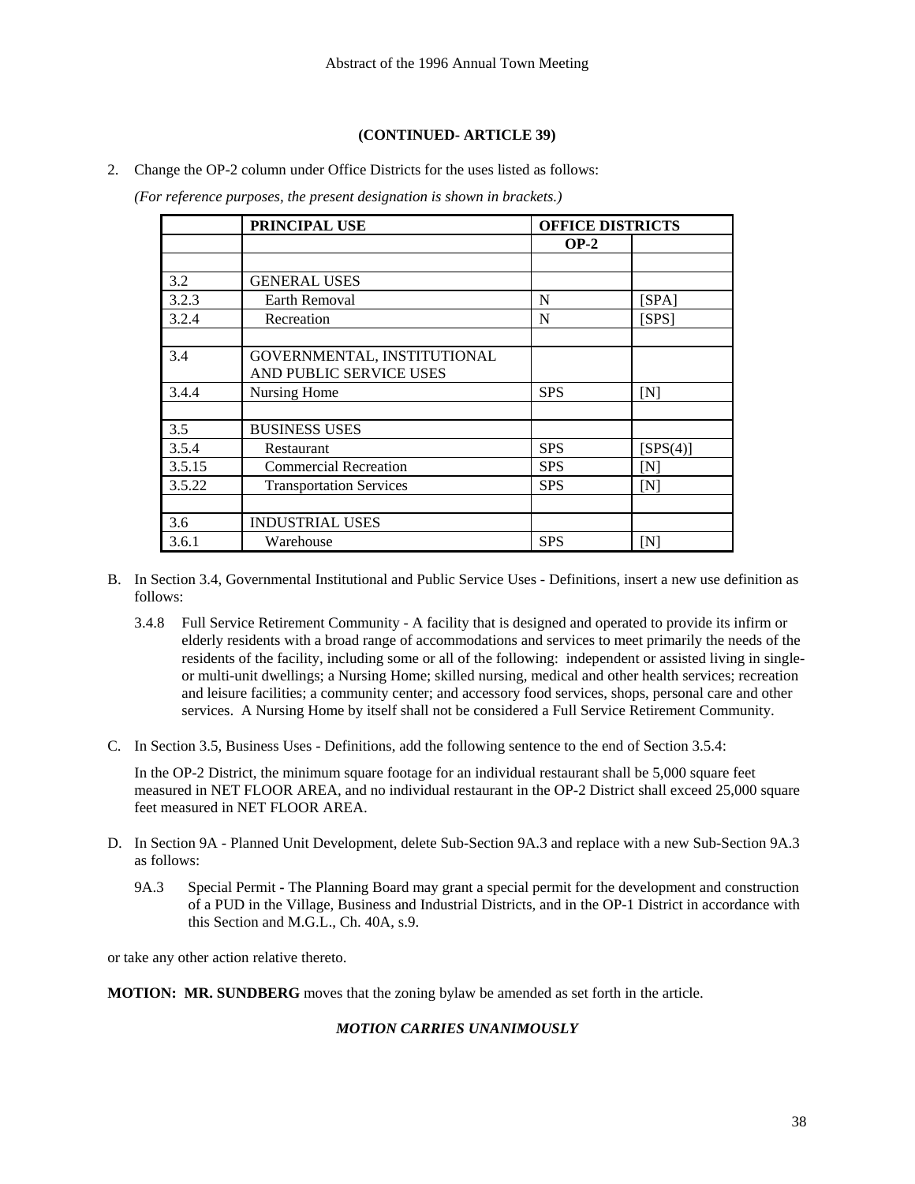**(CONTINUED- ARTICLE 39)**

2. Change the OP-2 column under Office Districts for the uses listed as follows:

   *(For reference purposes, the present designation is shown in brackets.)*

| | PRINCIPAL USE | OFFICE DISTRICTS | |
|---|---|---|---|
| | | OP-2 | |
| | | | |
| 3.2 | GENERAL USES | | |
| 3.2.3 | Earth Removal | N | [SPA] |
| 3.2.4 | Recreation | N | [SPS] |
| | | | |
| 3.4 | GOVERNMENTAL, INSTITUTIONAL AND PUBLIC SERVICE USES | | |
| 3.4.4 | Nursing Home | SPS | [N] |
| | | | |
| 3.5 | BUSINESS USES | | |
| 3.5.4 | Restaurant | SPS | [SPS(4)] |
| 3.5.15 | Commercial Recreation | SPS | [N] |
| 3.5.22 | Transportation Services | SPS | [N] |
| | | | |
| 3.6 | INDUSTRIAL USES | | |
| 3.6.1 | Warehouse | SPS | [N] |

B. In Section 3.4, Governmental Institutional and Public Service Uses - Definitions, insert a new use definition as follows:

   3.4.8 Full Service Retirement Community - A facility that is designed and operated to provide its infirm or elderly residents with a broad range of accommodations and services to meet primarily the needs of the residents of the facility, including some or all of the following: independent or assisted living in single- or multi-unit dwellings; a Nursing Home; skilled nursing, medical and other health services; recreation and leisure facilities; a community center; and accessory food services, shops, personal care and other services. A Nursing Home by itself shall not be considered a Full Service Retirement Community.

C. In Section 3.5, Business Uses - Definitions, add the following sentence to the end of Section 3.5.4:

   In the OP-2 District, the minimum square footage for an individual restaurant shall be 5,000 square feet measured in NET FLOOR AREA, and no individual restaurant in the OP-2 District shall exceed 25,000 square feet measured in NET FLOOR AREA.

D. In Section 9A - Planned Unit Development, delete Sub-Section 9A.3 and replace with a new Sub-Section 9A.3 as follows:

   9A.3 Special Permit **-** The Planning Board may grant a special permit for the development and construction of a PUD in the Village, Business and Industrial Districts, and in the OP-1 District in accordance with this Section and M.G.L., Ch. 40A, s.9.

or take any other action relative thereto.

**MOTION: MR. SUNDBERG** moves that the zoning bylaw be amended as set forth in the article.

***MOTION CARRIES UNANIMOUSLY***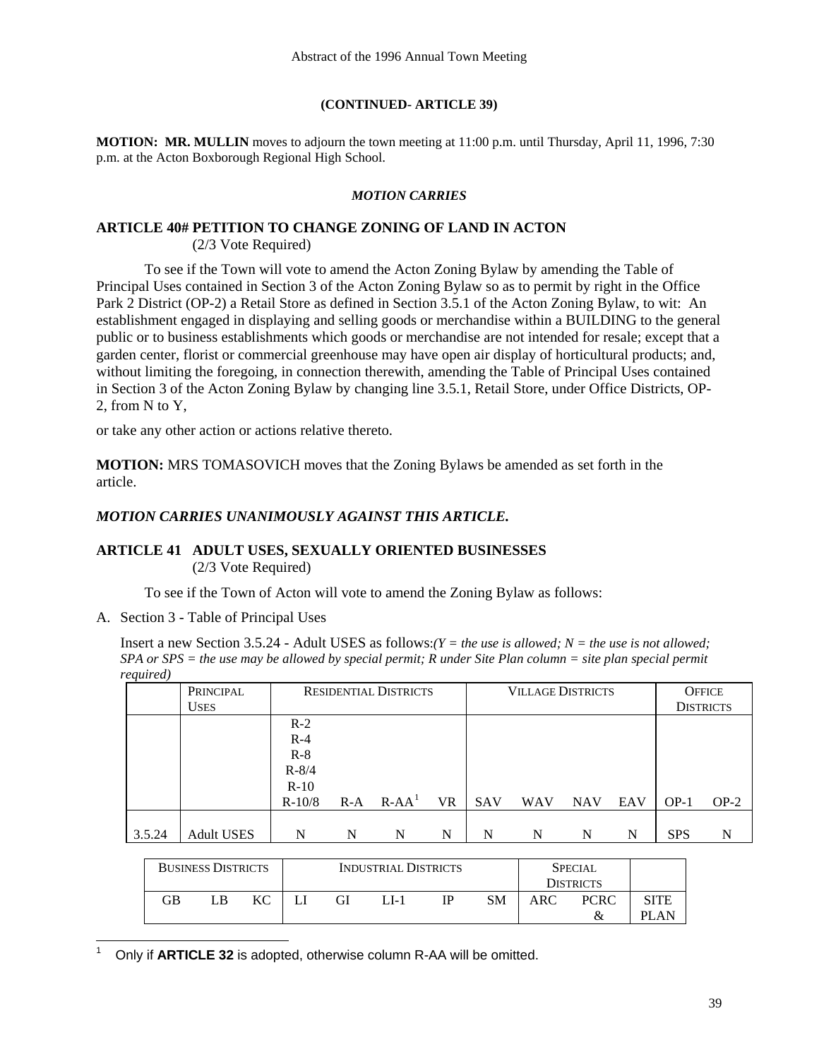**(CONTINUED- ARTICLE 39)**

**MOTION: MR. MULLIN** moves to adjourn the town meeting at 11:00 p.m. until Thursday, April 11, 1996, 7:30 p.m. at the Acton Boxborough Regional High School.

***MOTION CARRIES***

## ARTICLE 40# PETITION TO CHANGE ZONING OF LAND IN ACTON

(2/3 Vote Required)

To see if the Town will vote to amend the Acton Zoning Bylaw by amending the Table of Principal Uses contained in Section 3 of the Acton Zoning Bylaw so as to permit by right in the Office Park 2 District (OP-2) a Retail Store as defined in Section 3.5.1 of the Acton Zoning Bylaw, to wit: An establishment engaged in displaying and selling goods or merchandise within a BUILDING to the general public or to business establishments which goods or merchandise are not intended for resale; except that a garden center, florist or commercial greenhouse may have open air display of horticultural products; and, without limiting the foregoing, in connection therewith, amending the Table of Principal Uses contained in Section 3 of the Acton Zoning Bylaw by changing line 3.5.1, Retail Store, under Office Districts, OP-2, from N to Y,

or take any other action or actions relative thereto.

**MOTION:** MRS TOMASOVICH moves that the Zoning Bylaws be amended as set forth in the article.

***MOTION CARRIES UNANIMOUSLY AGAINST THIS ARTICLE.***

## ARTICLE 41 ADULT USES, SEXUALLY ORIENTED BUSINESSES

(2/3 Vote Required)

To see if the Town of Acton will vote to amend the Zoning Bylaw as follows:

A. Section 3 - Table of Principal Uses

Insert a new Section 3.5.24 - Adult USES as follows:*(Y = the use is allowed; N = the use is not allowed; SPA or SPS = the use may be allowed by special permit; R under Site Plan column = site plan special permit required)*

| | PRINCIPAL USES | RESIDENTIAL DISTRICTS | | | | VILLAGE DISTRICTS | | | | OFFICE DISTRICTS | |
|---|---|---|---|---|---|---|---|---|---|---|---|
| | | R-2<br>R-4<br>R-8<br>R-8/4<br>R-10<br>R-10/8 | R-A | R-AA[1] | VR | SAV | WAV | NAV | EAV | OP-1 | OP-2 |
| 3.5.24 | Adult USES | N | N | N | N | N | N | N | N | SPS | N |

| BUSINESS DISTRICTS | | | INDUSTRIAL DISTRICTS | | | | | SPECIAL DISTRICTS | | |
|---|---|---|---|---|---|---|---|---|---|---|
| GB | LB | KC | LI | GI | LI-1 | IP | SM | ARC | PCRC & | SITE PLAN |

[1] Only if **ARTICLE 32** is adopted, otherwise column R-AA will be omitted.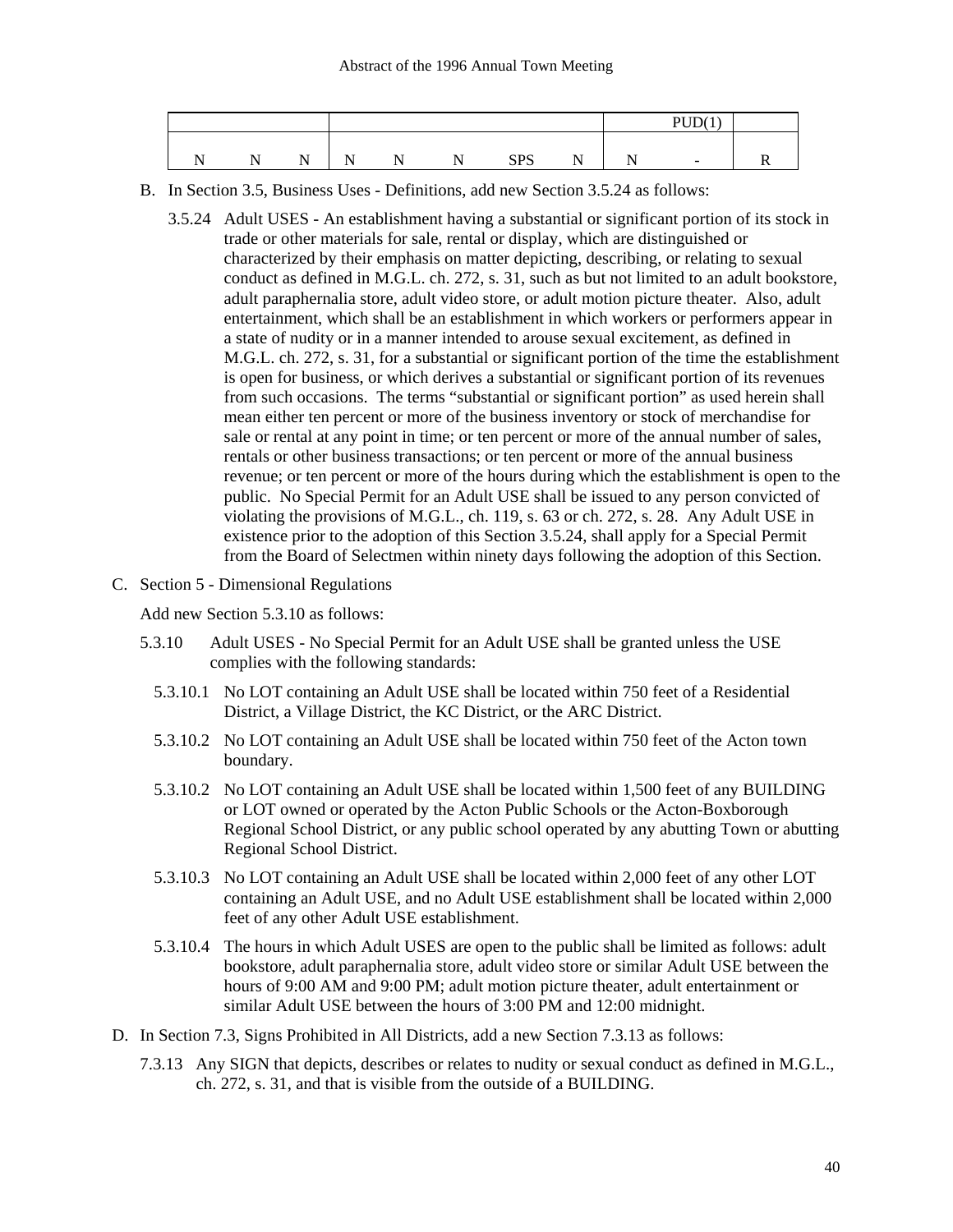| | | | | | | | | | | |
|---|---|---|---|---|---|---|---|---|---|---|
| | | | | | | | | | PUD(1) | |
| N | N | N | N | N | N | SPS | N | N | - | R |

B. In Section 3.5, Business Uses - Definitions, add new Section 3.5.24 as follows:

3.5.24 Adult USES - An establishment having a substantial or significant portion of its stock in trade or other materials for sale, rental or display, which are distinguished or characterized by their emphasis on matter depicting, describing, or relating to sexual conduct as defined in M.G.L. ch. 272, s. 31, such as but not limited to an adult bookstore, adult paraphernalia store, adult video store, or adult motion picture theater. Also, adult entertainment, which shall be an establishment in which workers or performers appear in a state of nudity or in a manner intended to arouse sexual excitement, as defined in M.G.L. ch. 272, s. 31, for a substantial or significant portion of the time the establishment is open for business, or which derives a substantial or significant portion of its revenues from such occasions. The terms "substantial or significant portion" as used herein shall mean either ten percent or more of the business inventory or stock of merchandise for sale or rental at any point in time; or ten percent or more of the annual number of sales, rentals or other business transactions; or ten percent or more of the annual business revenue; or ten percent or more of the hours during which the establishment is open to the public. No Special Permit for an Adult USE shall be issued to any person convicted of violating the provisions of M.G.L., ch. 119, s. 63 or ch. 272, s. 28. Any Adult USE in existence prior to the adoption of this Section 3.5.24, shall apply for a Special Permit from the Board of Selectmen within ninety days following the adoption of this Section.

C. Section 5 - Dimensional Regulations

Add new Section 5.3.10 as follows:

5.3.10 Adult USES - No Special Permit for an Adult USE shall be granted unless the USE complies with the following standards:

5.3.10.1 No LOT containing an Adult USE shall be located within 750 feet of a Residential District, a Village District, the KC District, or the ARC District.

5.3.10.2 No LOT containing an Adult USE shall be located within 750 feet of the Acton town boundary.

5.3.10.2 No LOT containing an Adult USE shall be located within 1,500 feet of any BUILDING or LOT owned or operated by the Acton Public Schools or the Acton-Boxborough Regional School District, or any public school operated by any abutting Town or abutting Regional School District.

5.3.10.3 No LOT containing an Adult USE shall be located within 2,000 feet of any other LOT containing an Adult USE, and no Adult USE establishment shall be located within 2,000 feet of any other Adult USE establishment.

5.3.10.4 The hours in which Adult USES are open to the public shall be limited as follows: adult bookstore, adult paraphernalia store, adult video store or similar Adult USE between the hours of 9:00 AM and 9:00 PM; adult motion picture theater, adult entertainment or similar Adult USE between the hours of 3:00 PM and 12:00 midnight.

D. In Section 7.3, Signs Prohibited in All Districts, add a new Section 7.3.13 as follows:

7.3.13 Any SIGN that depicts, describes or relates to nudity or sexual conduct as defined in M.G.L., ch. 272, s. 31, and that is visible from the outside of a BUILDING.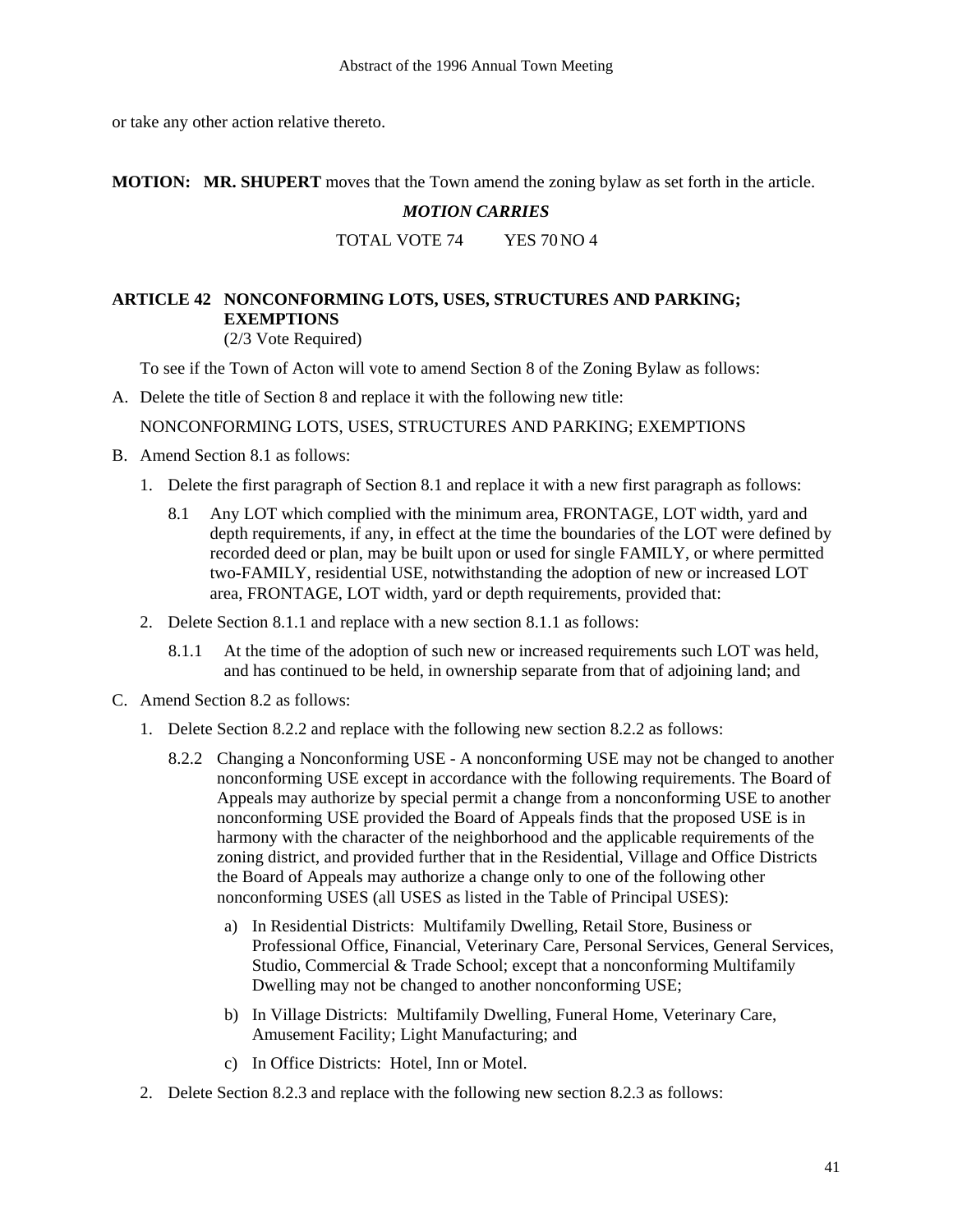or take any other action relative thereto.

**MOTION: MR. SHUPERT** moves that the Town amend the zoning bylaw as set forth in the article.

***MOTION CARRIES***

TOTAL VOTE 74 YES 70 NO 4

**ARTICLE 42 NONCONFORMING LOTS, USES, STRUCTURES AND PARKING; EXEMPTIONS**
(2/3 Vote Required)

To see if the Town of Acton will vote to amend Section 8 of the Zoning Bylaw as follows:

A. Delete the title of Section 8 and replace it with the following new title:

   NONCONFORMING LOTS, USES, STRUCTURES AND PARKING; EXEMPTIONS

B. Amend Section 8.1 as follows:

   1. Delete the first paragraph of Section 8.1 and replace it with a new first paragraph as follows:

      8.1 Any LOT which complied with the minimum area, FRONTAGE, LOT width, yard and depth requirements, if any, in effect at the time the boundaries of the LOT were defined by recorded deed or plan, may be built upon or used for single FAMILY, or where permitted two-FAMILY, residential USE, notwithstanding the adoption of new or increased LOT area, FRONTAGE, LOT width, yard or depth requirements, provided that:

   2. Delete Section 8.1.1 and replace with a new section 8.1.1 as follows:

      8.1.1 At the time of the adoption of such new or increased requirements such LOT was held, and has continued to be held, in ownership separate from that of adjoining land; and

C. Amend Section 8.2 as follows:

   1. Delete Section 8.2.2 and replace with the following new section 8.2.2 as follows:

      8.2.2 Changing a Nonconforming USE - A nonconforming USE may not be changed to another nonconforming USE except in accordance with the following requirements. The Board of Appeals may authorize by special permit a change from a nonconforming USE to another nonconforming USE provided the Board of Appeals finds that the proposed USE is in harmony with the character of the neighborhood and the applicable requirements of the zoning district, and provided further that in the Residential, Village and Office Districts the Board of Appeals may authorize a change only to one of the following other nonconforming USES (all USES as listed in the Table of Principal USES):

      a) In Residential Districts: Multifamily Dwelling, Retail Store, Business or Professional Office, Financial, Veterinary Care, Personal Services, General Services, Studio, Commercial & Trade School; except that a nonconforming Multifamily Dwelling may not be changed to another nonconforming USE;

      b) In Village Districts: Multifamily Dwelling, Funeral Home, Veterinary Care, Amusement Facility; Light Manufacturing; and

      c) In Office Districts: Hotel, Inn or Motel.

   2. Delete Section 8.2.3 and replace with the following new section 8.2.3 as follows: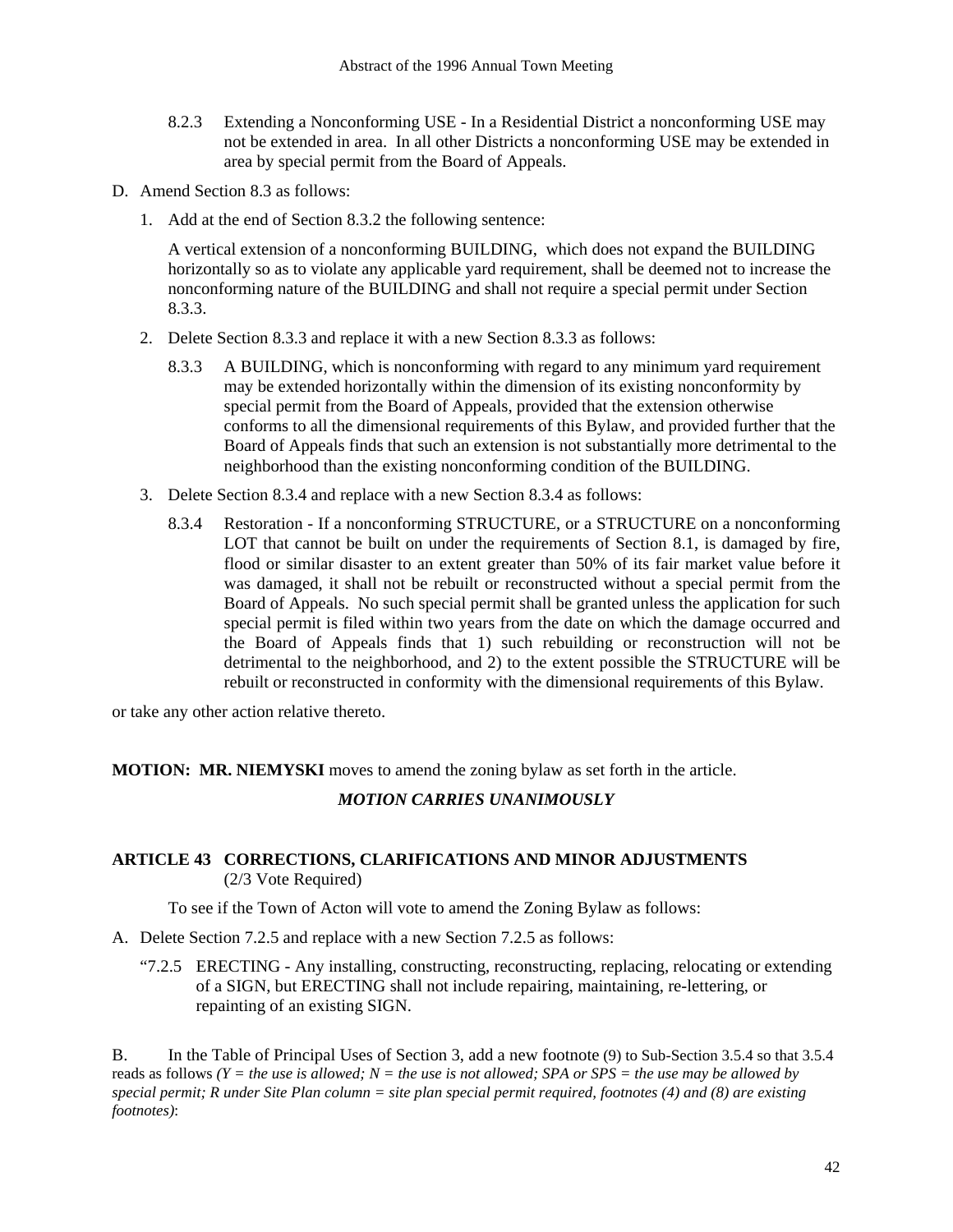8.2.3 Extending a Nonconforming USE - In a Residential District a nonconforming USE may not be extended in area. In all other Districts a nonconforming USE may be extended in area by special permit from the Board of Appeals.

D. Amend Section 8.3 as follows:

1. Add at the end of Section 8.3.2 the following sentence:

   A vertical extension of a nonconforming BUILDING, which does not expand the BUILDING horizontally so as to violate any applicable yard requirement, shall be deemed not to increase the nonconforming nature of the BUILDING and shall not require a special permit under Section 8.3.3.

2. Delete Section 8.3.3 and replace it with a new Section 8.3.3 as follows:

   8.3.3 A BUILDING, which is nonconforming with regard to any minimum yard requirement may be extended horizontally within the dimension of its existing nonconformity by special permit from the Board of Appeals, provided that the extension otherwise conforms to all the dimensional requirements of this Bylaw, and provided further that the Board of Appeals finds that such an extension is not substantially more detrimental to the neighborhood than the existing nonconforming condition of the BUILDING.

3. Delete Section 8.3.4 and replace with a new Section 8.3.4 as follows:

   8.3.4 Restoration - If a nonconforming STRUCTURE, or a STRUCTURE on a nonconforming LOT that cannot be built on under the requirements of Section 8.1, is damaged by fire, flood or similar disaster to an extent greater than 50% of its fair market value before it was damaged, it shall not be rebuilt or reconstructed without a special permit from the Board of Appeals. No such special permit shall be granted unless the application for such special permit is filed within two years from the date on which the damage occurred and the Board of Appeals finds that 1) such rebuilding or reconstruction will not be detrimental to the neighborhood, and 2) to the extent possible the STRUCTURE will be rebuilt or reconstructed in conformity with the dimensional requirements of this Bylaw.

or take any other action relative thereto.

**MOTION: MR. NIEMYSKI** moves to amend the zoning bylaw as set forth in the article.

***MOTION CARRIES UNANIMOUSLY***

## ARTICLE 43 CORRECTIONS, CLARIFICATIONS AND MINOR ADJUSTMENTS
(2/3 Vote Required)

To see if the Town of Acton will vote to amend the Zoning Bylaw as follows:

A. Delete Section 7.2.5 and replace with a new Section 7.2.5 as follows:

   "7.2.5 ERECTING - Any installing, constructing, reconstructing, replacing, relocating or extending of a SIGN, but ERECTING shall not include repairing, maintaining, re-lettering, or repainting of an existing SIGN.

B. In the Table of Principal Uses of Section 3, add a new footnote (9) to Sub-Section 3.5.4 so that 3.5.4 reads as follows *(Y = the use is allowed; N = the use is not allowed; SPA or SPS = the use may be allowed by special permit; R under Site Plan column = site plan special permit required, footnotes (4) and (8) are existing footnotes)*: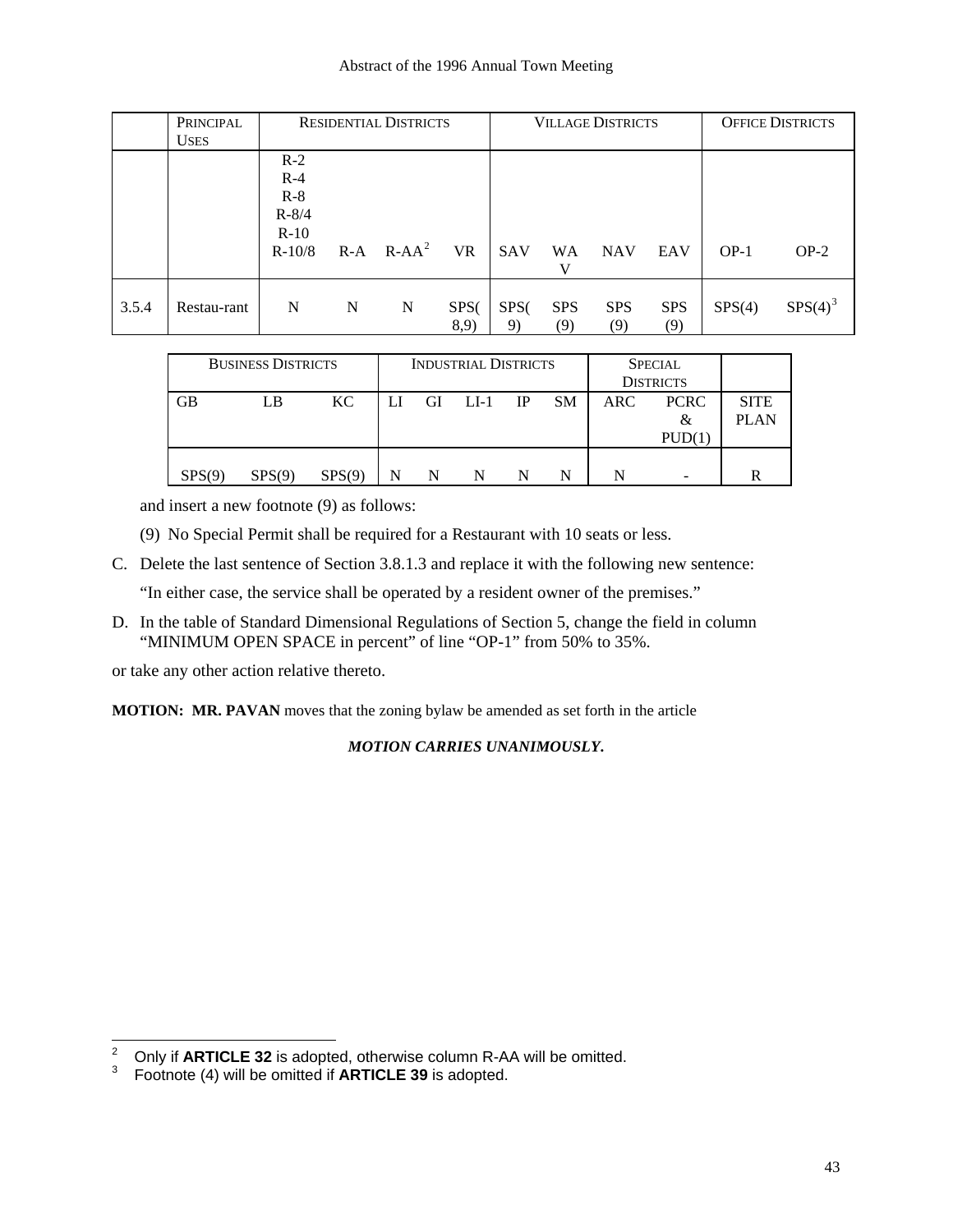| | PRINCIPAL USES | RESIDENTIAL DISTRICTS | | | | VILLAGE DISTRICTS | | | | OFFICE DISTRICTS | |
|---|---|---|---|---|---|---|---|---|---|---|---|
| | | R-2<br>R-4<br>R-8<br>R-8/4<br>R-10<br>R-10/8 | R-A | R-AA[2] | VR | SAV | WAV | NAV | EAV | OP-1 | OP-2 |
| 3.5.4 | Restau-rant | N | N | N | SPS(8,9) | SPS(9) | SPS (9) | SPS (9) | SPS (9) | SPS(4) | SPS(4)[3] |

| BUSINESS DISTRICTS | | | INDUSTRIAL DISTRICTS | | | | | SPECIAL DISTRICTS | | |
|---|---|---|---|---|---|---|---|---|---|---|
| GB | LB | KC | LI | GI | LI-1 | IP | SM | ARC | PCRC & PUD(1) | SITE PLAN |
| SPS(9) | SPS(9) | SPS(9) | N | N | N | N | N | N | - | R |

and insert a new footnote (9) as follows:

(9) No Special Permit shall be required for a Restaurant with 10 seats or less.

C. Delete the last sentence of Section 3.8.1.3 and replace it with the following new sentence:

"In either case, the service shall be operated by a resident owner of the premises."

D. In the table of Standard Dimensional Regulations of Section 5, change the field in column "MINIMUM OPEN SPACE in percent" of line "OP-1" from 50% to 35%.

or take any other action relative thereto.

**MOTION: MR. PAVAN** moves that the zoning bylaw be amended as set forth in the article

***MOTION CARRIES UNANIMOUSLY.***

---

[2] Only if **ARTICLE 32** is adopted, otherwise column R-AA will be omitted.

[3] Footnote (4) will be omitted if **ARTICLE 39** is adopted.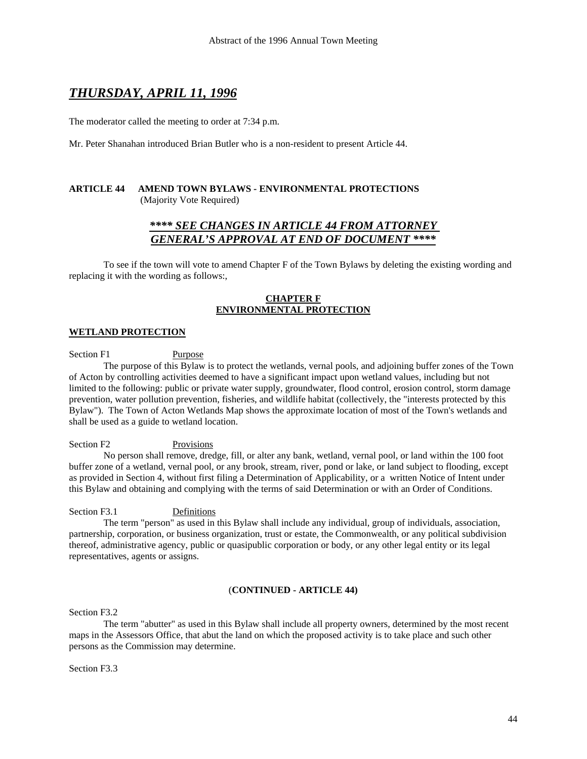## *THURSDAY, APRIL 11, 1996*

The moderator called the meeting to order at 7:34 p.m.

Mr. Peter Shanahan introduced Brian Butler who is a non-resident to present Article 44.

**ARTICLE 44 AMEND TOWN BYLAWS - ENVIRONMENTAL PROTECTIONS**
(Majority Vote Required)

***\*\*\*\* SEE CHANGES IN ARTICLE 44 FROM ATTORNEY GENERAL'S APPROVAL AT END OF DOCUMENT \*\*\*\****

To see if the town will vote to amend Chapter F of the Town Bylaws by deleting the existing wording and replacing it with the wording as follows:,

**CHAPTER F**
**ENVIRONMENTAL PROTECTION**

**WETLAND PROTECTION**

Section F1 Purpose

The purpose of this Bylaw is to protect the wetlands, vernal pools, and adjoining buffer zones of the Town of Acton by controlling activities deemed to have a significant impact upon wetland values, including but not limited to the following: public or private water supply, groundwater, flood control, erosion control, storm damage prevention, water pollution prevention, fisheries, and wildlife habitat (collectively, the "interests protected by this Bylaw"). The Town of Acton Wetlands Map shows the approximate location of most of the Town's wetlands and shall be used as a guide to wetland location.

Section F2 Provisions

No person shall remove, dredge, fill, or alter any bank, wetland, vernal pool, or land within the 100 foot buffer zone of a wetland, vernal pool, or any brook, stream, river, pond or lake, or land subject to flooding, except as provided in Section 4, without first filing a Determination of Applicability, or a written Notice of Intent under this Bylaw and obtaining and complying with the terms of said Determination or with an Order of Conditions.

Section F3.1 Definitions

The term "person" as used in this Bylaw shall include any individual, group of individuals, association, partnership, corporation, or business organization, trust or estate, the Commonwealth, or any political subdivision thereof, administrative agency, public or quasipublic corporation or body, or any other legal entity or its legal representatives, agents or assigns.

(**CONTINUED - ARTICLE 44)**

Section F3.2

The term "abutter" as used in this Bylaw shall include all property owners, determined by the most recent maps in the Assessors Office, that abut the land on which the proposed activity is to take place and such other persons as the Commission may determine.

Section F3.3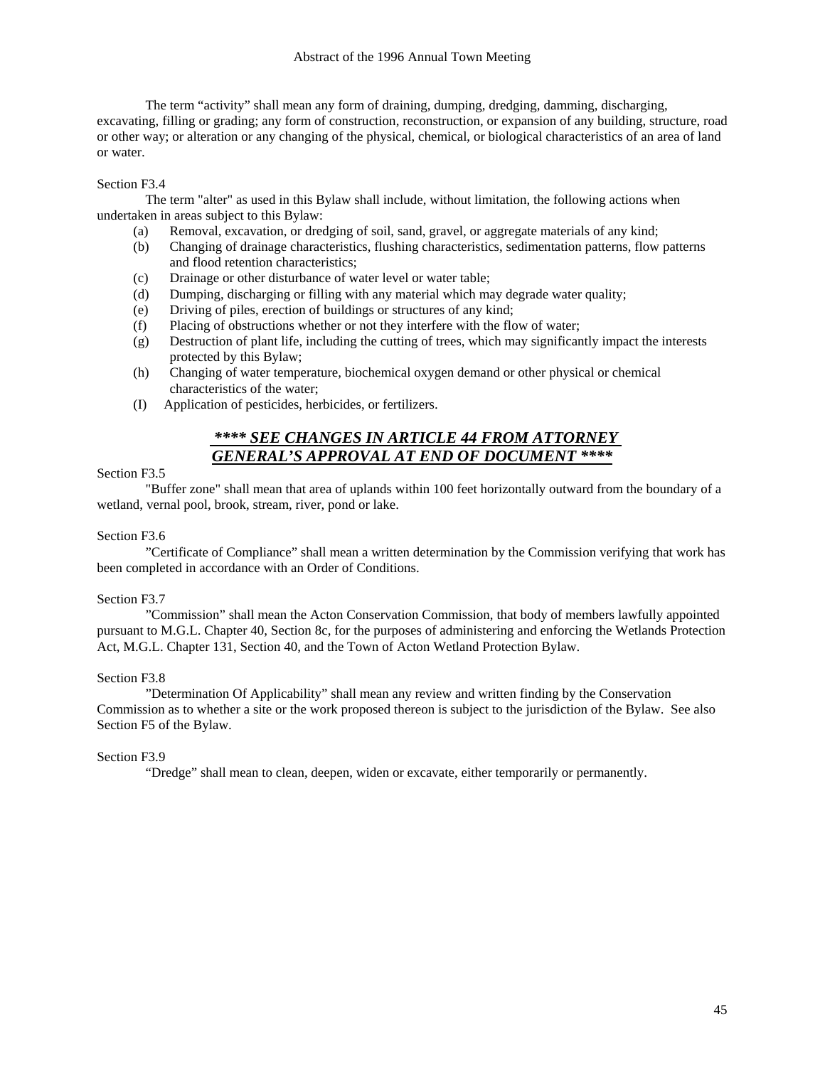The term "activity" shall mean any form of draining, dumping, dredging, damming, discharging, excavating, filling or grading; any form of construction, reconstruction, or expansion of any building, structure, road or other way; or alteration or any changing of the physical, chemical, or biological characteristics of an area of land or water.

Section F3.4

The term "alter" as used in this Bylaw shall include, without limitation, the following actions when undertaken in areas subject to this Bylaw:

(a) Removal, excavation, or dredging of soil, sand, gravel, or aggregate materials of any kind;
(b) Changing of drainage characteristics, flushing characteristics, sedimentation patterns, flow patterns and flood retention characteristics;
(c) Drainage or other disturbance of water level or water table;
(d) Dumping, discharging or filling with any material which may degrade water quality;
(e) Driving of piles, erection of buildings or structures of any kind;
(f) Placing of obstructions whether or not they interfere with the flow of water;
(g) Destruction of plant life, including the cutting of trees, which may significantly impact the interests protected by this Bylaw;
(h) Changing of water temperature, biochemical oxygen demand or other physical or chemical characteristics of the water;
(I) Application of pesticides, herbicides, or fertilizers.

***\*\*\*\* SEE CHANGES IN ARTICLE 44 FROM ATTORNEY GENERAL'S APPROVAL AT END OF DOCUMENT \*\*\*\****

Section F3.5

"Buffer zone" shall mean that area of uplands within 100 feet horizontally outward from the boundary of a wetland, vernal pool, brook, stream, river, pond or lake.

Section F3.6

"Certificate of Compliance" shall mean a written determination by the Commission verifying that work has been completed in accordance with an Order of Conditions.

Section F3.7

"Commission" shall mean the Acton Conservation Commission, that body of members lawfully appointed pursuant to M.G.L. Chapter 40, Section 8c, for the purposes of administering and enforcing the Wetlands Protection Act, M.G.L. Chapter 131, Section 40, and the Town of Acton Wetland Protection Bylaw.

Section F3.8

"Determination Of Applicability" shall mean any review and written finding by the Conservation Commission as to whether a site or the work proposed thereon is subject to the jurisdiction of the Bylaw. See also Section F5 of the Bylaw.

Section F3.9

"Dredge" shall mean to clean, deepen, widen or excavate, either temporarily or permanently.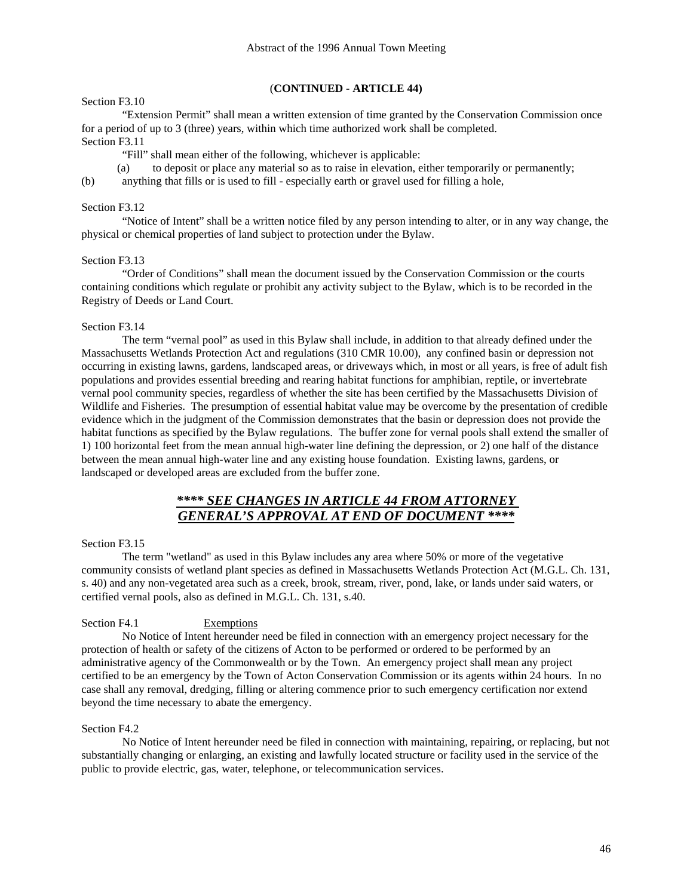(**CONTINUED - ARTICLE 44)**

Section F3.10

"Extension Permit" shall mean a written extension of time granted by the Conservation Commission once for a period of up to 3 (three) years, within which time authorized work shall be completed.

Section F3.11

"Fill" shall mean either of the following, whichever is applicable:

(a) to deposit or place any material so as to raise in elevation, either temporarily or permanently;

(b) anything that fills or is used to fill - especially earth or gravel used for filling a hole,

Section F3.12

"Notice of Intent" shall be a written notice filed by any person intending to alter, or in any way change, the physical or chemical properties of land subject to protection under the Bylaw.

Section F3.13

"Order of Conditions" shall mean the document issued by the Conservation Commission or the courts containing conditions which regulate or prohibit any activity subject to the Bylaw, which is to be recorded in the Registry of Deeds or Land Court.

Section F3.14

The term "vernal pool" as used in this Bylaw shall include, in addition to that already defined under the Massachusetts Wetlands Protection Act and regulations (310 CMR 10.00), any confined basin or depression not occurring in existing lawns, gardens, landscaped areas, or driveways which, in most or all years, is free of adult fish populations and provides essential breeding and rearing habitat functions for amphibian, reptile, or invertebrate vernal pool community species, regardless of whether the site has been certified by the Massachusetts Division of Wildlife and Fisheries. The presumption of essential habitat value may be overcome by the presentation of credible evidence which in the judgment of the Commission demonstrates that the basin or depression does not provide the habitat functions as specified by the Bylaw regulations. The buffer zone for vernal pools shall extend the smaller of 1) 100 horizontal feet from the mean annual high-water line defining the depression, or 2) one half of the distance between the mean annual high-water line and any existing house foundation. Existing lawns, gardens, or landscaped or developed areas are excluded from the buffer zone.

***\*\*\*\* SEE CHANGES IN ARTICLE 44 FROM ATTORNEY GENERAL'S APPROVAL AT END OF DOCUMENT \*\*\*\****

Section F3.15

The term "wetland" as used in this Bylaw includes any area where 50% or more of the vegetative community consists of wetland plant species as defined in Massachusetts Wetlands Protection Act (M.G.L. Ch. 131, s. 40) and any non-vegetated area such as a creek, brook, stream, river, pond, lake, or lands under said waters, or certified vernal pools, also as defined in M.G.L. Ch. 131, s.40.

Section F4.1 Exemptions

No Notice of Intent hereunder need be filed in connection with an emergency project necessary for the protection of health or safety of the citizens of Acton to be performed or ordered to be performed by an administrative agency of the Commonwealth or by the Town. An emergency project shall mean any project certified to be an emergency by the Town of Acton Conservation Commission or its agents within 24 hours. In no case shall any removal, dredging, filling or altering commence prior to such emergency certification nor extend beyond the time necessary to abate the emergency.

Section F4.2

No Notice of Intent hereunder need be filed in connection with maintaining, repairing, or replacing, but not substantially changing or enlarging, an existing and lawfully located structure or facility used in the service of the public to provide electric, gas, water, telephone, or telecommunication services.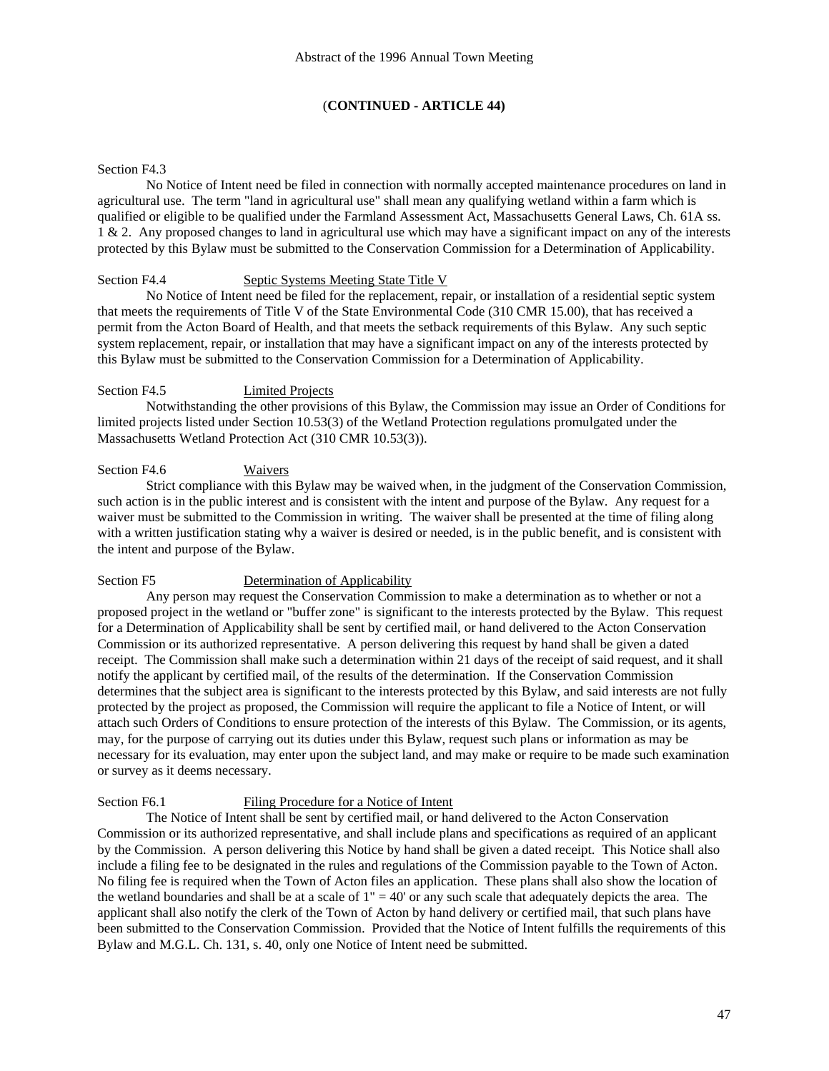(**CONTINUED - ARTICLE 44)**

Section F4.3

No Notice of Intent need be filed in connection with normally accepted maintenance procedures on land in agricultural use. The term "land in agricultural use" shall mean any qualifying wetland within a farm which is qualified or eligible to be qualified under the Farmland Assessment Act, Massachusetts General Laws, Ch. 61A ss. 1 & 2. Any proposed changes to land in agricultural use which may have a significant impact on any of the interests protected by this Bylaw must be submitted to the Conservation Commission for a Determination of Applicability.

Section F4.4 Septic Systems Meeting State Title V

No Notice of Intent need be filed for the replacement, repair, or installation of a residential septic system that meets the requirements of Title V of the State Environmental Code (310 CMR 15.00), that has received a permit from the Acton Board of Health, and that meets the setback requirements of this Bylaw. Any such septic system replacement, repair, or installation that may have a significant impact on any of the interests protected by this Bylaw must be submitted to the Conservation Commission for a Determination of Applicability.

Section F4.5 Limited Projects

Notwithstanding the other provisions of this Bylaw, the Commission may issue an Order of Conditions for limited projects listed under Section 10.53(3) of the Wetland Protection regulations promulgated under the Massachusetts Wetland Protection Act (310 CMR 10.53(3)).

Section F4.6 Waivers

Strict compliance with this Bylaw may be waived when, in the judgment of the Conservation Commission, such action is in the public interest and is consistent with the intent and purpose of the Bylaw. Any request for a waiver must be submitted to the Commission in writing. The waiver shall be presented at the time of filing along with a written justification stating why a waiver is desired or needed, is in the public benefit, and is consistent with the intent and purpose of the Bylaw.

Section F5 Determination of Applicability

Any person may request the Conservation Commission to make a determination as to whether or not a proposed project in the wetland or "buffer zone" is significant to the interests protected by the Bylaw. This request for a Determination of Applicability shall be sent by certified mail, or hand delivered to the Acton Conservation Commission or its authorized representative. A person delivering this request by hand shall be given a dated receipt. The Commission shall make such a determination within 21 days of the receipt of said request, and it shall notify the applicant by certified mail, of the results of the determination. If the Conservation Commission determines that the subject area is significant to the interests protected by this Bylaw, and said interests are not fully protected by the project as proposed, the Commission will require the applicant to file a Notice of Intent, or will attach such Orders of Conditions to ensure protection of the interests of this Bylaw. The Commission, or its agents, may, for the purpose of carrying out its duties under this Bylaw, request such plans or information as may be necessary for its evaluation, may enter upon the subject land, and may make or require to be made such examination or survey as it deems necessary.

Section F6.1 Filing Procedure for a Notice of Intent

The Notice of Intent shall be sent by certified mail, or hand delivered to the Acton Conservation Commission or its authorized representative, and shall include plans and specifications as required of an applicant by the Commission. A person delivering this Notice by hand shall be given a dated receipt. This Notice shall also include a filing fee to be designated in the rules and regulations of the Commission payable to the Town of Acton. No filing fee is required when the Town of Acton files an application. These plans shall also show the location of the wetland boundaries and shall be at a scale of 1" = 40' or any such scale that adequately depicts the area. The applicant shall also notify the clerk of the Town of Acton by hand delivery or certified mail, that such plans have been submitted to the Conservation Commission. Provided that the Notice of Intent fulfills the requirements of this Bylaw and M.G.L. Ch. 131, s. 40, only one Notice of Intent need be submitted.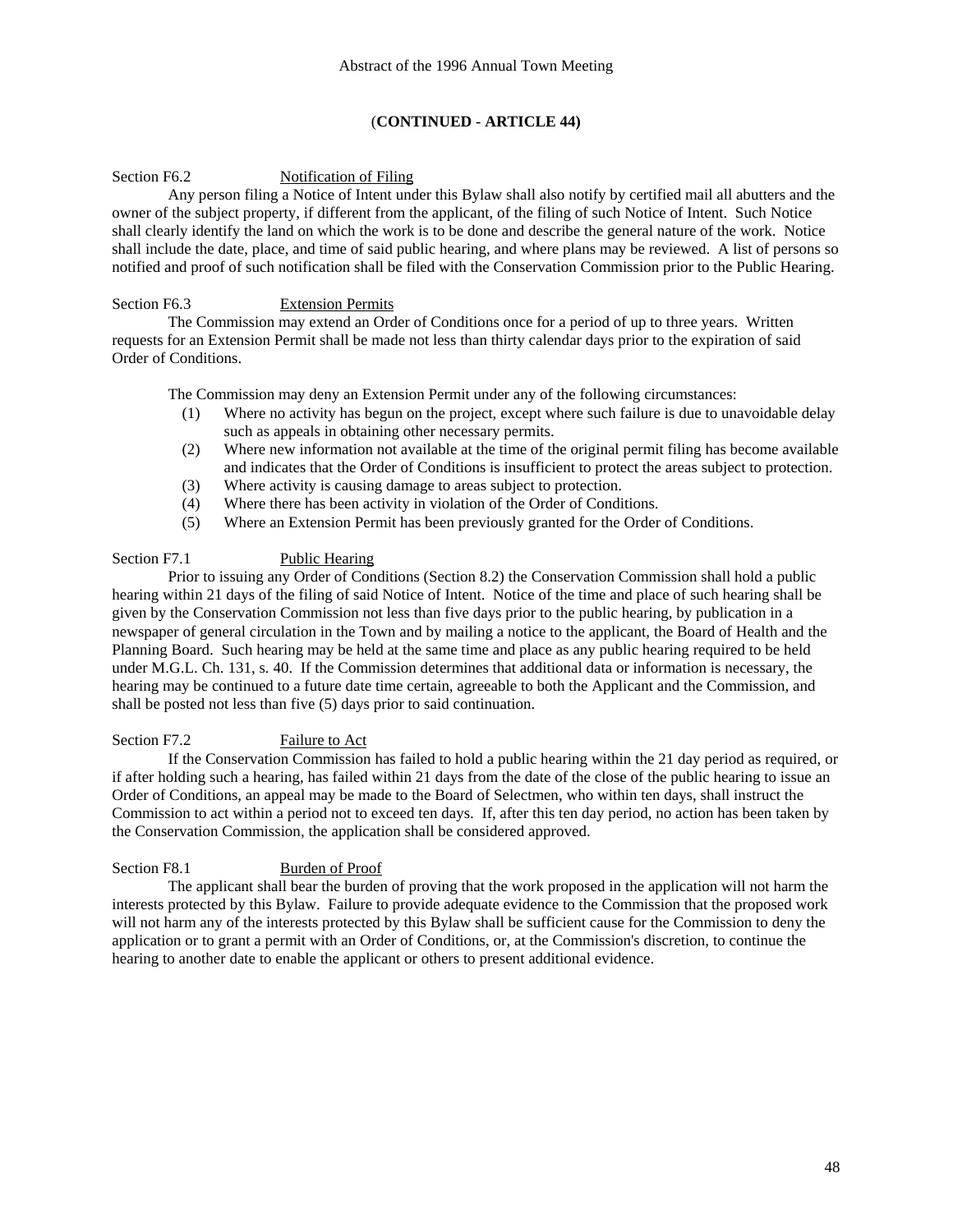(**CONTINUED - ARTICLE 44)**

Section F6.2 Notification of Filing

Any person filing a Notice of Intent under this Bylaw shall also notify by certified mail all abutters and the owner of the subject property, if different from the applicant, of the filing of such Notice of Intent. Such Notice shall clearly identify the land on which the work is to be done and describe the general nature of the work. Notice shall include the date, place, and time of said public hearing, and where plans may be reviewed. A list of persons so notified and proof of such notification shall be filed with the Conservation Commission prior to the Public Hearing.

Section F6.3 Extension Permits

The Commission may extend an Order of Conditions once for a period of up to three years. Written requests for an Extension Permit shall be made not less than thirty calendar days prior to the expiration of said Order of Conditions.

The Commission may deny an Extension Permit under any of the following circumstances:

(1) Where no activity has begun on the project, except where such failure is due to unavoidable delay such as appeals in obtaining other necessary permits.
(2) Where new information not available at the time of the original permit filing has become available and indicates that the Order of Conditions is insufficient to protect the areas subject to protection.
(3) Where activity is causing damage to areas subject to protection.
(4) Where there has been activity in violation of the Order of Conditions.
(5) Where an Extension Permit has been previously granted for the Order of Conditions.

Section F7.1 Public Hearing

Prior to issuing any Order of Conditions (Section 8.2) the Conservation Commission shall hold a public hearing within 21 days of the filing of said Notice of Intent. Notice of the time and place of such hearing shall be given by the Conservation Commission not less than five days prior to the public hearing, by publication in a newspaper of general circulation in the Town and by mailing a notice to the applicant, the Board of Health and the Planning Board. Such hearing may be held at the same time and place as any public hearing required to be held under M.G.L. Ch. 131, s. 40. If the Commission determines that additional data or information is necessary, the hearing may be continued to a future date time certain, agreeable to both the Applicant and the Commission, and shall be posted not less than five (5) days prior to said continuation.

Section F7.2 Failure to Act

If the Conservation Commission has failed to hold a public hearing within the 21 day period as required, or if after holding such a hearing, has failed within 21 days from the date of the close of the public hearing to issue an Order of Conditions, an appeal may be made to the Board of Selectmen, who within ten days, shall instruct the Commission to act within a period not to exceed ten days. If, after this ten day period, no action has been taken by the Conservation Commission, the application shall be considered approved.

Section F8.1 Burden of Proof

The applicant shall bear the burden of proving that the work proposed in the application will not harm the interests protected by this Bylaw. Failure to provide adequate evidence to the Commission that the proposed work will not harm any of the interests protected by this Bylaw shall be sufficient cause for the Commission to deny the application or to grant a permit with an Order of Conditions, or, at the Commission's discretion, to continue the hearing to another date to enable the applicant or others to present additional evidence.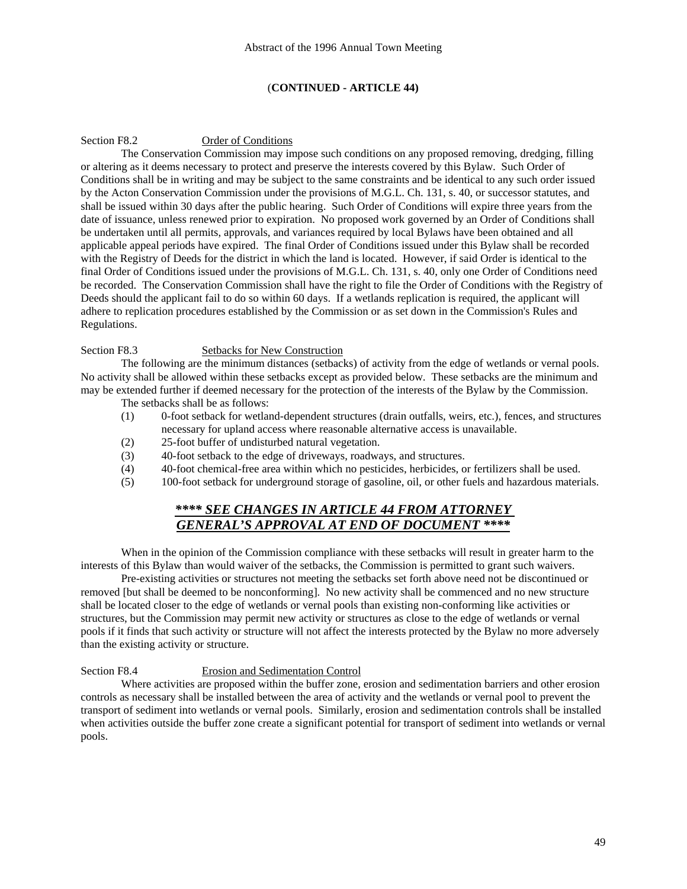Abstract of the 1996 Annual Town Meeting

**(CONTINUED - ARTICLE 44)**

Section F8.2 Order of Conditions

The Conservation Commission may impose such conditions on any proposed removing, dredging, filling or altering as it deems necessary to protect and preserve the interests covered by this Bylaw. Such Order of Conditions shall be in writing and may be subject to the same constraints and be identical to any such order issued by the Acton Conservation Commission under the provisions of M.G.L. Ch. 131, s. 40, or successor statutes, and shall be issued within 30 days after the public hearing. Such Order of Conditions will expire three years from the date of issuance, unless renewed prior to expiration. No proposed work governed by an Order of Conditions shall be undertaken until all permits, approvals, and variances required by local Bylaws have been obtained and all applicable appeal periods have expired. The final Order of Conditions issued under this Bylaw shall be recorded with the Registry of Deeds for the district in which the land is located. However, if said Order is identical to the final Order of Conditions issued under the provisions of M.G.L. Ch. 131, s. 40, only one Order of Conditions need be recorded. The Conservation Commission shall have the right to file the Order of Conditions with the Registry of Deeds should the applicant fail to do so within 60 days. If a wetlands replication is required, the applicant will adhere to replication procedures established by the Commission or as set down in the Commission's Rules and Regulations.

Section F8.3 Setbacks for New Construction

The following are the minimum distances (setbacks) of activity from the edge of wetlands or vernal pools. No activity shall be allowed within these setbacks except as provided below. These setbacks are the minimum and may be extended further if deemed necessary for the protection of the interests of the Bylaw by the Commission.

The setbacks shall be as follows:

(1) 0-foot setback for wetland-dependent structures (drain outfalls, weirs, etc.), fences, and structures necessary for upland access where reasonable alternative access is unavailable.
(2) 25-foot buffer of undisturbed natural vegetation.
(3) 40-foot setback to the edge of driveways, roadways, and structures.
(4) 40-foot chemical-free area within which no pesticides, herbicides, or fertilizers shall be used.
(5) 100-foot setback for underground storage of gasoline, oil, or other fuels and hazardous materials.

***\*\*\*\* SEE CHANGES IN ARTICLE 44 FROM ATTORNEY GENERAL'S APPROVAL AT END OF DOCUMENT \*\*\*\****

When in the opinion of the Commission compliance with these setbacks will result in greater harm to the interests of this Bylaw than would waiver of the setbacks, the Commission is permitted to grant such waivers.

Pre-existing activities or structures not meeting the setbacks set forth above need not be discontinued or removed [but shall be deemed to be nonconforming]. No new activity shall be commenced and no new structure shall be located closer to the edge of wetlands or vernal pools than existing non-conforming like activities or structures, but the Commission may permit new activity or structures as close to the edge of wetlands or vernal pools if it finds that such activity or structure will not affect the interests protected by the Bylaw no more adversely than the existing activity or structure.

Section F8.4 Erosion and Sedimentation Control

Where activities are proposed within the buffer zone, erosion and sedimentation barriers and other erosion controls as necessary shall be installed between the area of activity and the wetlands or vernal pool to prevent the transport of sediment into wetlands or vernal pools. Similarly, erosion and sedimentation controls shall be installed when activities outside the buffer zone create a significant potential for transport of sediment into wetlands or vernal pools.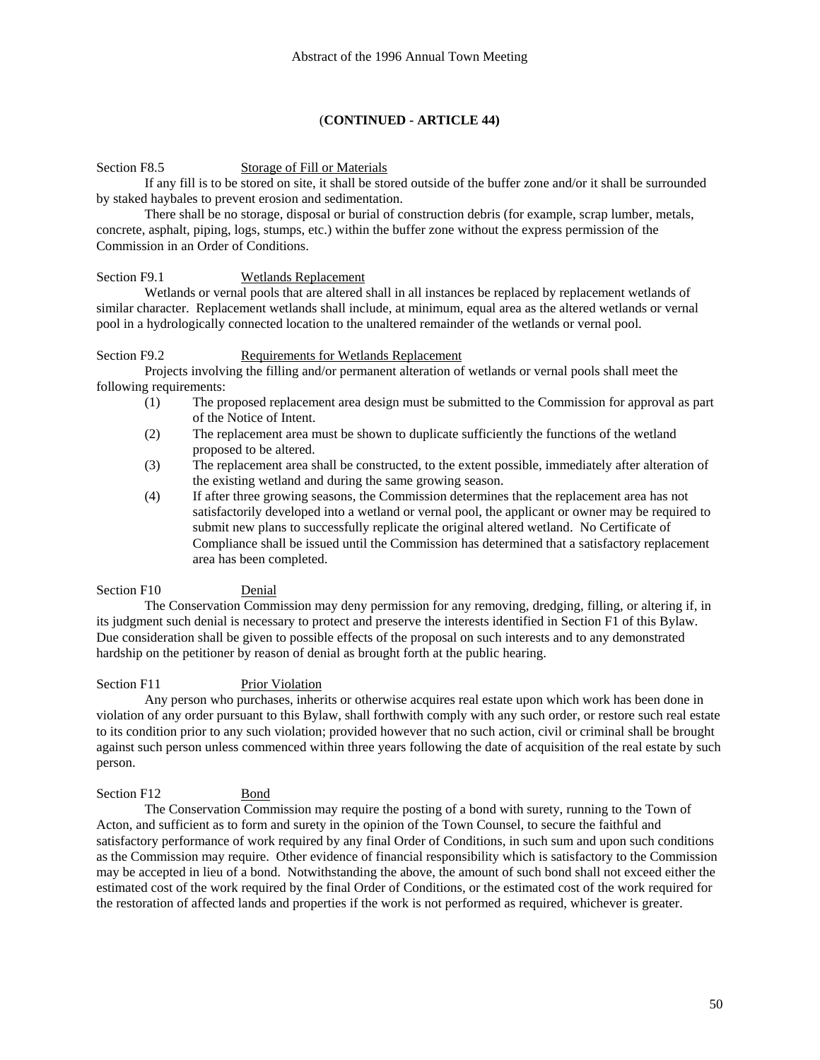(**CONTINUED - ARTICLE 44)**

Section F8.5 Storage of Fill or Materials

If any fill is to be stored on site, it shall be stored outside of the buffer zone and/or it shall be surrounded by staked haybales to prevent erosion and sedimentation.

There shall be no storage, disposal or burial of construction debris (for example, scrap lumber, metals, concrete, asphalt, piping, logs, stumps, etc.) within the buffer zone without the express permission of the Commission in an Order of Conditions.

Section F9.1 Wetlands Replacement

Wetlands or vernal pools that are altered shall in all instances be replaced by replacement wetlands of similar character. Replacement wetlands shall include, at minimum, equal area as the altered wetlands or vernal pool in a hydrologically connected location to the unaltered remainder of the wetlands or vernal pool.

Section F9.2 Requirements for Wetlands Replacement

Projects involving the filling and/or permanent alteration of wetlands or vernal pools shall meet the following requirements:

(1) The proposed replacement area design must be submitted to the Commission for approval as part of the Notice of Intent.

(2) The replacement area must be shown to duplicate sufficiently the functions of the wetland proposed to be altered.

(3) The replacement area shall be constructed, to the extent possible, immediately after alteration of the existing wetland and during the same growing season.

(4) If after three growing seasons, the Commission determines that the replacement area has not satisfactorily developed into a wetland or vernal pool, the applicant or owner may be required to submit new plans to successfully replicate the original altered wetland. No Certificate of Compliance shall be issued until the Commission has determined that a satisfactory replacement area has been completed.

Section F10 Denial

The Conservation Commission may deny permission for any removing, dredging, filling, or altering if, in its judgment such denial is necessary to protect and preserve the interests identified in Section F1 of this Bylaw. Due consideration shall be given to possible effects of the proposal on such interests and to any demonstrated hardship on the petitioner by reason of denial as brought forth at the public hearing.

Section F11 Prior Violation

Any person who purchases, inherits or otherwise acquires real estate upon which work has been done in violation of any order pursuant to this Bylaw, shall forthwith comply with any such order, or restore such real estate to its condition prior to any such violation; provided however that no such action, civil or criminal shall be brought against such person unless commenced within three years following the date of acquisition of the real estate by such person.

Section F12 Bond

The Conservation Commission may require the posting of a bond with surety, running to the Town of Acton, and sufficient as to form and surety in the opinion of the Town Counsel, to secure the faithful and satisfactory performance of work required by any final Order of Conditions, in such sum and upon such conditions as the Commission may require. Other evidence of financial responsibility which is satisfactory to the Commission may be accepted in lieu of a bond. Notwithstanding the above, the amount of such bond shall not exceed either the estimated cost of the work required by the final Order of Conditions, or the estimated cost of the work required for the restoration of affected lands and properties if the work is not performed as required, whichever is greater.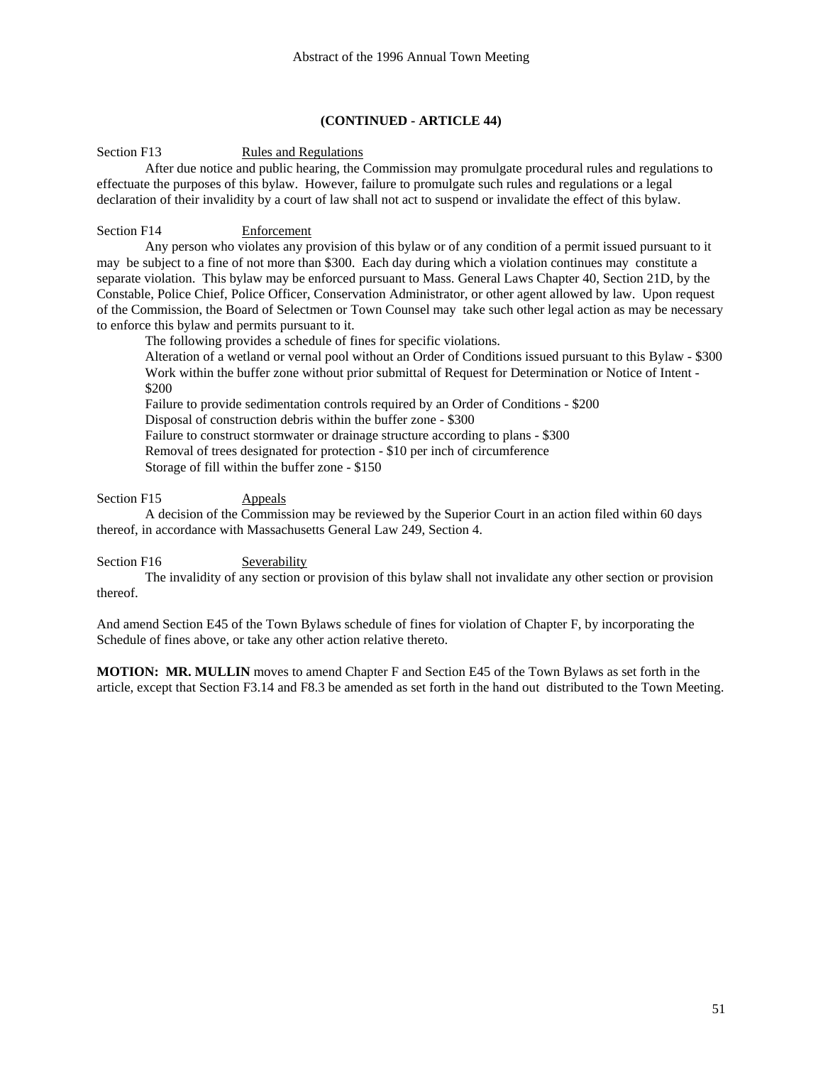**(CONTINUED - ARTICLE 44)**

Section F13 Rules and Regulations

After due notice and public hearing, the Commission may promulgate procedural rules and regulations to effectuate the purposes of this bylaw. However, failure to promulgate such rules and regulations or a legal declaration of their invalidity by a court of law shall not act to suspend or invalidate the effect of this bylaw.

Section F14 Enforcement

Any person who violates any provision of this bylaw or of any condition of a permit issued pursuant to it may be subject to a fine of not more than $300. Each day during which a violation continues may constitute a separate violation. This bylaw may be enforced pursuant to Mass. General Laws Chapter 40, Section 21D, by the Constable, Police Chief, Police Officer, Conservation Administrator, or other agent allowed by law. Upon request of the Commission, the Board of Selectmen or Town Counsel may take such other legal action as may be necessary to enforce this bylaw and permits pursuant to it.

The following provides a schedule of fines for specific violations.

Alteration of a wetland or vernal pool without an Order of Conditions issued pursuant to this Bylaw - $300
Work within the buffer zone without prior submittal of Request for Determination or Notice of Intent - $200
Failure to provide sedimentation controls required by an Order of Conditions - $200
Disposal of construction debris within the buffer zone - $300
Failure to construct stormwater or drainage structure according to plans - $300
Removal of trees designated for protection - $10 per inch of circumference
Storage of fill within the buffer zone - $150

Section F15 Appeals

A decision of the Commission may be reviewed by the Superior Court in an action filed within 60 days thereof, in accordance with Massachusetts General Law 249, Section 4.

Section F16 Severability

The invalidity of any section or provision of this bylaw shall not invalidate any other section or provision thereof.

And amend Section E45 of the Town Bylaws schedule of fines for violation of Chapter F, by incorporating the Schedule of fines above, or take any other action relative thereto.

**MOTION: MR. MULLIN** moves to amend Chapter F and Section E45 of the Town Bylaws as set forth in the article, except that Section F3.14 and F8.3 be amended as set forth in the hand out distributed to the Town Meeting.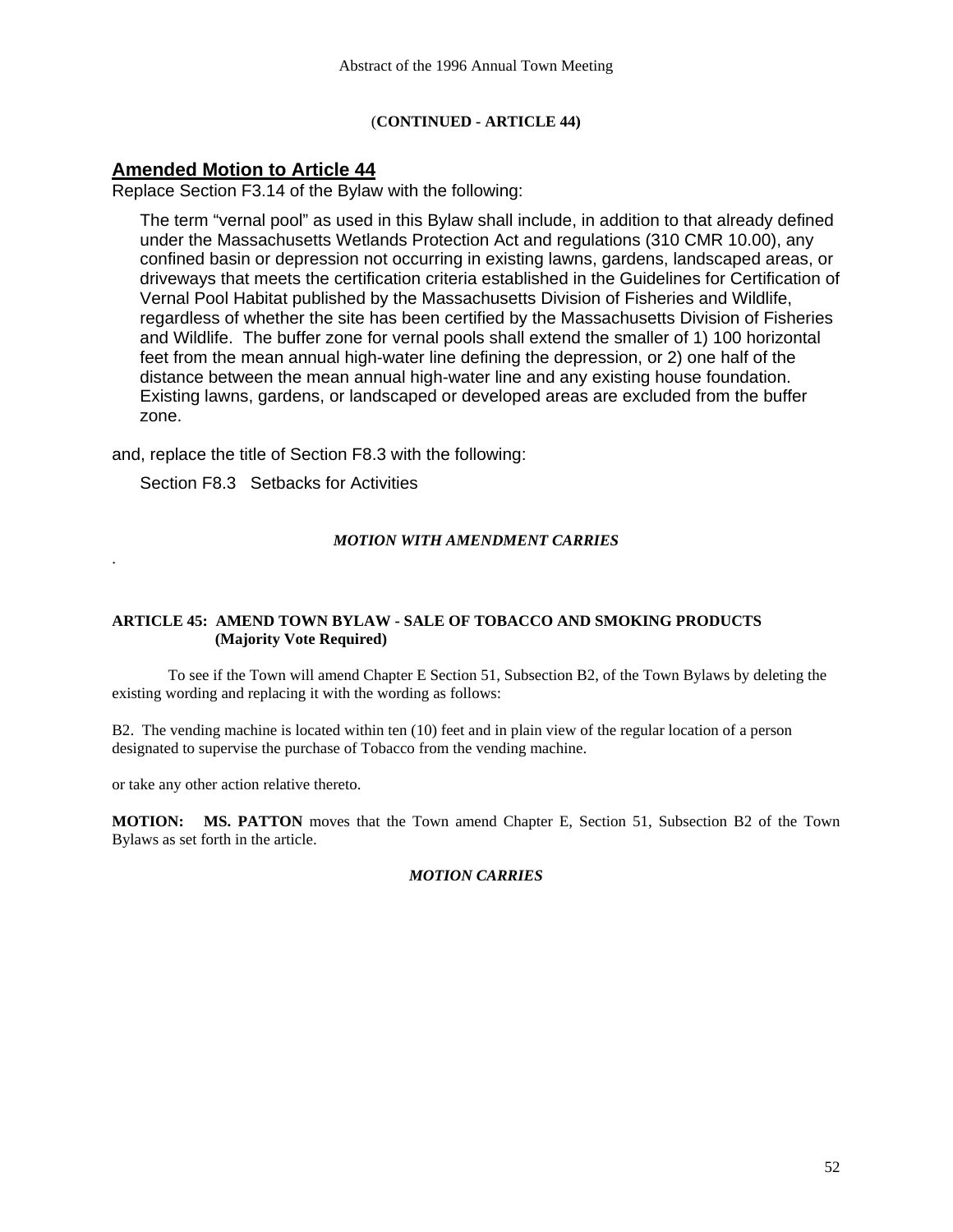(**CONTINUED - ARTICLE 44)**

## Amended Motion to Article 44

Replace Section F3.14 of the Bylaw with the following:

> The term "vernal pool" as used in this Bylaw shall include, in addition to that already defined under the Massachusetts Wetlands Protection Act and regulations (310 CMR 10.00), any confined basin or depression not occurring in existing lawns, gardens, landscaped areas, or driveways that meets the certification criteria established in the Guidelines for Certification of Vernal Pool Habitat published by the Massachusetts Division of Fisheries and Wildlife, regardless of whether the site has been certified by the Massachusetts Division of Fisheries and Wildlife. The buffer zone for vernal pools shall extend the smaller of 1) 100 horizontal feet from the mean annual high-water line defining the depression, or 2) one half of the distance between the mean annual high-water line and any existing house foundation. Existing lawns, gardens, or landscaped or developed areas are excluded from the buffer zone.

and, replace the title of Section F8.3 with the following:

> Section F8.3 Setbacks for Activities

***MOTION WITH AMENDMENT CARRIES***

.

**ARTICLE 45: AMEND TOWN BYLAW - SALE OF TOBACCO AND SMOKING PRODUCTS (Majority Vote Required)**

To see if the Town will amend Chapter E Section 51, Subsection B2, of the Town Bylaws by deleting the existing wording and replacing it with the wording as follows:

B2. The vending machine is located within ten (10) feet and in plain view of the regular location of a person designated to supervise the purchase of Tobacco from the vending machine.

or take any other action relative thereto.

**MOTION: MS. PATTON** moves that the Town amend Chapter E, Section 51, Subsection B2 of the Town Bylaws as set forth in the article.

***MOTION CARRIES***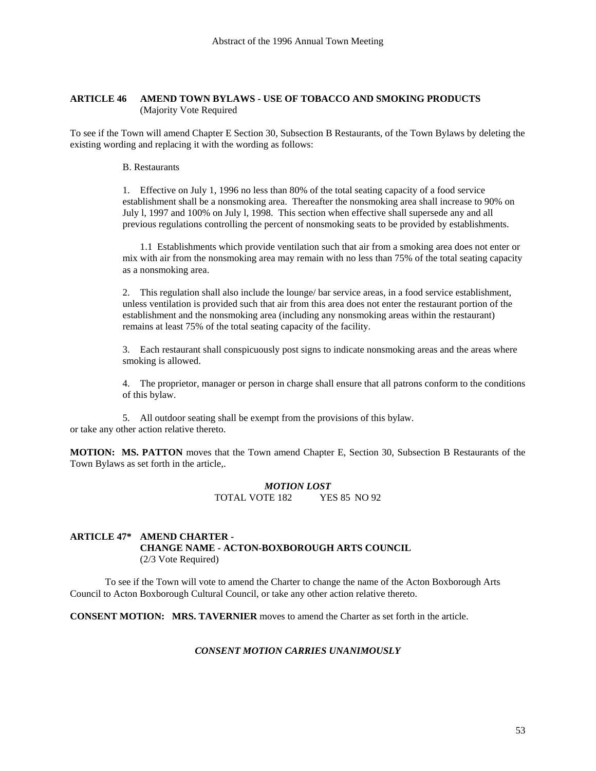**ARTICLE 46 AMEND TOWN BYLAWS - USE OF TOBACCO AND SMOKING PRODUCTS**
(Majority Vote Required

To see if the Town will amend Chapter E Section 30, Subsection B Restaurants, of the Town Bylaws by deleting the existing wording and replacing it with the wording as follows:

B. Restaurants

1. Effective on July 1, 1996 no less than 80% of the total seating capacity of a food service establishment shall be a nonsmoking area. Thereafter the nonsmoking area shall increase to 90% on July l, 1997 and 100% on July l, 1998. This section when effective shall supersede any and all previous regulations controlling the percent of nonsmoking seats to be provided by establishments.

1.1 Establishments which provide ventilation such that air from a smoking area does not enter or mix with air from the nonsmoking area may remain with no less than 75% of the total seating capacity as a nonsmoking area.

2. This regulation shall also include the lounge/ bar service areas, in a food service establishment, unless ventilation is provided such that air from this area does not enter the restaurant portion of the establishment and the nonsmoking area (including any nonsmoking areas within the restaurant) remains at least 75% of the total seating capacity of the facility.

3. Each restaurant shall conspicuously post signs to indicate nonsmoking areas and the areas where smoking is allowed.

4. The proprietor, manager or person in charge shall ensure that all patrons conform to the conditions of this bylaw.

5. All outdoor seating shall be exempt from the provisions of this bylaw.

or take any other action relative thereto.

**MOTION: MS. PATTON** moves that the Town amend Chapter E, Section 30, Subsection B Restaurants of the Town Bylaws as set forth in the article,.

***MOTION LOST***
TOTAL VOTE 182 YES 85 NO 92

**ARTICLE 47* AMEND CHARTER -**
**CHANGE NAME - ACTON-BOXBOROUGH ARTS COUNCIL**
(2/3 Vote Required)

To see if the Town will vote to amend the Charter to change the name of the Acton Boxborough Arts Council to Acton Boxborough Cultural Council, or take any other action relative thereto.

**CONSENT MOTION: MRS. TAVERNIER** moves to amend the Charter as set forth in the article.

***CONSENT MOTION CARRIES UNANIMOUSLY***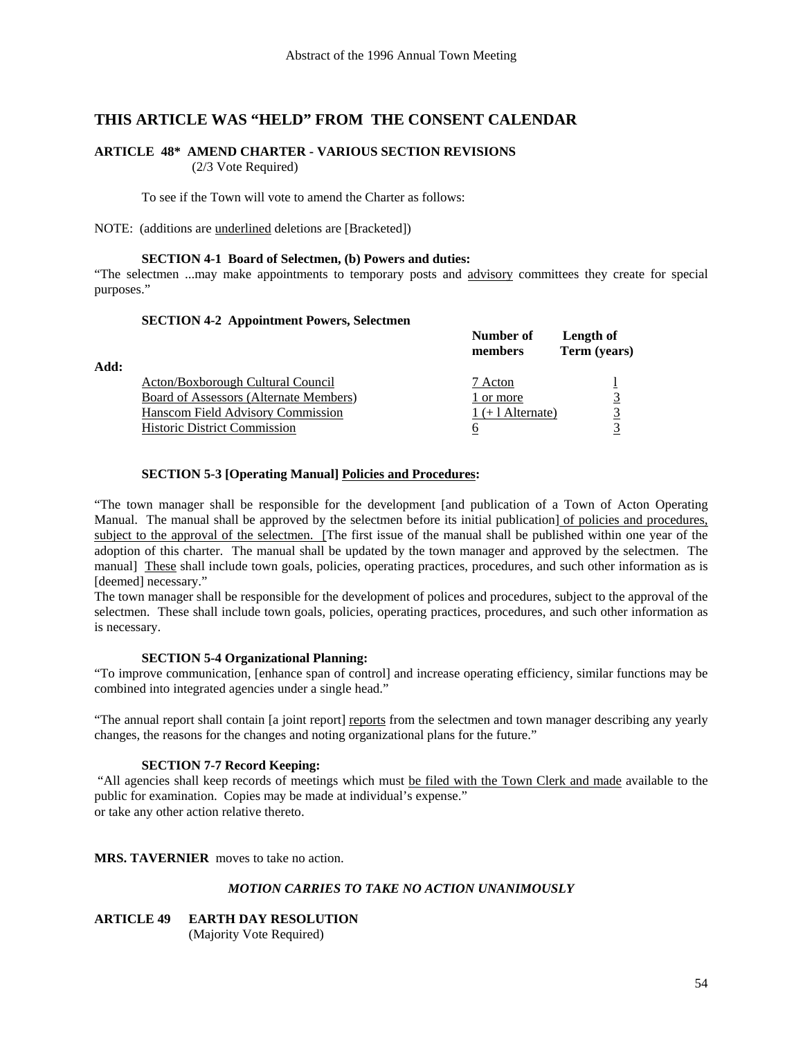## THIS ARTICLE WAS "HELD" FROM THE CONSENT CALENDAR

**ARTICLE 48\* AMEND CHARTER - VARIOUS SECTION REVISIONS**
(2/3 Vote Required)

To see if the Town will vote to amend the Charter as follows:

NOTE: (additions are <u>underlined</u> deletions are [Bracketed])

**SECTION 4-1 Board of Selectmen, (b) Powers and duties:**
"The selectmen ...may make appointments to temporary posts and <u>advisory</u> committees they create for special purposes."

**SECTION 4-2 Appointment Powers, Selectmen**

| Add: | | Number of members | Length of Term (years) |
|---|---|---|---|
| | <u>Acton/Boxborough Cultural Council</u> | <u>7 Acton</u> | <u>1</u> |
| | <u>Board of Assessors (Alternate Members)</u> | <u>1 or more</u> | <u>3</u> |
| | <u>Hanscom Field Advisory Commission</u> | <u>1 (+ l Alternate)</u> | <u>3</u> |
| | <u>Historic District Commission</u> | <u>6</u> | <u>3</u> |

**SECTION 5-3 [Operating Manual] <u>Policies and Procedures</u>:**

"The town manager shall be responsible for the development [and publication of a Town of Acton Operating Manual. The manual shall be approved by the selectmen before its initial publication]<u> of policies and procedures, subject to the approval of the selectmen. </u> [The first issue of the manual shall be published within one year of the adoption of this charter. The manual shall be updated by the town manager and approved by the selectmen. The manual] <u>These</u> shall include town goals, policies, operating practices, procedures, and such other information as is [deemed] necessary."
The town manager shall be responsible for the development of polices and procedures, subject to the approval of the selectmen. These shall include town goals, policies, operating practices, procedures, and such other information as is necessary.

**SECTION 5-4 Organizational Planning:**
"To improve communication, [enhance span of control] and increase operating efficiency, similar functions may be combined into integrated agencies under a single head."

"The annual report shall contain [a joint report] <u>reports</u> from the selectmen and town manager describing any yearly changes, the reasons for the changes and noting organizational plans for the future."

**SECTION 7-7 Record Keeping:**
"All agencies shall keep records of meetings which must <u>be filed with the Town Clerk and made</u> available to the public for examination. Copies may be made at individual's expense."
or take any other action relative thereto.

**MRS. TAVERNIER** moves to take no action.

***MOTION CARRIES TO TAKE NO ACTION UNANIMOUSLY***

**ARTICLE 49 EARTH DAY RESOLUTION**
(Majority Vote Required)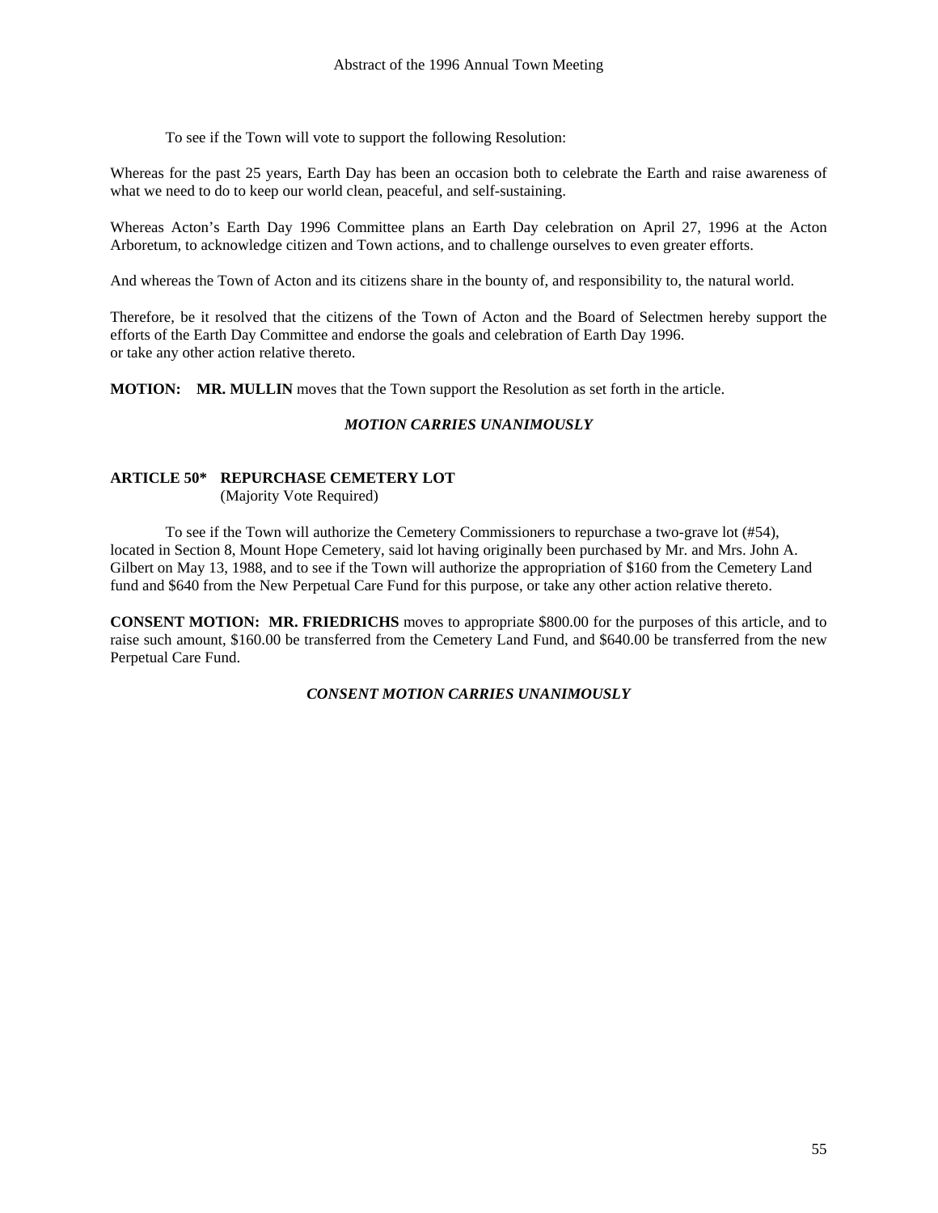To see if the Town will vote to support the following Resolution:

Whereas for the past 25 years, Earth Day has been an occasion both to celebrate the Earth and raise awareness of what we need to do to keep our world clean, peaceful, and self-sustaining.

Whereas Acton's Earth Day 1996 Committee plans an Earth Day celebration on April 27, 1996 at the Acton Arboretum, to acknowledge citizen and Town actions, and to challenge ourselves to even greater efforts.

And whereas the Town of Acton and its citizens share in the bounty of, and responsibility to, the natural world.

Therefore, be it resolved that the citizens of the Town of Acton and the Board of Selectmen hereby support the efforts of the Earth Day Committee and endorse the goals and celebration of Earth Day 1996.
or take any other action relative thereto.

**MOTION: MR. MULLIN** moves that the Town support the Resolution as set forth in the article.

***MOTION CARRIES UNANIMOUSLY***

**ARTICLE 50\* REPURCHASE CEMETERY LOT**
(Majority Vote Required)

To see if the Town will authorize the Cemetery Commissioners to repurchase a two-grave lot (#54), located in Section 8, Mount Hope Cemetery, said lot having originally been purchased by Mr. and Mrs. John A. Gilbert on May 13, 1988, and to see if the Town will authorize the appropriation of $160 from the Cemetery Land fund and $640 from the New Perpetual Care Fund for this purpose, or take any other action relative thereto.

**CONSENT MOTION: MR. FRIEDRICHS** moves to appropriate $800.00 for the purposes of this article, and to raise such amount, $160.00 be transferred from the Cemetery Land Fund, and $640.00 be transferred from the new Perpetual Care Fund.

***CONSENT MOTION CARRIES UNANIMOUSLY***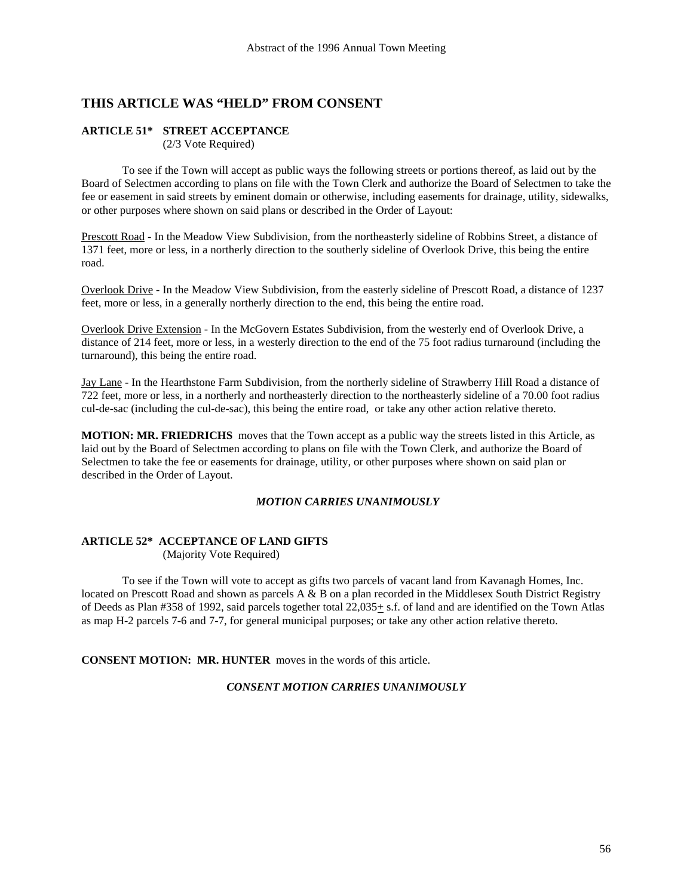## THIS ARTICLE WAS "HELD" FROM CONSENT

**ARTICLE 51\* STREET ACCEPTANCE**
(2/3 Vote Required)

To see if the Town will accept as public ways the following streets or portions thereof, as laid out by the Board of Selectmen according to plans on file with the Town Clerk and authorize the Board of Selectmen to take the fee or easement in said streets by eminent domain or otherwise, including easements for drainage, utility, sidewalks, or other purposes where shown on said plans or described in the Order of Layout:

<u>Prescott Road</u> - In the Meadow View Subdivision, from the northeasterly sideline of Robbins Street, a distance of 1371 feet, more or less, in a northerly direction to the southerly sideline of Overlook Drive, this being the entire road.

<u>Overlook Drive</u> - In the Meadow View Subdivision, from the easterly sideline of Prescott Road, a distance of 1237 feet, more or less, in a generally northerly direction to the end, this being the entire road.

<u>Overlook Drive Extension</u> - In the McGovern Estates Subdivision, from the westerly end of Overlook Drive, a distance of 214 feet, more or less, in a westerly direction to the end of the 75 foot radius turnaround (including the turnaround), this being the entire road.

<u>Jay Lane</u> - In the Hearthstone Farm Subdivision, from the northerly sideline of Strawberry Hill Road a distance of 722 feet, more or less, in a northerly and northeasterly direction to the northeasterly sideline of a 70.00 foot radius cul-de-sac (including the cul-de-sac), this being the entire road, or take any other action relative thereto.

**MOTION: MR. FRIEDRICHS** moves that the Town accept as a public way the streets listed in this Article, as laid out by the Board of Selectmen according to plans on file with the Town Clerk, and authorize the Board of Selectmen to take the fee or easements for drainage, utility, or other purposes where shown on said plan or described in the Order of Layout.

***MOTION CARRIES UNANIMOUSLY***

**ARTICLE 52\* ACCEPTANCE OF LAND GIFTS**
(Majority Vote Required)

To see if the Town will vote to accept as gifts two parcels of vacant land from Kavanagh Homes, Inc. located on Prescott Road and shown as parcels A & B on a plan recorded in the Middlesex South District Registry of Deeds as Plan #358 of 1992, said parcels together total 22,035± s.f. of land and are identified on the Town Atlas as map H-2 parcels 7-6 and 7-7, for general municipal purposes; or take any other action relative thereto.

**CONSENT MOTION: MR. HUNTER** moves in the words of this article.

***CONSENT MOTION CARRIES UNANIMOUSLY***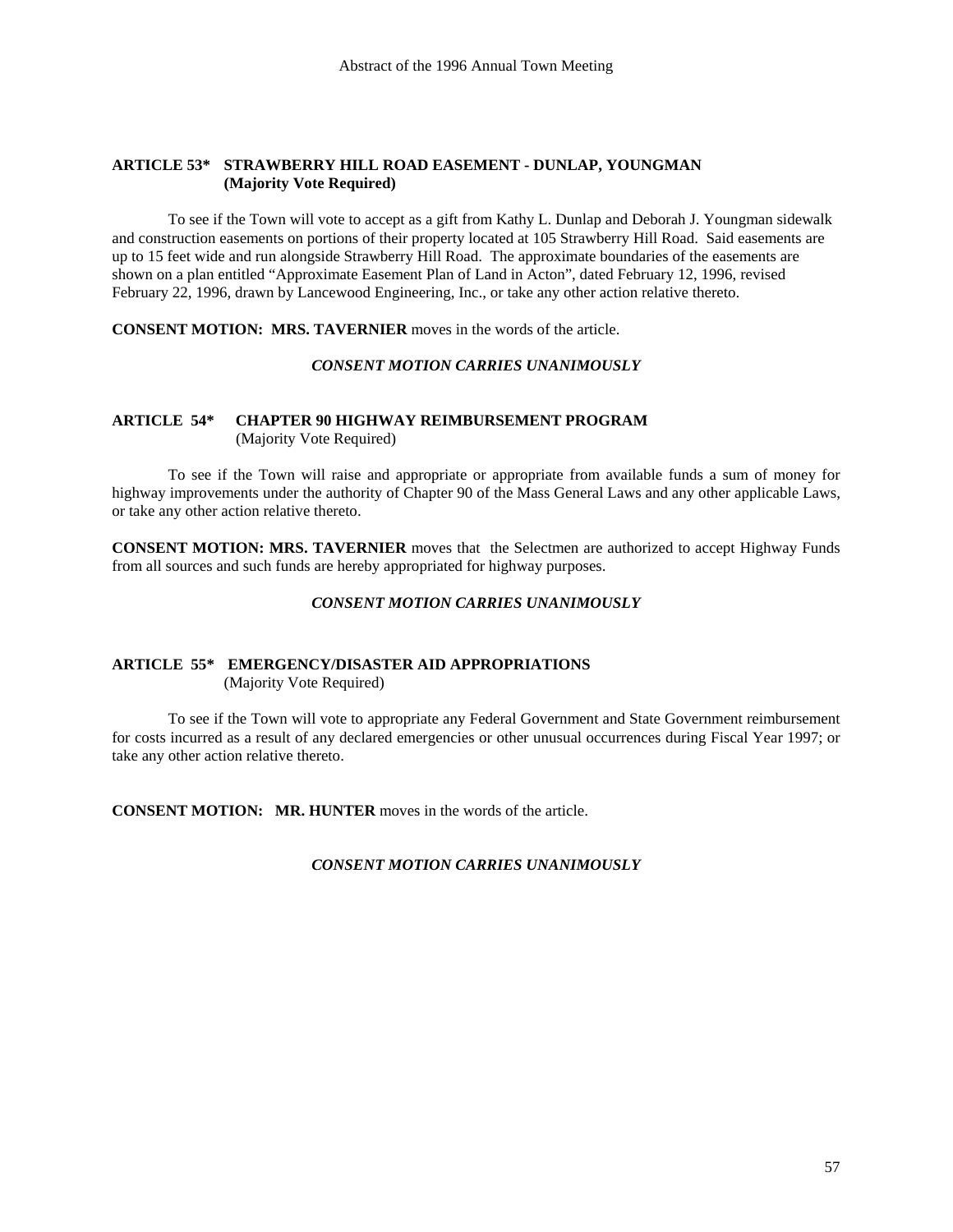### ARTICLE 53* STRAWBERRY HILL ROAD EASEMENT - DUNLAP, YOUNGMAN (Majority Vote Required)

To see if the Town will vote to accept as a gift from Kathy L. Dunlap and Deborah J. Youngman sidewalk and construction easements on portions of their property located at 105 Strawberry Hill Road. Said easements are up to 15 feet wide and run alongside Strawberry Hill Road. The approximate boundaries of the easements are shown on a plan entitled "Approximate Easement Plan of Land in Acton", dated February 12, 1996, revised February 22, 1996, drawn by Lancewood Engineering, Inc., or take any other action relative thereto.

**CONSENT MOTION: MRS. TAVERNIER** moves in the words of the article.

***CONSENT MOTION CARRIES UNANIMOUSLY***

### ARTICLE 54* CHAPTER 90 HIGHWAY REIMBURSEMENT PROGRAM

(Majority Vote Required)

To see if the Town will raise and appropriate or appropriate from available funds a sum of money for highway improvements under the authority of Chapter 90 of the Mass General Laws and any other applicable Laws, or take any other action relative thereto.

**CONSENT MOTION: MRS. TAVERNIER** moves that the Selectmen are authorized to accept Highway Funds from all sources and such funds are hereby appropriated for highway purposes.

***CONSENT MOTION CARRIES UNANIMOUSLY***

### ARTICLE 55* EMERGENCY/DISASTER AID APPROPRIATIONS

(Majority Vote Required)

To see if the Town will vote to appropriate any Federal Government and State Government reimbursement for costs incurred as a result of any declared emergencies or other unusual occurrences during Fiscal Year 1997; or take any other action relative thereto.

**CONSENT MOTION: MR. HUNTER** moves in the words of the article.

***CONSENT MOTION CARRIES UNANIMOUSLY***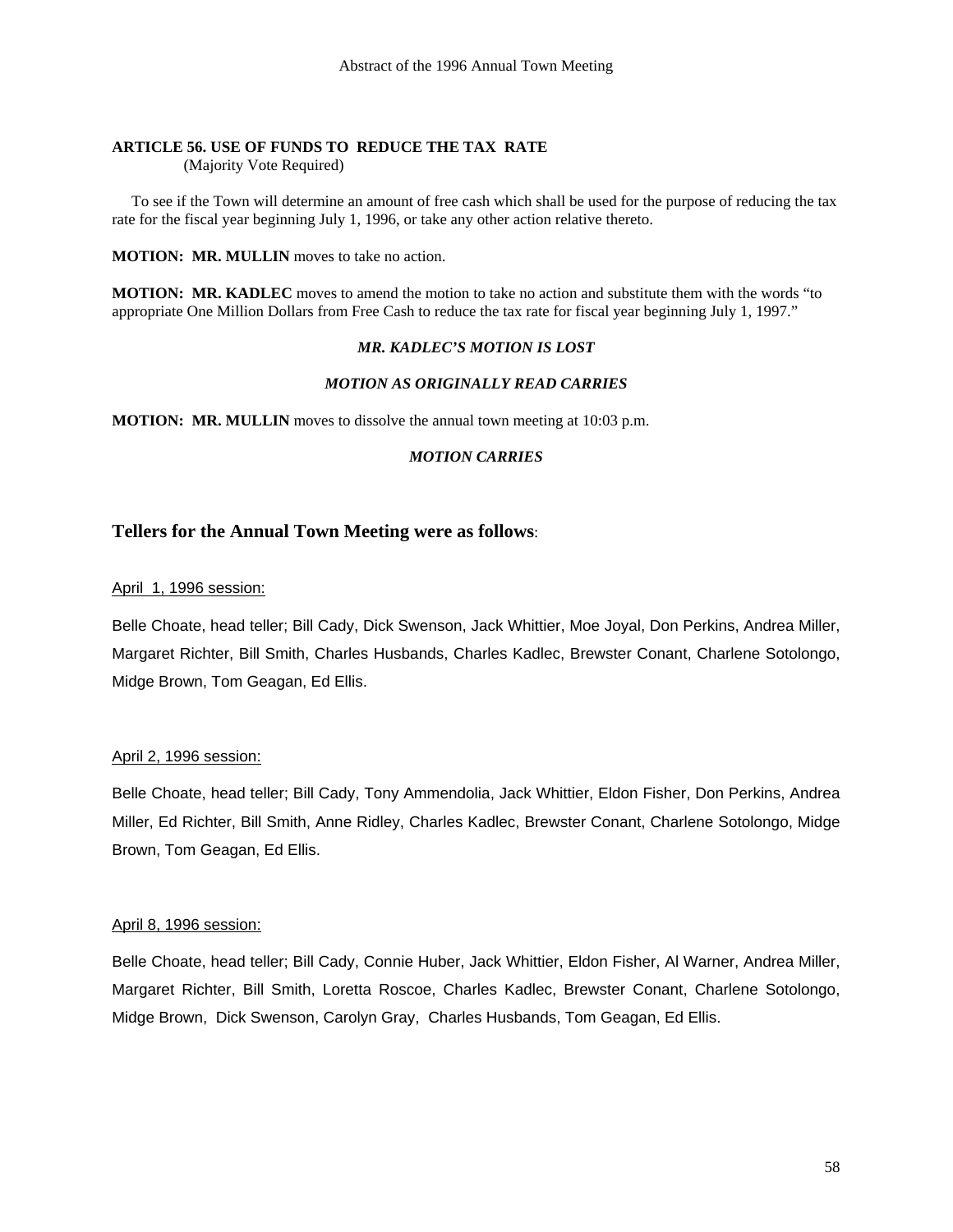**ARTICLE 56. USE OF FUNDS TO REDUCE THE TAX RATE**
(Majority Vote Required)

To see if the Town will determine an amount of free cash which shall be used for the purpose of reducing the tax rate for the fiscal year beginning July 1, 1996, or take any other action relative thereto.

**MOTION: MR. MULLIN** moves to take no action.

**MOTION: MR. KADLEC** moves to amend the motion to take no action and substitute them with the words "to appropriate One Million Dollars from Free Cash to reduce the tax rate for fiscal year beginning July 1, 1997."

***MR. KADLEC'S MOTION IS LOST***

***MOTION AS ORIGINALLY READ CARRIES***

**MOTION: MR. MULLIN** moves to dissolve the annual town meeting at 10:03 p.m.

***MOTION CARRIES***

## Tellers for the Annual Town Meeting were as follows:

April 1, 1996 session:

Belle Choate, head teller; Bill Cady, Dick Swenson, Jack Whittier, Moe Joyal, Don Perkins, Andrea Miller, Margaret Richter, Bill Smith, Charles Husbands, Charles Kadlec, Brewster Conant, Charlene Sotolongo, Midge Brown, Tom Geagan, Ed Ellis.

April 2, 1996 session:

Belle Choate, head teller; Bill Cady, Tony Ammendolia, Jack Whittier, Eldon Fisher, Don Perkins, Andrea Miller, Ed Richter, Bill Smith, Anne Ridley, Charles Kadlec, Brewster Conant, Charlene Sotolongo, Midge Brown, Tom Geagan, Ed Ellis.

April 8, 1996 session:

Belle Choate, head teller; Bill Cady, Connie Huber, Jack Whittier, Eldon Fisher, Al Warner, Andrea Miller, Margaret Richter, Bill Smith, Loretta Roscoe, Charles Kadlec, Brewster Conant, Charlene Sotolongo, Midge Brown, Dick Swenson, Carolyn Gray, Charles Husbands, Tom Geagan, Ed Ellis.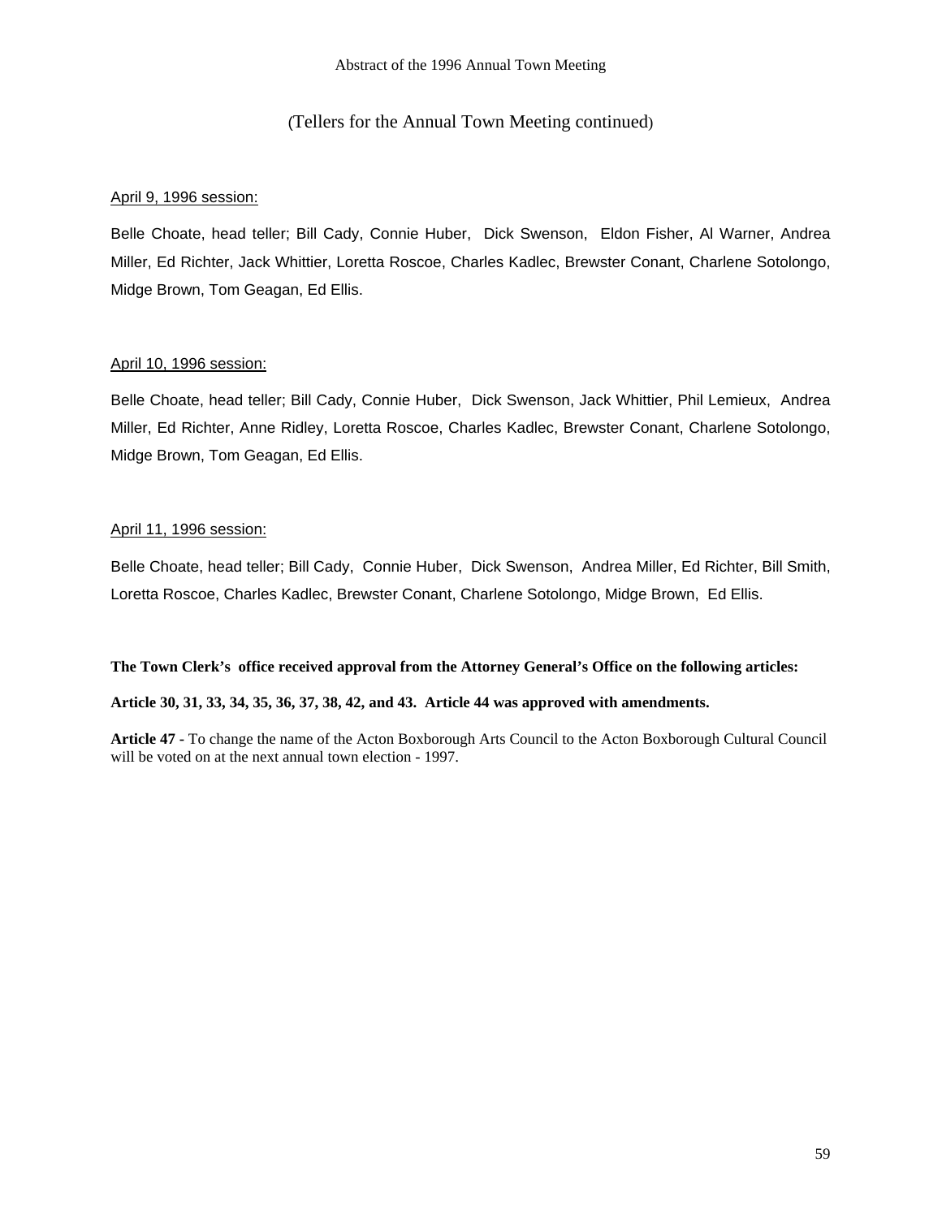(Tellers for the Annual Town Meeting continued)

April 9, 1996 session:

Belle Choate, head teller; Bill Cady, Connie Huber, Dick Swenson, Eldon Fisher, Al Warner, Andrea Miller, Ed Richter, Jack Whittier, Loretta Roscoe, Charles Kadlec, Brewster Conant, Charlene Sotolongo, Midge Brown, Tom Geagan, Ed Ellis.

April 10, 1996 session:

Belle Choate, head teller; Bill Cady, Connie Huber, Dick Swenson, Jack Whittier, Phil Lemieux, Andrea Miller, Ed Richter, Anne Ridley, Loretta Roscoe, Charles Kadlec, Brewster Conant, Charlene Sotolongo, Midge Brown, Tom Geagan, Ed Ellis.

April 11, 1996 session:

Belle Choate, head teller; Bill Cady, Connie Huber, Dick Swenson, Andrea Miller, Ed Richter, Bill Smith, Loretta Roscoe, Charles Kadlec, Brewster Conant, Charlene Sotolongo, Midge Brown, Ed Ellis.

**The Town Clerk's office received approval from the Attorney General's Office on the following articles:**

**Article 30, 31, 33, 34, 35, 36, 37, 38, 42, and 43. Article 44 was approved with amendments.**

**Article 47** - To change the name of the Acton Boxborough Arts Council to the Acton Boxborough Cultural Council will be voted on at the next annual town election - 1997.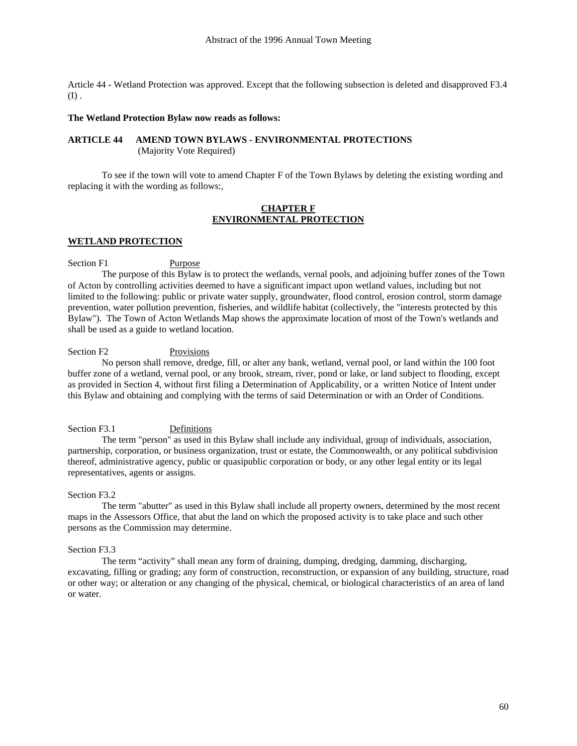Article 44 - Wetland Protection was approved. Except that the following subsection is deleted and disapproved F3.4 (I) .

**The Wetland Protection Bylaw now reads as follows:**

**ARTICLE 44 AMEND TOWN BYLAWS - ENVIRONMENTAL PROTECTIONS**
(Majority Vote Required)

To see if the town will vote to amend Chapter F of the Town Bylaws by deleting the existing wording and replacing it with the wording as follows:,

## CHAPTER F
## ENVIRONMENTAL PROTECTION

### WETLAND PROTECTION

Section F1 Purpose

The purpose of this Bylaw is to protect the wetlands, vernal pools, and adjoining buffer zones of the Town of Acton by controlling activities deemed to have a significant impact upon wetland values, including but not limited to the following: public or private water supply, groundwater, flood control, erosion control, storm damage prevention, water pollution prevention, fisheries, and wildlife habitat (collectively, the "interests protected by this Bylaw"). The Town of Acton Wetlands Map shows the approximate location of most of the Town's wetlands and shall be used as a guide to wetland location.

Section F2 Provisions

No person shall remove, dredge, fill, or alter any bank, wetland, vernal pool, or land within the 100 foot buffer zone of a wetland, vernal pool, or any brook, stream, river, pond or lake, or land subject to flooding, except as provided in Section 4, without first filing a Determination of Applicability, or a written Notice of Intent under this Bylaw and obtaining and complying with the terms of said Determination or with an Order of Conditions.

Section F3.1 Definitions

The term "person" as used in this Bylaw shall include any individual, group of individuals, association, partnership, corporation, or business organization, trust or estate, the Commonwealth, or any political subdivision thereof, administrative agency, public or quasipublic corporation or body, or any other legal entity or its legal representatives, agents or assigns.

Section F3.2

The term "abutter" as used in this Bylaw shall include all property owners, determined by the most recent maps in the Assessors Office, that abut the land on which the proposed activity is to take place and such other persons as the Commission may determine.

Section F3.3

The term "activity" shall mean any form of draining, dumping, dredging, damming, discharging, excavating, filling or grading; any form of construction, reconstruction, or expansion of any building, structure, road or other way; or alteration or any changing of the physical, chemical, or biological characteristics of an area of land or water.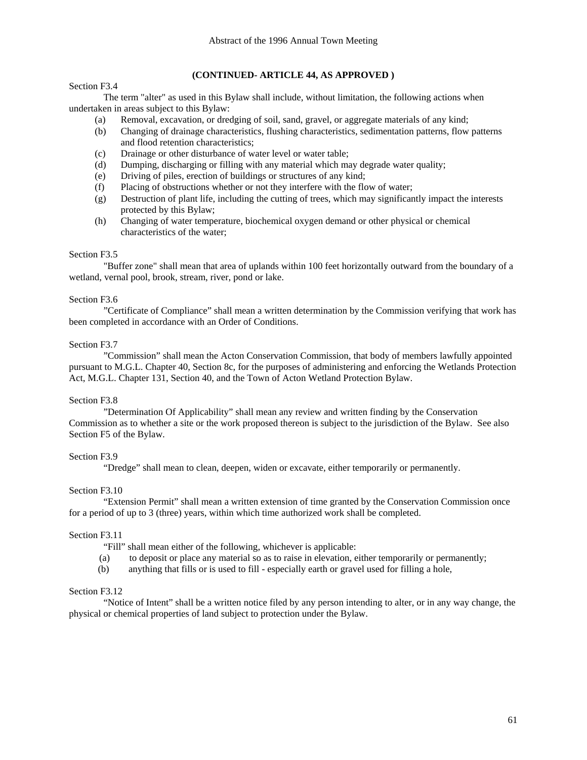**(CONTINUED- ARTICLE 44, AS APPROVED )**

Section F3.4

The term "alter" as used in this Bylaw shall include, without limitation, the following actions when undertaken in areas subject to this Bylaw:

(a) Removal, excavation, or dredging of soil, sand, gravel, or aggregate materials of any kind;
(b) Changing of drainage characteristics, flushing characteristics, sedimentation patterns, flow patterns and flood retention characteristics;
(c) Drainage or other disturbance of water level or water table;
(d) Dumping, discharging or filling with any material which may degrade water quality;
(e) Driving of piles, erection of buildings or structures of any kind;
(f) Placing of obstructions whether or not they interfere with the flow of water;
(g) Destruction of plant life, including the cutting of trees, which may significantly impact the interests protected by this Bylaw;
(h) Changing of water temperature, biochemical oxygen demand or other physical or chemical characteristics of the water;

Section F3.5

"Buffer zone" shall mean that area of uplands within 100 feet horizontally outward from the boundary of a wetland, vernal pool, brook, stream, river, pond or lake.

Section F3.6

"Certificate of Compliance" shall mean a written determination by the Commission verifying that work has been completed in accordance with an Order of Conditions.

Section F3.7

"Commission" shall mean the Acton Conservation Commission, that body of members lawfully appointed pursuant to M.G.L. Chapter 40, Section 8c, for the purposes of administering and enforcing the Wetlands Protection Act, M.G.L. Chapter 131, Section 40, and the Town of Acton Wetland Protection Bylaw.

Section F3.8

"Determination Of Applicability" shall mean any review and written finding by the Conservation Commission as to whether a site or the work proposed thereon is subject to the jurisdiction of the Bylaw. See also Section F5 of the Bylaw.

Section F3.9

"Dredge" shall mean to clean, deepen, widen or excavate, either temporarily or permanently.

Section F3.10

"Extension Permit" shall mean a written extension of time granted by the Conservation Commission once for a period of up to 3 (three) years, within which time authorized work shall be completed.

Section F3.11

"Fill" shall mean either of the following, whichever is applicable:

(a) to deposit or place any material so as to raise in elevation, either temporarily or permanently;
(b) anything that fills or is used to fill - especially earth or gravel used for filling a hole,

Section F3.12

"Notice of Intent" shall be a written notice filed by any person intending to alter, or in any way change, the physical or chemical properties of land subject to protection under the Bylaw.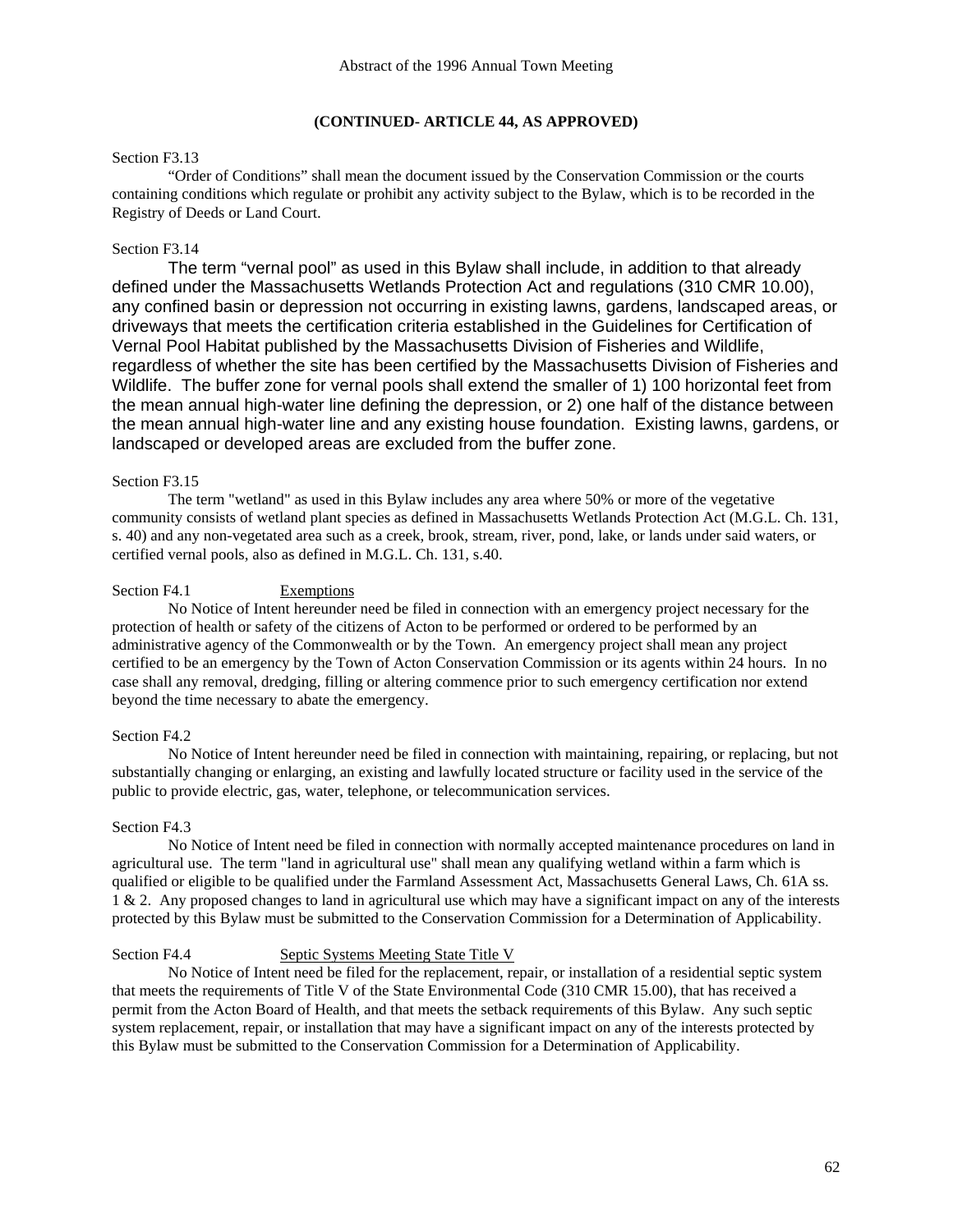**(CONTINUED- ARTICLE 44, AS APPROVED)**

Section F3.13

"Order of Conditions" shall mean the document issued by the Conservation Commission or the courts containing conditions which regulate or prohibit any activity subject to the Bylaw, which is to be recorded in the Registry of Deeds or Land Court.

Section F3.14

The term "vernal pool" as used in this Bylaw shall include, in addition to that already defined under the Massachusetts Wetlands Protection Act and regulations (310 CMR 10.00), any confined basin or depression not occurring in existing lawns, gardens, landscaped areas, or driveways that meets the certification criteria established in the Guidelines for Certification of Vernal Pool Habitat published by the Massachusetts Division of Fisheries and Wildlife, regardless of whether the site has been certified by the Massachusetts Division of Fisheries and Wildlife. The buffer zone for vernal pools shall extend the smaller of 1) 100 horizontal feet from the mean annual high-water line defining the depression, or 2) one half of the distance between the mean annual high-water line and any existing house foundation. Existing lawns, gardens, or landscaped or developed areas are excluded from the buffer zone.

Section F3.15

The term "wetland" as used in this Bylaw includes any area where 50% or more of the vegetative community consists of wetland plant species as defined in Massachusetts Wetlands Protection Act (M.G.L. Ch. 131, s. 40) and any non-vegetated area such as a creek, brook, stream, river, pond, lake, or lands under said waters, or certified vernal pools, also as defined in M.G.L. Ch. 131, s.40.

Section F4.1 Exemptions

No Notice of Intent hereunder need be filed in connection with an emergency project necessary for the protection of health or safety of the citizens of Acton to be performed or ordered to be performed by an administrative agency of the Commonwealth or by the Town. An emergency project shall mean any project certified to be an emergency by the Town of Acton Conservation Commission or its agents within 24 hours. In no case shall any removal, dredging, filling or altering commence prior to such emergency certification nor extend beyond the time necessary to abate the emergency.

Section F4.2

No Notice of Intent hereunder need be filed in connection with maintaining, repairing, or replacing, but not substantially changing or enlarging, an existing and lawfully located structure or facility used in the service of the public to provide electric, gas, water, telephone, or telecommunication services.

Section F4.3

No Notice of Intent need be filed in connection with normally accepted maintenance procedures on land in agricultural use. The term "land in agricultural use" shall mean any qualifying wetland within a farm which is qualified or eligible to be qualified under the Farmland Assessment Act, Massachusetts General Laws, Ch. 61A ss. 1 & 2. Any proposed changes to land in agricultural use which may have a significant impact on any of the interests protected by this Bylaw must be submitted to the Conservation Commission for a Determination of Applicability.

Section F4.4 Septic Systems Meeting State Title V

No Notice of Intent need be filed for the replacement, repair, or installation of a residential septic system that meets the requirements of Title V of the State Environmental Code (310 CMR 15.00), that has received a permit from the Acton Board of Health, and that meets the setback requirements of this Bylaw. Any such septic system replacement, repair, or installation that may have a significant impact on any of the interests protected by this Bylaw must be submitted to the Conservation Commission for a Determination of Applicability.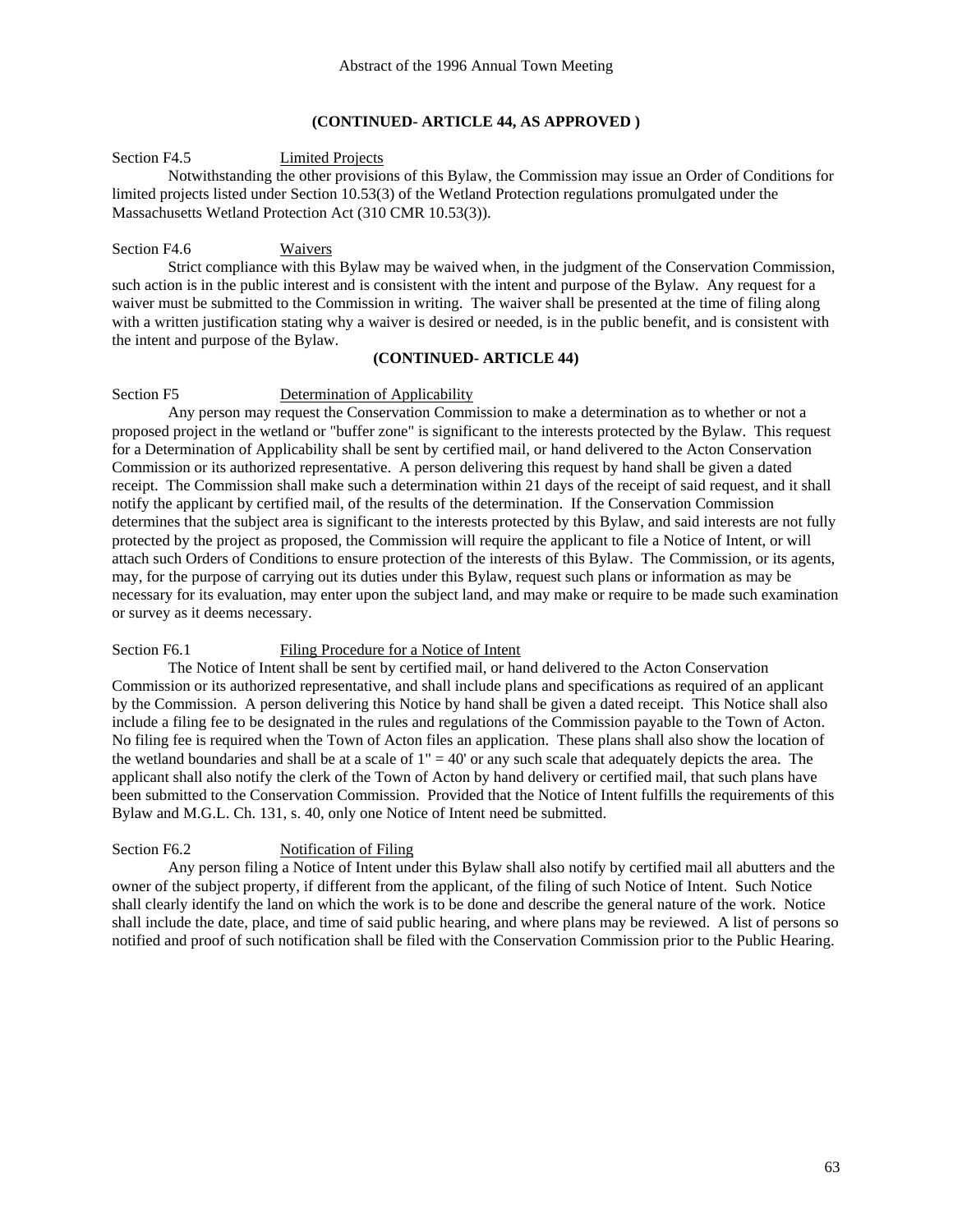**(CONTINUED- ARTICLE 44, AS APPROVED )**

Section F4.5 Limited Projects

Notwithstanding the other provisions of this Bylaw, the Commission may issue an Order of Conditions for limited projects listed under Section 10.53(3) of the Wetland Protection regulations promulgated under the Massachusetts Wetland Protection Act (310 CMR 10.53(3)).

Section F4.6 Waivers

Strict compliance with this Bylaw may be waived when, in the judgment of the Conservation Commission, such action is in the public interest and is consistent with the intent and purpose of the Bylaw. Any request for a waiver must be submitted to the Commission in writing. The waiver shall be presented at the time of filing along with a written justification stating why a waiver is desired or needed, is in the public benefit, and is consistent with the intent and purpose of the Bylaw.

**(CONTINUED- ARTICLE 44)**

Section F5 Determination of Applicability

Any person may request the Conservation Commission to make a determination as to whether or not a proposed project in the wetland or "buffer zone" is significant to the interests protected by the Bylaw. This request for a Determination of Applicability shall be sent by certified mail, or hand delivered to the Acton Conservation Commission or its authorized representative. A person delivering this request by hand shall be given a dated receipt. The Commission shall make such a determination within 21 days of the receipt of said request, and it shall notify the applicant by certified mail, of the results of the determination. If the Conservation Commission determines that the subject area is significant to the interests protected by this Bylaw, and said interests are not fully protected by the project as proposed, the Commission will require the applicant to file a Notice of Intent, or will attach such Orders of Conditions to ensure protection of the interests of this Bylaw. The Commission, or its agents, may, for the purpose of carrying out its duties under this Bylaw, request such plans or information as may be necessary for its evaluation, may enter upon the subject land, and may make or require to be made such examination or survey as it deems necessary.

Section F6.1 Filing Procedure for a Notice of Intent

The Notice of Intent shall be sent by certified mail, or hand delivered to the Acton Conservation Commission or its authorized representative, and shall include plans and specifications as required of an applicant by the Commission. A person delivering this Notice by hand shall be given a dated receipt. This Notice shall also include a filing fee to be designated in the rules and regulations of the Commission payable to the Town of Acton. No filing fee is required when the Town of Acton files an application. These plans shall also show the location of the wetland boundaries and shall be at a scale of 1" = 40' or any such scale that adequately depicts the area. The applicant shall also notify the clerk of the Town of Acton by hand delivery or certified mail, that such plans have been submitted to the Conservation Commission. Provided that the Notice of Intent fulfills the requirements of this Bylaw and M.G.L. Ch. 131, s. 40, only one Notice of Intent need be submitted.

Section F6.2 Notification of Filing

Any person filing a Notice of Intent under this Bylaw shall also notify by certified mail all abutters and the owner of the subject property, if different from the applicant, of the filing of such Notice of Intent. Such Notice shall clearly identify the land on which the work is to be done and describe the general nature of the work. Notice shall include the date, place, and time of said public hearing, and where plans may be reviewed. A list of persons so notified and proof of such notification shall be filed with the Conservation Commission prior to the Public Hearing.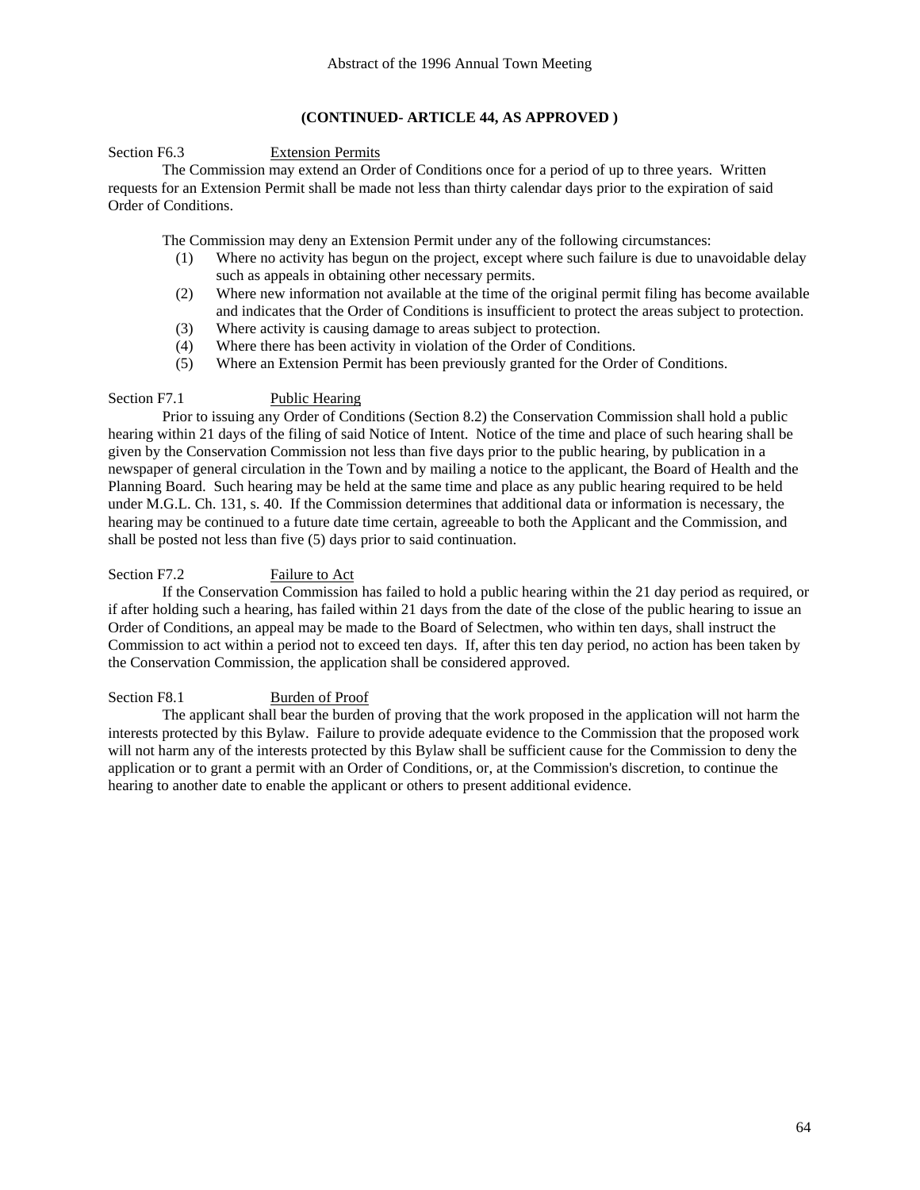**(CONTINUED- ARTICLE 44, AS APPROVED )**

Section F6.3 Extension Permits

The Commission may extend an Order of Conditions once for a period of up to three years. Written requests for an Extension Permit shall be made not less than thirty calendar days prior to the expiration of said Order of Conditions.

The Commission may deny an Extension Permit under any of the following circumstances:

(1) Where no activity has begun on the project, except where such failure is due to unavoidable delay such as appeals in obtaining other necessary permits.
(2) Where new information not available at the time of the original permit filing has become available and indicates that the Order of Conditions is insufficient to protect the areas subject to protection.
(3) Where activity is causing damage to areas subject to protection.
(4) Where there has been activity in violation of the Order of Conditions.
(5) Where an Extension Permit has been previously granted for the Order of Conditions.

Section F7.1 Public Hearing

Prior to issuing any Order of Conditions (Section 8.2) the Conservation Commission shall hold a public hearing within 21 days of the filing of said Notice of Intent. Notice of the time and place of such hearing shall be given by the Conservation Commission not less than five days prior to the public hearing, by publication in a newspaper of general circulation in the Town and by mailing a notice to the applicant, the Board of Health and the Planning Board. Such hearing may be held at the same time and place as any public hearing required to be held under M.G.L. Ch. 131, s. 40. If the Commission determines that additional data or information is necessary, the hearing may be continued to a future date time certain, agreeable to both the Applicant and the Commission, and shall be posted not less than five (5) days prior to said continuation.

Section F7.2 Failure to Act

If the Conservation Commission has failed to hold a public hearing within the 21 day period as required, or if after holding such a hearing, has failed within 21 days from the date of the close of the public hearing to issue an Order of Conditions, an appeal may be made to the Board of Selectmen, who within ten days, shall instruct the Commission to act within a period not to exceed ten days. If, after this ten day period, no action has been taken by the Conservation Commission, the application shall be considered approved.

Section F8.1 Burden of Proof

The applicant shall bear the burden of proving that the work proposed in the application will not harm the interests protected by this Bylaw. Failure to provide adequate evidence to the Commission that the proposed work will not harm any of the interests protected by this Bylaw shall be sufficient cause for the Commission to deny the application or to grant a permit with an Order of Conditions, or, at the Commission's discretion, to continue the hearing to another date to enable the applicant or others to present additional evidence.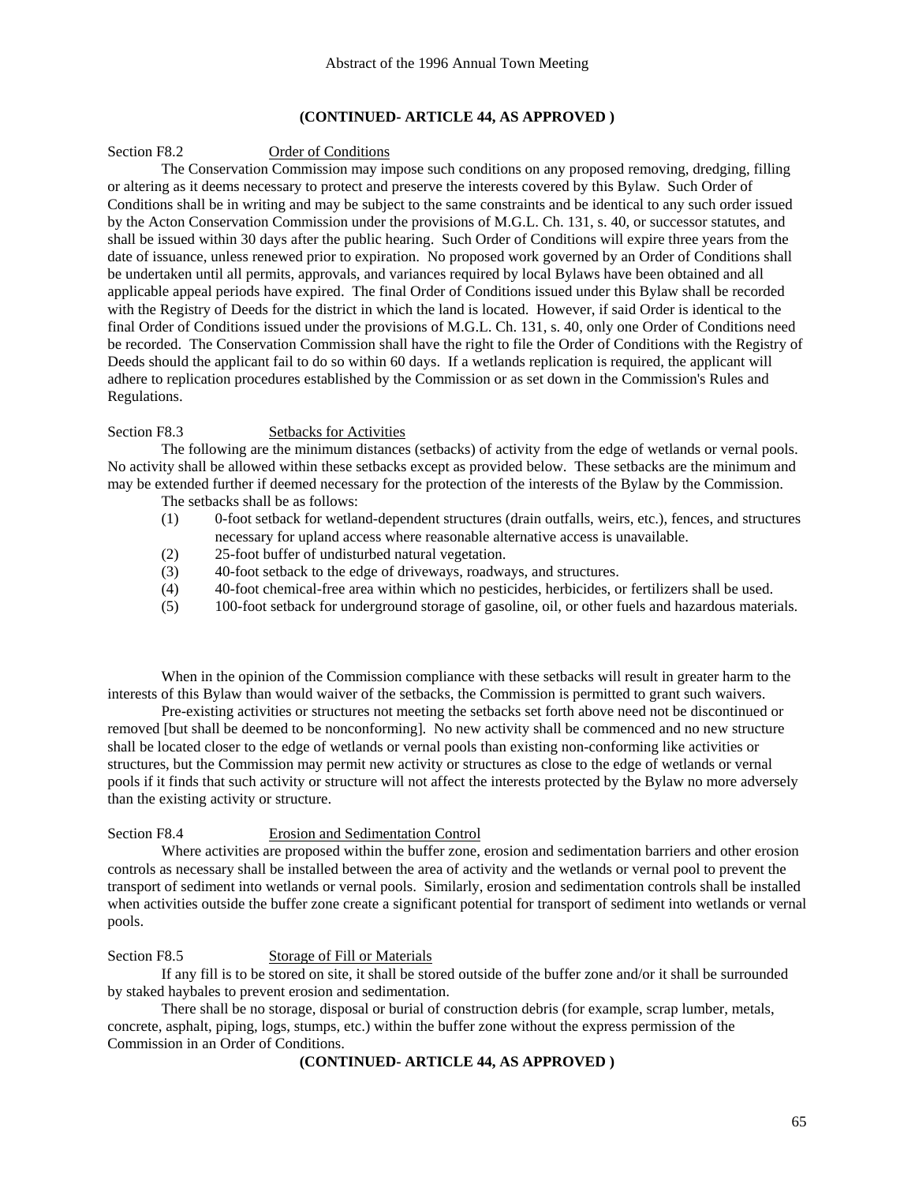**(CONTINUED- ARTICLE 44, AS APPROVED )**

Section F8.2 Order of Conditions

The Conservation Commission may impose such conditions on any proposed removing, dredging, filling or altering as it deems necessary to protect and preserve the interests covered by this Bylaw. Such Order of Conditions shall be in writing and may be subject to the same constraints and be identical to any such order issued by the Acton Conservation Commission under the provisions of M.G.L. Ch. 131, s. 40, or successor statutes, and shall be issued within 30 days after the public hearing. Such Order of Conditions will expire three years from the date of issuance, unless renewed prior to expiration. No proposed work governed by an Order of Conditions shall be undertaken until all permits, approvals, and variances required by local Bylaws have been obtained and all applicable appeal periods have expired. The final Order of Conditions issued under this Bylaw shall be recorded with the Registry of Deeds for the district in which the land is located. However, if said Order is identical to the final Order of Conditions issued under the provisions of M.G.L. Ch. 131, s. 40, only one Order of Conditions need be recorded. The Conservation Commission shall have the right to file the Order of Conditions with the Registry of Deeds should the applicant fail to do so within 60 days. If a wetlands replication is required, the applicant will adhere to replication procedures established by the Commission or as set down in the Commission's Rules and Regulations.

Section F8.3 Setbacks for Activities

The following are the minimum distances (setbacks) of activity from the edge of wetlands or vernal pools. No activity shall be allowed within these setbacks except as provided below. These setbacks are the minimum and may be extended further if deemed necessary for the protection of the interests of the Bylaw by the Commission.

The setbacks shall be as follows:

(1) 0-foot setback for wetland-dependent structures (drain outfalls, weirs, etc.), fences, and structures necessary for upland access where reasonable alternative access is unavailable.
(2) 25-foot buffer of undisturbed natural vegetation.
(3) 40-foot setback to the edge of driveways, roadways, and structures.
(4) 40-foot chemical-free area within which no pesticides, herbicides, or fertilizers shall be used.
(5) 100-foot setback for underground storage of gasoline, oil, or other fuels and hazardous materials.

When in the opinion of the Commission compliance with these setbacks will result in greater harm to the interests of this Bylaw than would waiver of the setbacks, the Commission is permitted to grant such waivers.

Pre-existing activities or structures not meeting the setbacks set forth above need not be discontinued or removed [but shall be deemed to be nonconforming]. No new activity shall be commenced and no new structure shall be located closer to the edge of wetlands or vernal pools than existing non-conforming like activities or structures, but the Commission may permit new activity or structures as close to the edge of wetlands or vernal pools if it finds that such activity or structure will not affect the interests protected by the Bylaw no more adversely than the existing activity or structure.

Section F8.4 Erosion and Sedimentation Control

Where activities are proposed within the buffer zone, erosion and sedimentation barriers and other erosion controls as necessary shall be installed between the area of activity and the wetlands or vernal pool to prevent the transport of sediment into wetlands or vernal pools. Similarly, erosion and sedimentation controls shall be installed when activities outside the buffer zone create a significant potential for transport of sediment into wetlands or vernal pools.

Section F8.5 Storage of Fill or Materials

If any fill is to be stored on site, it shall be stored outside of the buffer zone and/or it shall be surrounded by staked haybales to prevent erosion and sedimentation.

There shall be no storage, disposal or burial of construction debris (for example, scrap lumber, metals, concrete, asphalt, piping, logs, stumps, etc.) within the buffer zone without the express permission of the Commission in an Order of Conditions.

**(CONTINUED- ARTICLE 44, AS APPROVED )**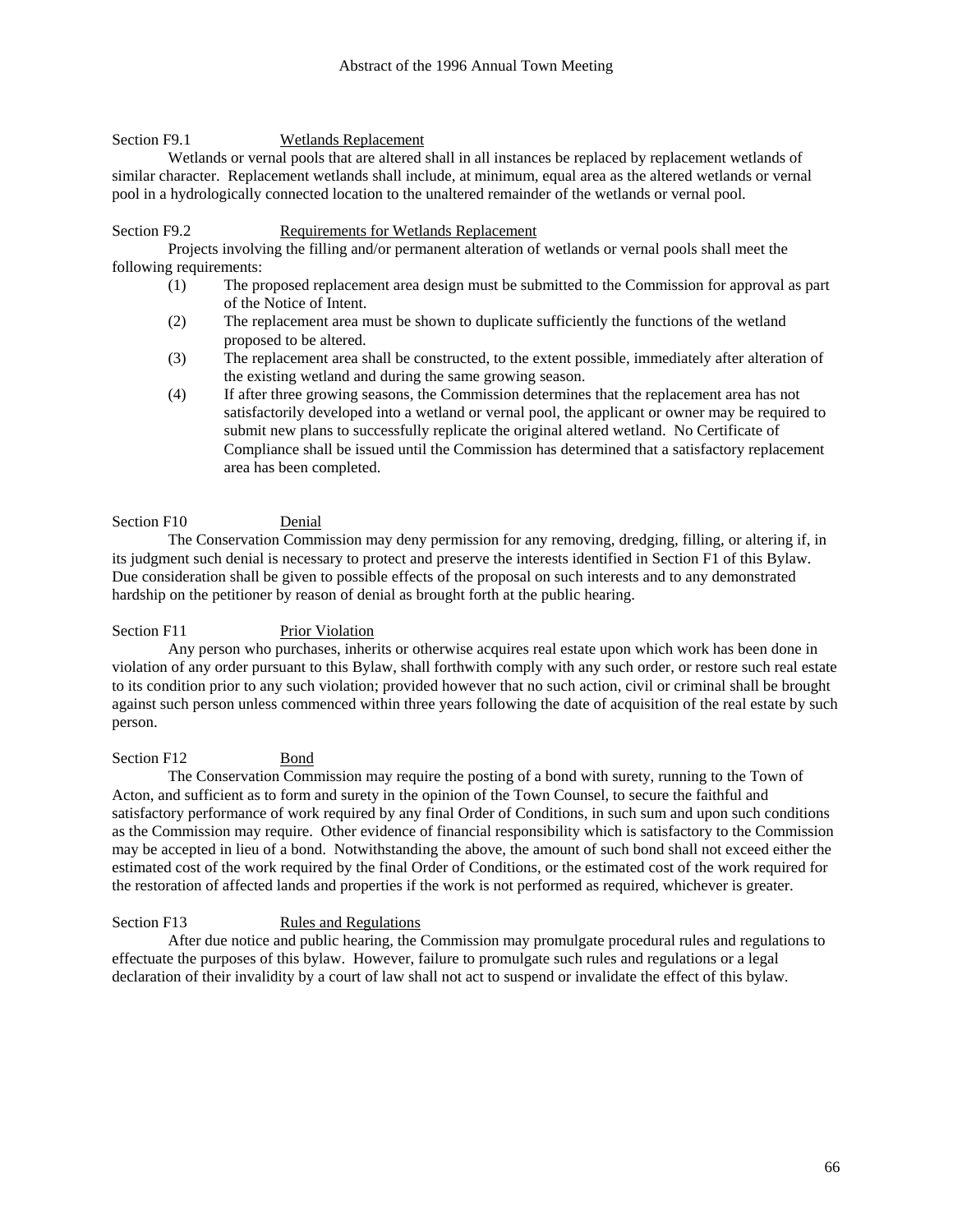Section F9.1 Wetlands Replacement

Wetlands or vernal pools that are altered shall in all instances be replaced by replacement wetlands of similar character. Replacement wetlands shall include, at minimum, equal area as the altered wetlands or vernal pool in a hydrologically connected location to the unaltered remainder of the wetlands or vernal pool.

Section F9.2 Requirements for Wetlands Replacement

Projects involving the filling and/or permanent alteration of wetlands or vernal pools shall meet the following requirements:

(1) The proposed replacement area design must be submitted to the Commission for approval as part of the Notice of Intent.

(2) The replacement area must be shown to duplicate sufficiently the functions of the wetland proposed to be altered.

(3) The replacement area shall be constructed, to the extent possible, immediately after alteration of the existing wetland and during the same growing season.

(4) If after three growing seasons, the Commission determines that the replacement area has not satisfactorily developed into a wetland or vernal pool, the applicant or owner may be required to submit new plans to successfully replicate the original altered wetland. No Certificate of Compliance shall be issued until the Commission has determined that a satisfactory replacement area has been completed.

Section F10 Denial

The Conservation Commission may deny permission for any removing, dredging, filling, or altering if, in its judgment such denial is necessary to protect and preserve the interests identified in Section F1 of this Bylaw. Due consideration shall be given to possible effects of the proposal on such interests and to any demonstrated hardship on the petitioner by reason of denial as brought forth at the public hearing.

Section F11 Prior Violation

Any person who purchases, inherits or otherwise acquires real estate upon which work has been done in violation of any order pursuant to this Bylaw, shall forthwith comply with any such order, or restore such real estate to its condition prior to any such violation; provided however that no such action, civil or criminal shall be brought against such person unless commenced within three years following the date of acquisition of the real estate by such person.

Section F12 Bond

The Conservation Commission may require the posting of a bond with surety, running to the Town of Acton, and sufficient as to form and surety in the opinion of the Town Counsel, to secure the faithful and satisfactory performance of work required by any final Order of Conditions, in such sum and upon such conditions as the Commission may require. Other evidence of financial responsibility which is satisfactory to the Commission may be accepted in lieu of a bond. Notwithstanding the above, the amount of such bond shall not exceed either the estimated cost of the work required by the final Order of Conditions, or the estimated cost of the work required for the restoration of affected lands and properties if the work is not performed as required, whichever is greater.

Section F13 Rules and Regulations

After due notice and public hearing, the Commission may promulgate procedural rules and regulations to effectuate the purposes of this bylaw. However, failure to promulgate such rules and regulations or a legal declaration of their invalidity by a court of law shall not act to suspend or invalidate the effect of this bylaw.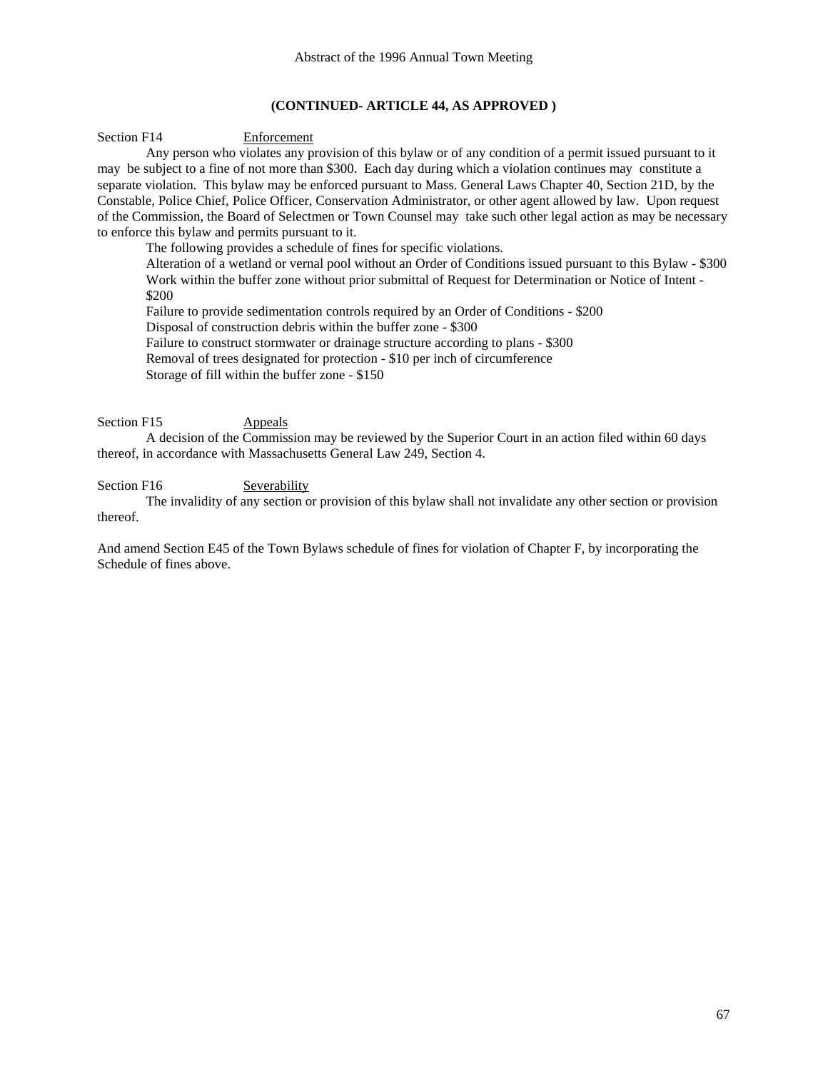**(CONTINUED- ARTICLE 44, AS APPROVED )**

Section F14 Enforcement

Any person who violates any provision of this bylaw or of any condition of a permit issued pursuant to it may be subject to a fine of not more than $300. Each day during which a violation continues may constitute a separate violation. This bylaw may be enforced pursuant to Mass. General Laws Chapter 40, Section 21D, by the Constable, Police Chief, Police Officer, Conservation Administrator, or other agent allowed by law. Upon request of the Commission, the Board of Selectmen or Town Counsel may take such other legal action as may be necessary to enforce this bylaw and permits pursuant to it.

The following provides a schedule of fines for specific violations.

Alteration of a wetland or vernal pool without an Order of Conditions issued pursuant to this Bylaw - $300
Work within the buffer zone without prior submittal of Request for Determination or Notice of Intent - $200
Failure to provide sedimentation controls required by an Order of Conditions - $200
Disposal of construction debris within the buffer zone - $300
Failure to construct stormwater or drainage structure according to plans - $300
Removal of trees designated for protection - $10 per inch of circumference
Storage of fill within the buffer zone - $150

Section F15 Appeals

A decision of the Commission may be reviewed by the Superior Court in an action filed within 60 days thereof, in accordance with Massachusetts General Law 249, Section 4.

Section F16 Severability

The invalidity of any section or provision of this bylaw shall not invalidate any other section or provision thereof.

And amend Section E45 of the Town Bylaws schedule of fines for violation of Chapter F, by incorporating the Schedule of fines above.